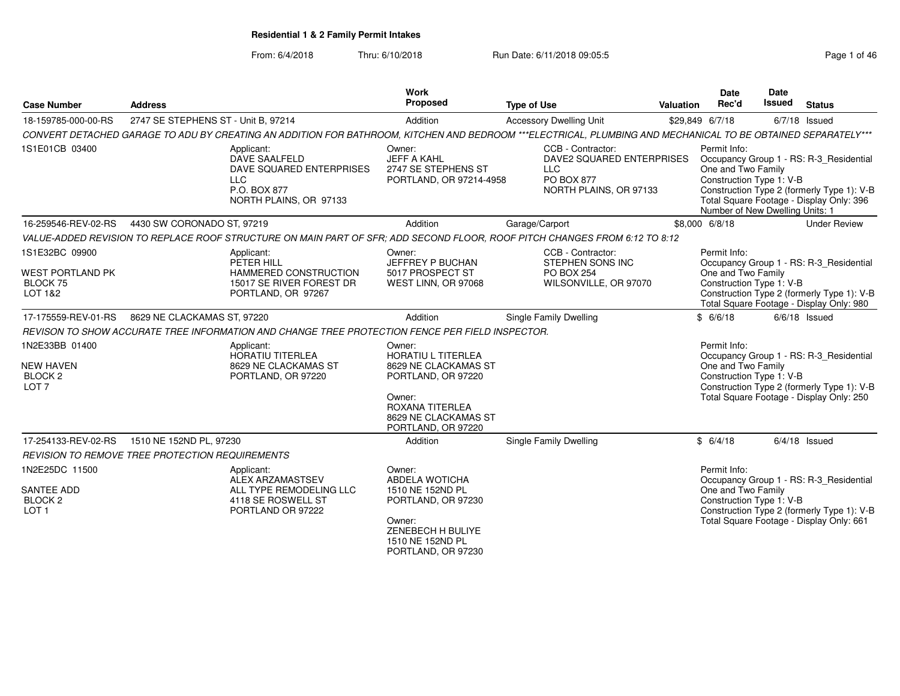# Residential 1 & 2 Family Permit Intakes

From: 6/4/2018 Thru: 6/10/2018 Run Date: 6/11/2018 09:05:5

| Case Number | Address | Work Proposed | Type of Use | Valuation | Date Rec'd | Date Issued | Status |
|---|---|---|---|---|---|---|---|
| 18-159785-000-00-RS | 2747 SE STEPHENS ST - Unit B, 97214 | Addition | Accessory Dwelling Unit | $29,849 | 6/7/18 | 6/7/18 | Issued |

*CONVERT DETACHED GARAGE TO ADU BY CREATING AN ADDITION FOR BATHROOM, KITCHEN AND BEDROOM ***ELECTRICAL, PLUMBING AND MECHANICAL TO BE OBTAINED SEPARATELY****

1S1E01CB 03400

Applicant: DAVE SAALFELD, DAVE SQUARED ENTERPRISES LLC, P.O. BOX 877, NORTH PLAINS, OR 97133

Owner: JEFF A KAHL, 2747 SE STEPHENS ST, PORTLAND, OR 97214-4958

CCB - Contractor: DAVE2 SQUARED ENTERPRISES LLC, PO BOX 877, NORTH PLAINS, OR 97133

Permit Info: Occupancy Group 1 - RS: R-3_Residential One and Two Family; Construction Type 1: V-B; Construction Type 2 (formerly Type 1): V-B; Total Square Footage - Display Only: 396; Number of New Dwelling Units: 1

| Case Number | Address | Work Proposed | Type of Use | Valuation | Date Rec'd | Date Issued | Status |
|---|---|---|---|---|---|---|---|
| 16-259546-REV-02-RS | 4430 SW CORONADO ST, 97219 | Addition | Garage/Carport | $8,000 | 6/8/18 | | Under Review |

*VALUE-ADDED REVISION TO REPLACE ROOF STRUCTURE ON MAIN PART OF SFR; ADD SECOND FLOOR, ROOF PITCH CHANGES FROM 6:12 TO 8:12*

1S1E32BC 09900
WEST PORTLAND PK
BLOCK 75
LOT 1&2

Applicant: PETER HILL, HAMMERED CONSTRUCTION, 15017 SE RIVER FOREST DR, PORTLAND, OR 97267

Owner: JEFFREY P BUCHAN, 5017 PROSPECT ST, WEST LINN, OR 97068

CCB - Contractor: STEPHEN SONS INC, PO BOX 254, WILSONVILLE, OR 97070

Permit Info: Occupancy Group 1 - RS: R-3_Residential One and Two Family; Construction Type 1: V-B; Construction Type 2 (formerly Type 1): V-B; Total Square Footage - Display Only: 980

| Case Number | Address | Work Proposed | Type of Use | Valuation | Date Rec'd | Date Issued | Status |
|---|---|---|---|---|---|---|---|
| 17-175559-REV-01-RS | 8629 NE CLACKAMAS ST, 97220 | Addition | Single Family Dwelling | $ | 6/6/18 | 6/6/18 | Issued |

*REVISON TO SHOW ACCURATE TREE INFORMATION AND CHANGE TREE PROTECTION FENCE PER FIELD INSPECTOR.*

1N2E33BB 01400
NEW HAVEN
BLOCK 2
LOT 7

Applicant: HORATIU TITERLEA, 8629 NE CLACKAMAS ST, PORTLAND, OR 97220

Owner: HORATIU L TITERLEA, 8629 NE CLACKAMAS ST, PORTLAND, OR 97220

Owner: ROXANA TITERLEA, 8629 NE CLACKAMAS ST, PORTLAND, OR 97220

Permit Info: Occupancy Group 1 - RS: R-3_Residential One and Two Family; Construction Type 1: V-B; Construction Type 2 (formerly Type 1): V-B; Total Square Footage - Display Only: 250

| Case Number | Address | Work Proposed | Type of Use | Valuation | Date Rec'd | Date Issued | Status |
|---|---|---|---|---|---|---|---|
| 17-254133-REV-02-RS | 1510 NE 152ND PL, 97230 | Addition | Single Family Dwelling | $ | 6/4/18 | 6/4/18 | Issued |

*REVISION TO REMOVE TREE PROTECTION REQUIREMENTS*

1N2E25DC 11500
SANTEE ADD
BLOCK 2
LOT 1

Applicant: ALEX ARZAMASTSEV, ALL TYPE REMODELING LLC, 4118 SE ROSWELL ST, PORTLAND OR 97222

Owner: ABDELA WOTICHA, 1510 NE 152ND PL, PORTLAND, OR 97230

Owner: ZENEBECH H BULIYE, 1510 NE 152ND PL, PORTLAND, OR 97230

Permit Info: Occupancy Group 1 - RS: R-3_Residential One and Two Family; Construction Type 1: V-B; Construction Type 2 (formerly Type 1): V-B; Total Square Footage - Display Only: 661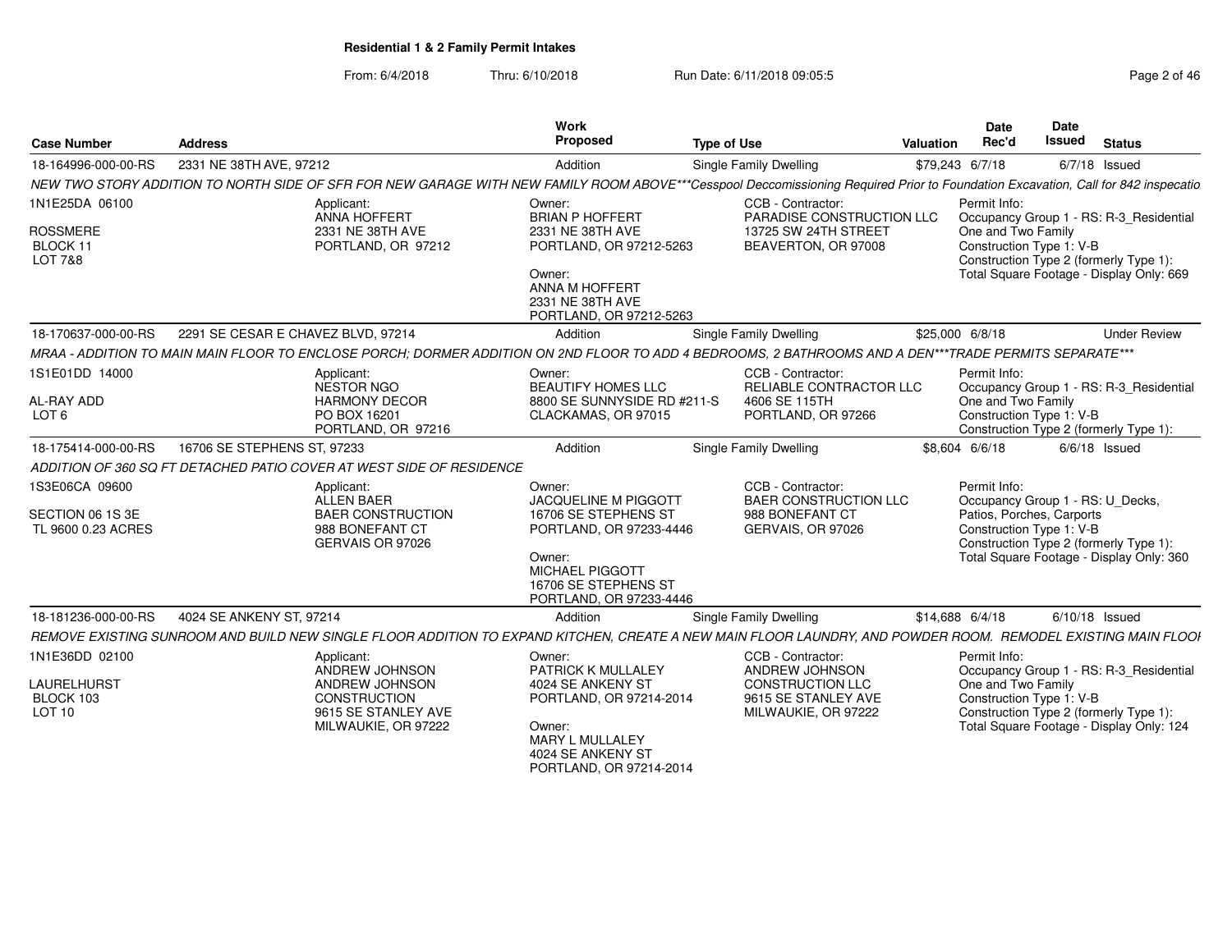**Residential 1 & 2 Family Permit Intakes**

From: 6/4/2018 Thru: 6/10/2018 Run Date: 6/11/2018 09:05:5

| Case Number | Address | Work Proposed | Type of Use | Valuation | Date Rec'd | Date Issued | Status |
|---|---|---|---|---|---|---|---|
| 18-164996-000-00-RS | 2331 NE 38TH AVE, 97212 | Addition | Single Family Dwelling | $79,243 | 6/7/18 | 6/7/18 | Issued |
| NEW TWO STORY ADDITION TO NORTH SIDE OF SFR FOR NEW GARAGE WITH NEW FAMILY ROOM ABOVE***Cesspool Deccomissioning Required Prior to Foundation Excavation, Call for 842 inspectio | | | | | | | |
| 1N1E25DA 06100<br>ROSSMERE<br>BLOCK 11<br>LOT 7&8 | Applicant:<br>ANNA HOFFERT<br>2331 NE 38TH AVE<br>PORTLAND, OR 97212 | Owner:<br>BRIAN P HOFFERT<br>2331 NE 38TH AVE<br>PORTLAND, OR 97212-5263<br>Owner:<br>ANNA M HOFFERT<br>2331 NE 38TH AVE<br>PORTLAND, OR 97212-5263 | CCB - Contractor:<br>PARADISE CONSTRUCTION LLC<br>13725 SW 24TH STREET<br>BEAVERTON, OR 97008 | | Permit Info:<br>Occupancy Group 1 - RS: R-3_Residential One and Two Family<br>Construction Type 1: V-B<br>Construction Type 2 (formerly Type 1):<br>Total Square Footage - Display Only: 669 | | |
| 18-170637-000-00-RS | 2291 SE CESAR E CHAVEZ BLVD, 97214 | Addition | Single Family Dwelling | $25,000 | 6/8/18 | | Under Review |
| MRAA - ADDITION TO MAIN MAIN FLOOR TO ENCLOSE PORCH; DORMER ADDITION ON 2ND FLOOR TO ADD 4 BEDROOMS, 2 BATHROOMS AND A DEN***TRADE PERMITS SEPARATE*** | | | | | | | |
| 1S1E01DD 14000<br>AL-RAY ADD<br>LOT 6 | Applicant:<br>NESTOR NGO<br>HARMONY DECOR<br>PO BOX 16201<br>PORTLAND, OR 97216 | Owner:<br>BEAUTIFY HOMES LLC<br>8800 SE SUNNYSIDE RD #211-S<br>CLACKAMAS, OR 97015 | CCB - Contractor:<br>RELIABLE CONTRACTOR LLC<br>4606 SE 115TH<br>PORTLAND, OR 97266 | | Permit Info:<br>Occupancy Group 1 - RS: R-3_Residential One and Two Family<br>Construction Type 1: V-B<br>Construction Type 2 (formerly Type 1): | | |
| 18-175414-000-00-RS | 16706 SE STEPHENS ST, 97233 | Addition | Single Family Dwelling | $8,604 | 6/6/18 | 6/6/18 | Issued |
| ADDITION OF 360 SQ FT DETACHED PATIO COVER AT WEST SIDE OF RESIDENCE | | | | | | | |
| 1S3E06CA 09600<br>SECTION 06 1S 3E<br>TL 9600 0.23 ACRES | Applicant:<br>ALLEN BAER<br>BAER CONSTRUCTION<br>988 BONEFANT CT<br>GERVAIS OR 97026 | Owner:<br>JACQUELINE M PIGGOTT<br>16706 SE STEPHENS ST<br>PORTLAND, OR 97233-4446<br>Owner:<br>MICHAEL PIGGOTT<br>16706 SE STEPHENS ST<br>PORTLAND, OR 97233-4446 | CCB - Contractor:<br>BAER CONSTRUCTION LLC<br>988 BONEFANT CT<br>GERVAIS, OR 97026 | | Permit Info:<br>Occupancy Group 1 - RS: U_Decks, Patios, Porches, Carports<br>Construction Type 1: V-B<br>Construction Type 2 (formerly Type 1):<br>Total Square Footage - Display Only: 360 | | |
| 18-181236-000-00-RS | 4024 SE ANKENY ST, 97214 | Addition | Single Family Dwelling | $14,688 | 6/4/18 | 6/10/18 | Issued |
| REMOVE EXISTING SUNROOM AND BUILD NEW SINGLE FLOOR ADDITION TO EXPAND KITCHEN, CREATE A NEW MAIN FLOOR LAUNDRY, AND POWDER ROOM. REMODEL EXISTING MAIN FLOOI | | | | | | | |
| 1N1E36DD 02100<br>LAURELHURST<br>BLOCK 103<br>LOT 10 | Applicant:<br>ANDREW JOHNSON<br>ANDREW JOHNSON CONSTRUCTION<br>9615 SE STANLEY AVE<br>MILWAUKIE, OR 97222 | Owner:<br>PATRICK K MULLALEY<br>4024 SE ANKENY ST<br>PORTLAND, OR 97214-2014<br>Owner:<br>MARY L MULLALEY<br>4024 SE ANKENY ST<br>PORTLAND, OR 97214-2014 | CCB - Contractor:<br>ANDREW JOHNSON CONSTRUCTION LLC<br>9615 SE STANLEY AVE<br>MILWAUKIE, OR 97222 | | Permit Info:<br>Occupancy Group 1 - RS: R-3_Residential One and Two Family<br>Construction Type 1: V-B<br>Construction Type 2 (formerly Type 1):<br>Total Square Footage - Display Only: 124 | | |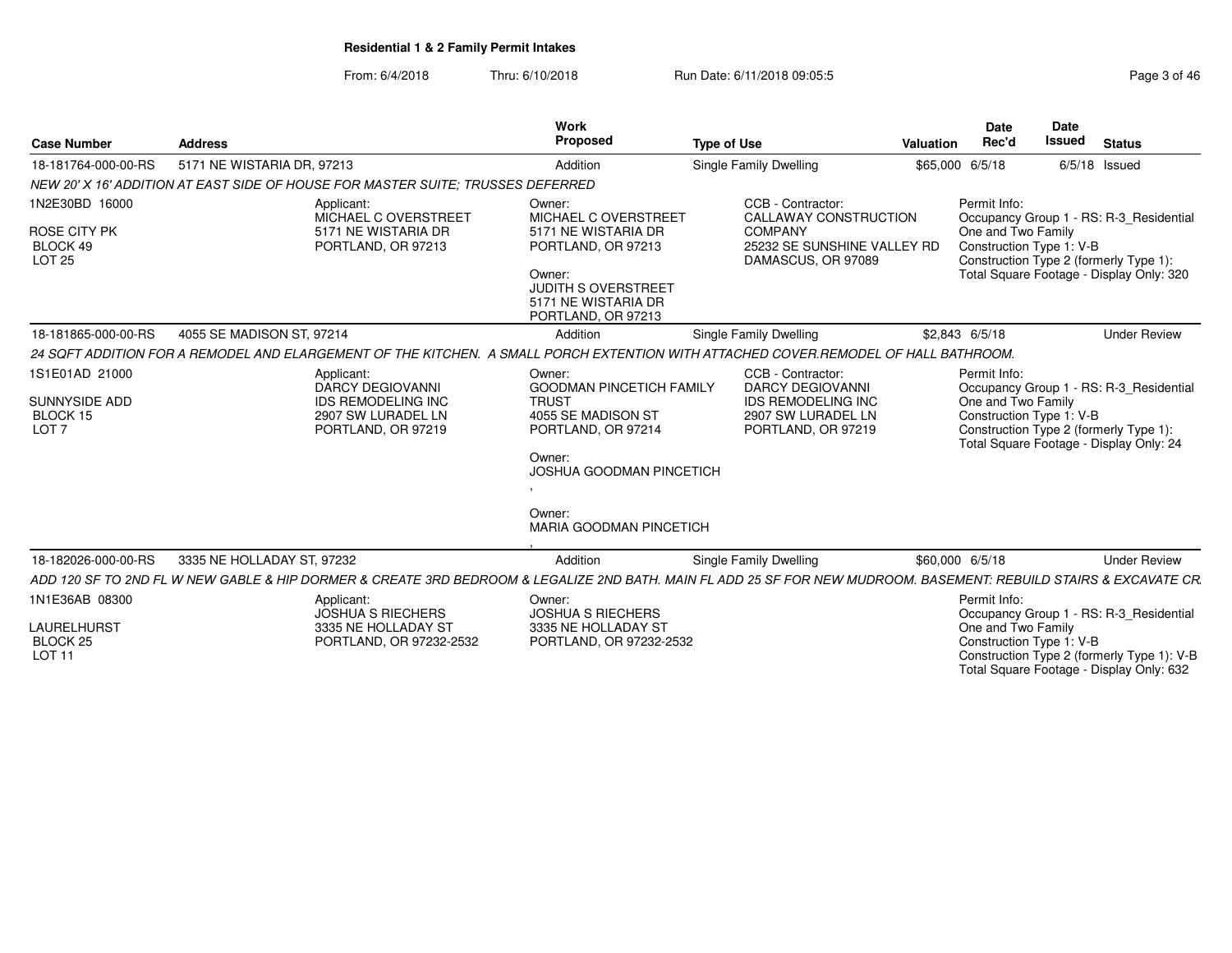# Residential 1 & 2 Family Permit Intakes

From: 6/4/2018 Thru: 6/10/2018 Run Date: 6/11/2018 09:05:5

| Case Number | Address | Work Proposed | Type of Use | Valuation | Date Rec'd | Date Issued | Status |
|---|---|---|---|---|---|---|---|
| 18-181764-000-00-RS | 5171 NE WISTARIA DR, 97213 | Addition | Single Family Dwelling | $65,000 | 6/5/18 | 6/5/18 | Issued |

*NEW 20' X 16' ADDITION AT EAST SIDE OF HOUSE FOR MASTER SUITE; TRUSSES DEFERRED*

1N2E30BD 16000
ROSE CITY PK
BLOCK 49
LOT 25

Applicant:
MICHAEL C OVERSTREET
5171 NE WISTARIA DR
PORTLAND, OR 97213

Owner:
MICHAEL C OVERSTREET
5171 NE WISTARIA DR
PORTLAND, OR 97213

Owner:
JUDITH S OVERSTREET
5171 NE WISTARIA DR
PORTLAND, OR 97213

CCB - Contractor:
CALLAWAY CONSTRUCTION COMPANY
25232 SE SUNSHINE VALLEY RD
DAMASCUS, OR 97089

Permit Info:
Occupancy Group 1 - RS: R-3_Residential One and Two Family
Construction Type 1: V-B
Construction Type 2 (formerly Type 1):
Total Square Footage - Display Only: 320

| Case Number | Address | Work Proposed | Type of Use | Valuation | Date Rec'd | Date Issued | Status |
|---|---|---|---|---|---|---|---|
| 18-181865-000-00-RS | 4055 SE MADISON ST, 97214 | Addition | Single Family Dwelling | $2,843 | 6/5/18 | | Under Review |

*24 SQFT ADDITION FOR A REMODEL AND ELARGEMENT OF THE KITCHEN. A SMALL PORCH EXTENTION WITH ATTACHED COVER.REMODEL OF HALL BATHROOM.*

1S1E01AD 21000
SUNNYSIDE ADD
BLOCK 15
LOT 7

Applicant:
DARCY DEGIOVANNI
IDS REMODELING INC
2907 SW LURADEL LN
PORTLAND, OR 97219

Owner:
GOODMAN PINCETICH FAMILY TRUST
4055 SE MADISON ST
PORTLAND, OR 97214

Owner:
JOSHUA GOODMAN PINCETICH
,

Owner:
MARIA GOODMAN PINCETICH
,

CCB - Contractor:
DARCY DEGIOVANNI
IDS REMODELING INC
2907 SW LURADEL LN
PORTLAND, OR 97219

Permit Info:
Occupancy Group 1 - RS: R-3_Residential One and Two Family
Construction Type 1: V-B
Construction Type 2 (formerly Type 1):
Total Square Footage - Display Only: 24

| Case Number | Address | Work Proposed | Type of Use | Valuation | Date Rec'd | Date Issued | Status |
|---|---|---|---|---|---|---|---|
| 18-182026-000-00-RS | 3335 NE HOLLADAY ST, 97232 | Addition | Single Family Dwelling | $60,000 | 6/5/18 | | Under Review |

*ADD 120 SF TO 2ND FL W NEW GABLE & HIP DORMER & CREATE 3RD BEDROOM & LEGALIZE 2ND BATH. MAIN FL ADD 25 SF FOR NEW MUDROOM. BASEMENT: REBUILD STAIRS & EXCAVATE CR*

1N1E36AB 08300
LAURELHURST
BLOCK 25
LOT 11

Applicant:
JOSHUA S RIECHERS
3335 NE HOLLADAY ST
PORTLAND, OR 97232-2532

Owner:
JOSHUA S RIECHERS
3335 NE HOLLADAY ST
PORTLAND, OR 97232-2532

Permit Info:
Occupancy Group 1 - RS: R-3_Residential One and Two Family
Construction Type 1: V-B
Construction Type 2 (formerly Type 1): V-B
Total Square Footage - Display Only: 632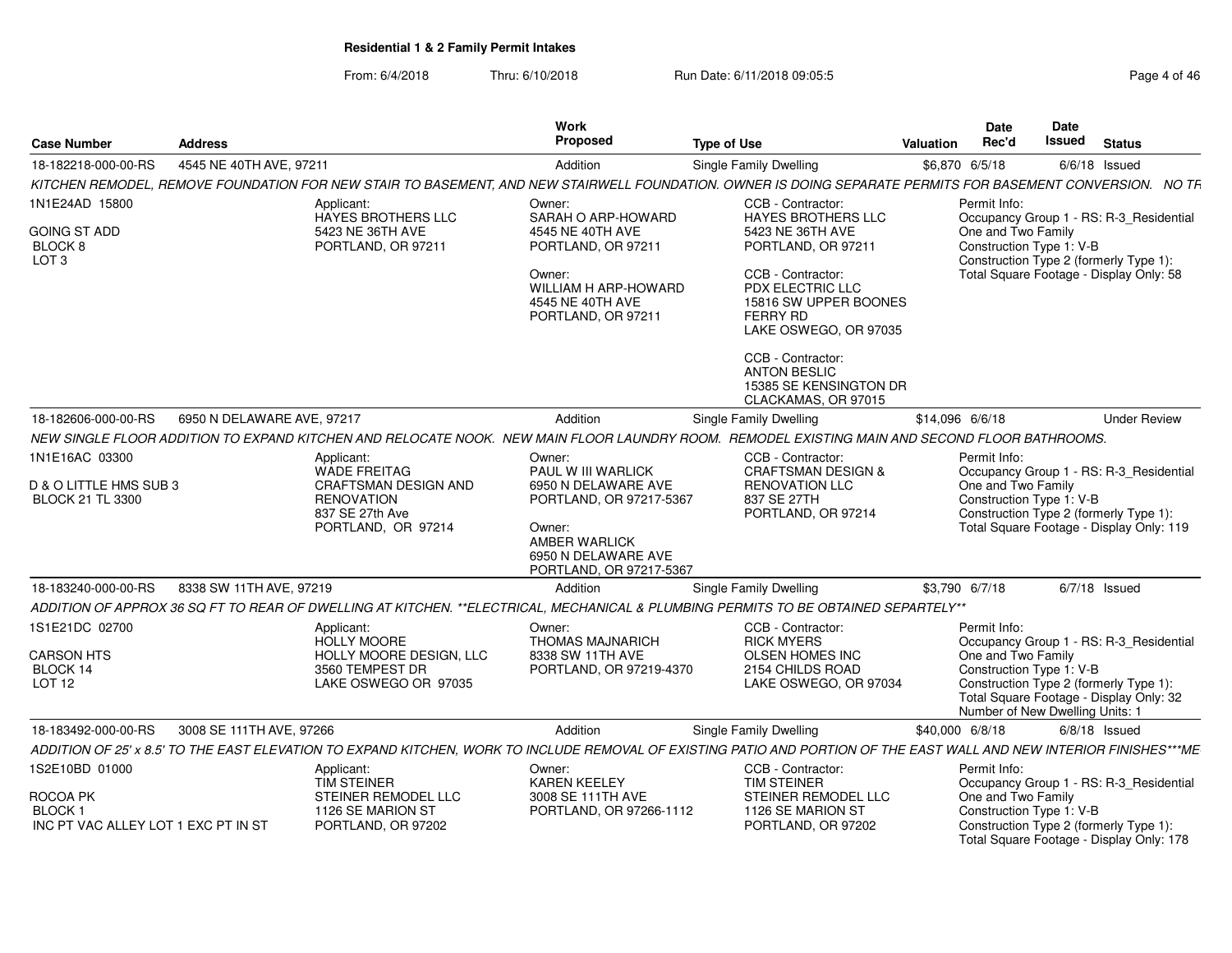**Residential 1 & 2 Family Permit Intakes**

From: 6/4/2018 Thru: 6/10/2018 Run Date: 6/11/2018 09:05:5

| Case Number | Address | Work Proposed | Type of Use | Valuation | Date Rec'd | Date Issued | Status |
|---|---|---|---|---|---|---|---|
| 18-182218-000-00-RS | 4545 NE 40TH AVE, 97211 | Addition | Single Family Dwelling | $6,870 | 6/5/18 | 6/6/18 | Issued |

KITCHEN REMODEL, REMOVE FOUNDATION FOR NEW STAIR TO BASEMENT, AND NEW STAIRWELL FOUNDATION. OWNER IS DOING SEPARATE PERMITS FOR BASEMENT CONVERSION. NO TR

1N1E24AD 15800
GOING ST ADD
BLOCK 8
LOT 3

Applicant:
HAYES BROTHERS LLC
5423 NE 36TH AVE
PORTLAND, OR 97211

Owner:
SARAH O ARP-HOWARD
4545 NE 40TH AVE
PORTLAND, OR 97211

Owner:
WILLIAM H ARP-HOWARD
4545 NE 40TH AVE
PORTLAND, OR 97211

CCB - Contractor:
HAYES BROTHERS LLC
5423 NE 36TH AVE
PORTLAND, OR 97211

CCB - Contractor:
PDX ELECTRIC LLC
15816 SW UPPER BOONES FERRY RD
LAKE OSWEGO, OR 97035

CCB - Contractor:
ANTON BESLIC
15385 SE KENSINGTON DR
CLACKAMAS, OR 97015

Permit Info:
Occupancy Group 1 - RS: R-3_Residential One and Two Family
Construction Type 1: V-B
Construction Type 2 (formerly Type 1):
Total Square Footage - Display Only: 58

| Case Number | Address | Work Proposed | Type of Use | Valuation | Date Rec'd | Date Issued | Status |
|---|---|---|---|---|---|---|---|
| 18-182606-000-00-RS | 6950 N DELAWARE AVE, 97217 | Addition | Single Family Dwelling | $14,096 | 6/6/18 | | Under Review |

NEW SINGLE FLOOR ADDITION TO EXPAND KITCHEN AND RELOCATE NOOK. NEW MAIN FLOOR LAUNDRY ROOM. REMODEL EXISTING MAIN AND SECOND FLOOR BATHROOMS.

1N1E16AC 03300
D & O LITTLE HMS SUB 3
BLOCK 21 TL 3300

Applicant:
WADE FREITAG
CRAFTSMAN DESIGN AND RENOVATION
837 SE 27th Ave
PORTLAND, OR 97214

Owner:
PAUL W III WARLICK
6950 N DELAWARE AVE
PORTLAND, OR 97217-5367

Owner:
AMBER WARLICK
6950 N DELAWARE AVE
PORTLAND, OR 97217-5367

CCB - Contractor:
CRAFTSMAN DESIGN & RENOVATION LLC
837 SE 27TH
PORTLAND, OR 97214

Permit Info:
Occupancy Group 1 - RS: R-3_Residential One and Two Family
Construction Type 1: V-B
Construction Type 2 (formerly Type 1):
Total Square Footage - Display Only: 119

| Case Number | Address | Work Proposed | Type of Use | Valuation | Date Rec'd | Date Issued | Status |
|---|---|---|---|---|---|---|---|
| 18-183240-000-00-RS | 8338 SW 11TH AVE, 97219 | Addition | Single Family Dwelling | $3,790 | 6/7/18 | 6/7/18 | Issued |

ADDITION OF APPROX 36 SQ FT TO REAR OF DWELLING AT KITCHEN. **ELECTRICAL, MECHANICAL & PLUMBING PERMITS TO BE OBTAINED SEPARTELY**

1S1E21DC 02700
CARSON HTS
BLOCK 14
LOT 12

Applicant:
HOLLY MOORE
HOLLY MOORE DESIGN, LLC
3560 TEMPEST DR
LAKE OSWEGO OR 97035

Owner:
THOMAS MAJNARICH
8338 SW 11TH AVE
PORTLAND, OR 97219-4370

CCB - Contractor:
RICK MYERS
OLSEN HOMES INC
2154 CHILDS ROAD
LAKE OSWEGO, OR 97034

Permit Info:
Occupancy Group 1 - RS: R-3_Residential One and Two Family
Construction Type 1: V-B
Construction Type 2 (formerly Type 1):
Total Square Footage - Display Only: 32
Number of New Dwelling Units: 1

| Case Number | Address | Work Proposed | Type of Use | Valuation | Date Rec'd | Date Issued | Status |
|---|---|---|---|---|---|---|---|
| 18-183492-000-00-RS | 3008 SE 111TH AVE, 97266 | Addition | Single Family Dwelling | $40,000 | 6/8/18 | 6/8/18 | Issued |

ADDITION OF 25' x 8.5' TO THE EAST ELEVATION TO EXPAND KITCHEN, WORK TO INCLUDE REMOVAL OF EXISTING PATIO AND PORTION OF THE EAST WALL AND NEW INTERIOR FINISHES***ME

1S2E10BD 01000
ROCOA PK
BLOCK 1
INC PT VAC ALLEY LOT 1 EXC PT IN ST

Applicant:
TIM STEINER
STEINER REMODEL LLC
1126 SE MARION ST
PORTLAND, OR 97202

Owner:
KAREN KEELEY
3008 SE 111TH AVE
PORTLAND, OR 97266-1112

CCB - Contractor:
TIM STEINER
STEINER REMODEL LLC
1126 SE MARION ST
PORTLAND, OR 97202

Permit Info:
Occupancy Group 1 - RS: R-3_Residential One and Two Family
Construction Type 1: V-B
Construction Type 2 (formerly Type 1):
Total Square Footage - Display Only: 178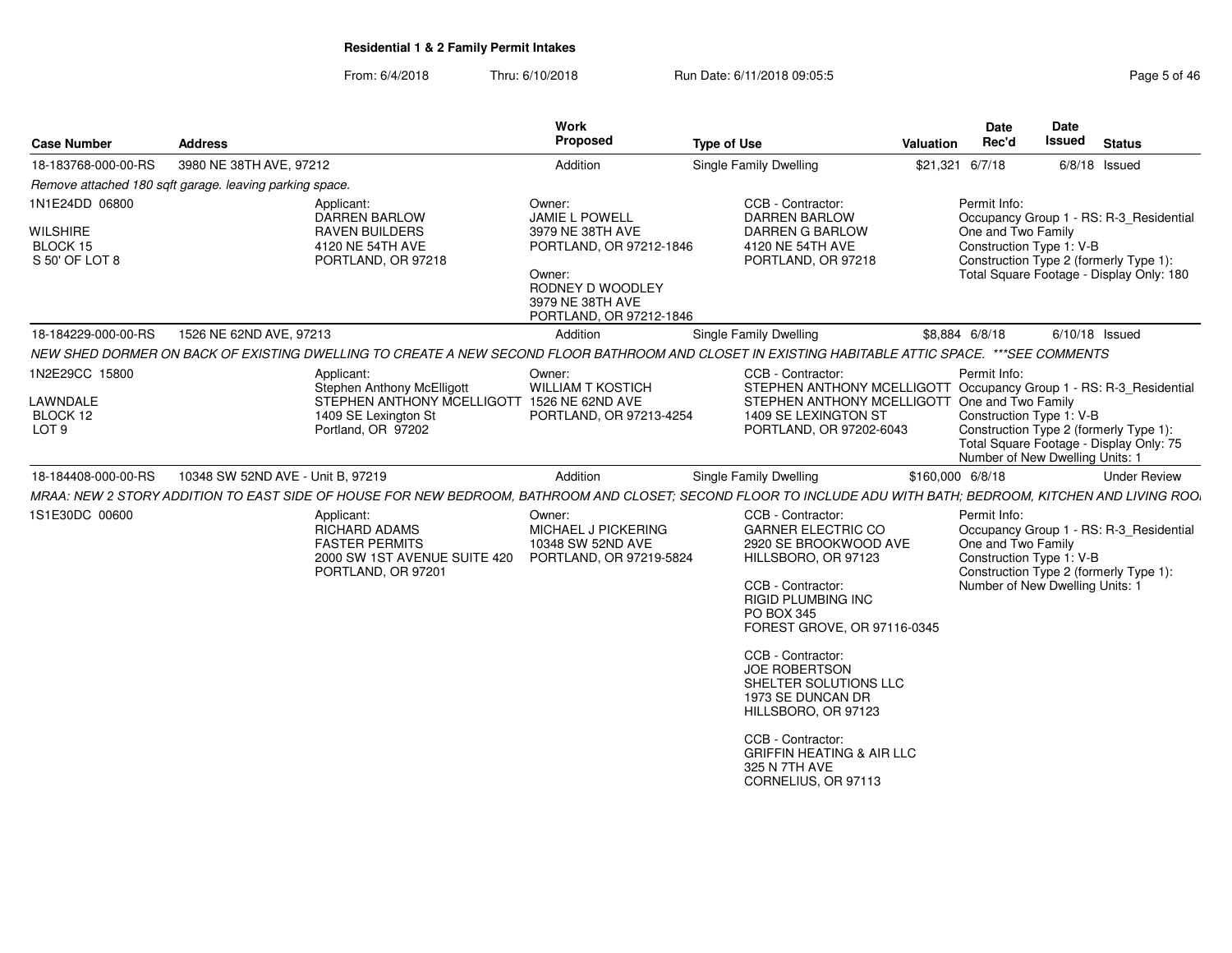**Residential 1 & 2 Family Permit Intakes**

From: 6/4/2018 Thru: 6/10/2018 Run Date: 6/11/2018 09:05:5

| Case Number | Address | Work Proposed | Type of Use | Valuation | Date Rec'd | Date Issued | Status |
|---|---|---|---|---|---|---|---|
| 18-183768-000-00-RS | 3980 NE 38TH AVE, 97212 | Addition | Single Family Dwelling | $21,321 | 6/7/18 | 6/8/18 | Issued |

*Remove attached 180 sqft garage. leaving parking space.*

1N1E24DD 06800
WILSHIRE
BLOCK 15
S 50' OF LOT 8

Applicant:
DARREN BARLOW
RAVEN BUILDERS
4120 NE 54TH AVE
PORTLAND, OR 97218

Owner:
JAMIE L POWELL
3979 NE 38TH AVE
PORTLAND, OR 97212-1846

Owner:
RODNEY D WOODLEY
3979 NE 38TH AVE
PORTLAND, OR 97212-1846

CCB - Contractor:
DARREN BARLOW
DARREN G BARLOW
4120 NE 54TH AVE
PORTLAND, OR 97218

Permit Info:
Occupancy Group 1 - RS: R-3_Residential One and Two Family
Construction Type 1: V-B
Construction Type 2 (formerly Type 1):
Total Square Footage - Display Only: 180

| Case Number | Address | Work Proposed | Type of Use | Valuation | Date Rec'd | Date Issued | Status |
|---|---|---|---|---|---|---|---|
| 18-184229-000-00-RS | 1526 NE 62ND AVE, 97213 | Addition | Single Family Dwelling | $8,884 | 6/8/18 | 6/10/18 | Issued |

*NEW SHED DORMER ON BACK OF EXISTING DWELLING TO CREATE A NEW SECOND FLOOR BATHROOM AND CLOSET IN EXISTING HABITABLE ATTIC SPACE. ***SEE COMMENTS*

1N2E29CC 15800
LAWNDALE
BLOCK 12
LOT 9

Applicant:
Stephen Anthony McElligott
STEPHEN ANTHONY MCELLIGOTT
1409 SE Lexington St
Portland, OR 97202

Owner:
WILLIAM T KOSTICH
1526 NE 62ND AVE
PORTLAND, OR 97213-4254

CCB - Contractor:
STEPHEN ANTHONY MCELLIGOTT
STEPHEN ANTHONY MCELLIGOTT
1409 SE LEXINGTON ST
PORTLAND, OR 97202-6043

Permit Info:
Occupancy Group 1 - RS: R-3_Residential One and Two Family
Construction Type 1: V-B
Construction Type 2 (formerly Type 1):
Total Square Footage - Display Only: 75
Number of New Dwelling Units: 1

| Case Number | Address | Work Proposed | Type of Use | Valuation | Date Rec'd | Date Issued | Status |
|---|---|---|---|---|---|---|---|
| 18-184408-000-00-RS | 10348 SW 52ND AVE - Unit B, 97219 | Addition | Single Family Dwelling | $160,000 | 6/8/18 | | Under Review |

*MRAA: NEW 2 STORY ADDITION TO EAST SIDE OF HOUSE FOR NEW BEDROOM, BATHROOM AND CLOSET; SECOND FLOOR TO INCLUDE ADU WITH BATH; BEDROOM, KITCHEN AND LIVING ROO*

1S1E30DC 00600

Applicant:
RICHARD ADAMS
FASTER PERMITS
2000 SW 1ST AVENUE SUITE 420
PORTLAND, OR 97201

Owner:
MICHAEL J PICKERING
10348 SW 52ND AVE
PORTLAND, OR 97219-5824

CCB - Contractor:
GARNER ELECTRIC CO
2920 SE BROOKWOOD AVE
HILLSBORO, OR 97123

CCB - Contractor:
RIGID PLUMBING INC
PO BOX 345
FOREST GROVE, OR 97116-0345

CCB - Contractor:
JOE ROBERTSON
SHELTER SOLUTIONS LLC
1973 SE DUNCAN DR
HILLSBORO, OR 97123

CCB - Contractor:
GRIFFIN HEATING & AIR LLC
325 N 7TH AVE
CORNELIUS, OR 97113

Permit Info:
Occupancy Group 1 - RS: R-3_Residential One and Two Family
Construction Type 1: V-B
Construction Type 2 (formerly Type 1):
Number of New Dwelling Units: 1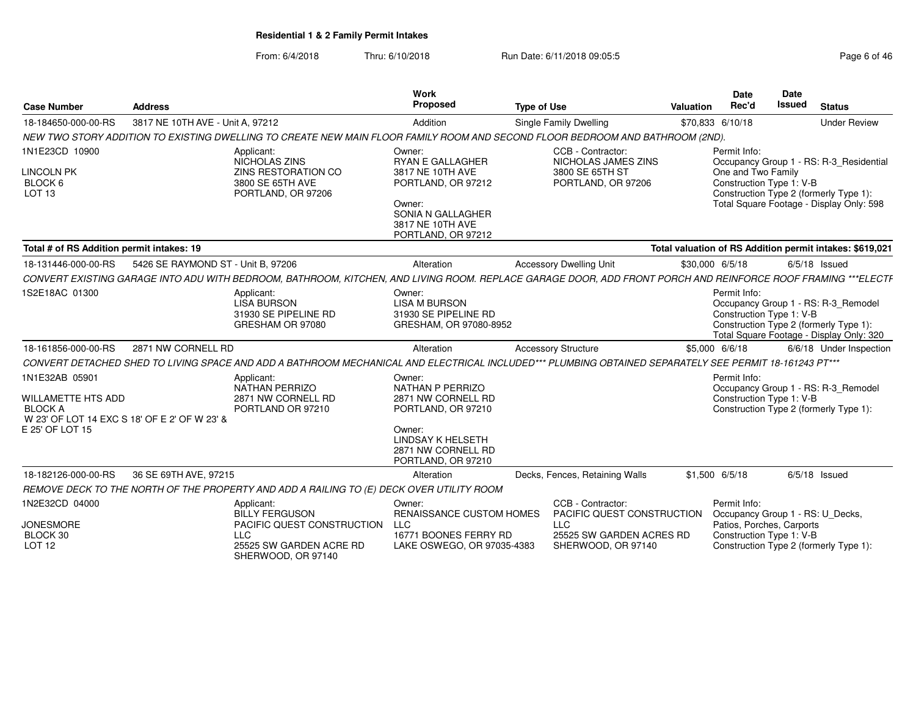**Residential 1 & 2 Family Permit Intakes**

From: 6/4/2018 Thru: 6/10/2018 Run Date: 6/11/2018 09:05:5

| Case Number | Address | Work Proposed | Type of Use | Valuation | Date Rec'd | Date Issued | Status |
|---|---|---|---|---|---|---|---|
| 18-184650-000-00-RS | 3817 NE 10TH AVE - Unit A, 97212 | Addition | Single Family Dwelling | $70,833 | 6/10/18 | | Under Review |

*NEW TWO STORY ADDITION TO EXISTING DWELLING TO CREATE NEW MAIN FLOOR FAMILY ROOM AND SECOND FLOOR BEDROOM AND BATHROOM (2ND).*

1N1E23CD 10900
LINCOLN PK
BLOCK 6
LOT 13

Applicant:
NICHOLAS ZINS
ZINS RESTORATION CO
3800 SE 65TH AVE
PORTLAND, OR 97206

Owner:
RYAN E GALLAGHER
3817 NE 10TH AVE
PORTLAND, OR 97212

Owner:
SONIA N GALLAGHER
3817 NE 10TH AVE
PORTLAND, OR 97212

CCB - Contractor:
NICHOLAS JAMES ZINS
3800 SE 65TH ST
PORTLAND, OR 97206

Permit Info:
Occupancy Group 1 - RS: R-3_Residential One and Two Family
Construction Type 1: V-B
Construction Type 2 (formerly Type 1):
Total Square Footage - Display Only: 598

**Total # of RS Addition permit intakes: 19** | **Total valuation of RS Addition permit intakes: $619,021**

| Case Number | Address | Work Proposed | Type of Use | Valuation | Date Rec'd | Date Issued | Status |
|---|---|---|---|---|---|---|---|
| 18-131446-000-00-RS | 5426 SE RAYMOND ST - Unit B, 97206 | Alteration | Accessory Dwelling Unit | $30,000 | 6/5/18 | 6/5/18 | Issued |

*CONVERT EXISTING GARAGE INTO ADU WITH BEDROOM, BATHROOM, KITCHEN, AND LIVING ROOM. REPLACE GARAGE DOOR, ADD FRONT PORCH AND REINFORCE ROOF FRAMING ***ELECTF*

1S2E18AC 01300

Applicant:
LISA BURSON
31930 SE PIPELINE RD
GRESHAM OR 97080

Owner:
LISA M BURSON
31930 SE PIPELINE RD
GRESHAM, OR 97080-8952

Permit Info:
Occupancy Group 1 - RS: R-3_Remodel
Construction Type 1: V-B
Construction Type 2 (formerly Type 1):
Total Square Footage - Display Only: 320

| Case Number | Address | Work Proposed | Type of Use | Valuation | Date Rec'd | Date Issued | Status |
|---|---|---|---|---|---|---|---|
| 18-161856-000-00-RS | 2871 NW CORNELL RD | Alteration | Accessory Structure | $5,000 | 6/6/18 | 6/6/18 | Under Inspection |

*CONVERT DETACHED SHED TO LIVING SPACE AND ADD A BATHROOM MECHANICAL AND ELECTRICAL INCLUDED*** PLUMBING OBTAINED SEPARATELY SEE PERMIT 18-161243 PT****

1N1E32AB 05901
WILLAMETTE HTS ADD
BLOCK A
W 23' OF LOT 14 EXC S 18' OF E 2' OF W 23' & E 25' OF LOT 15

Applicant:
NATHAN PERRIZO
2871 NW CORNELL RD
PORTLAND OR 97210

Owner:
NATHAN P PERRIZO
2871 NW CORNELL RD
PORTLAND, OR 97210

Owner:
LINDSAY K HELSETH
2871 NW CORNELL RD
PORTLAND, OR 97210

Permit Info:
Occupancy Group 1 - RS: R-3_Remodel
Construction Type 1: V-B
Construction Type 2 (formerly Type 1):

| Case Number | Address | Work Proposed | Type of Use | Valuation | Date Rec'd | Date Issued | Status |
|---|---|---|---|---|---|---|---|
| 18-182126-000-00-RS | 36 SE 69TH AVE, 97215 | Alteration | Decks, Fences, Retaining Walls | $1,500 | 6/5/18 | 6/5/18 | Issued |

*REMOVE DECK TO THE NORTH OF THE PROPERTY AND ADD A RAILING TO (E) DECK OVER UTILITY ROOM*

1N2E32CD 04000
JONESMORE
BLOCK 30
LOT 12

Applicant:
BILLY FERGUSON
PACIFIC QUEST CONSTRUCTION LLC
25525 SW GARDEN ACRE RD
SHERWOOD, OR 97140

Owner:
RENAISSANCE CUSTOM HOMES LLC
16771 BOONES FERRY RD
LAKE OSWEGO, OR 97035-4383

CCB - Contractor:
PACIFIC QUEST CONSTRUCTION LLC
25525 SW GARDEN ACRES RD
SHERWOOD, OR 97140

Permit Info:
Occupancy Group 1 - RS: U_Decks, Patios, Porches, Carports
Construction Type 1: V-B
Construction Type 2 (formerly Type 1):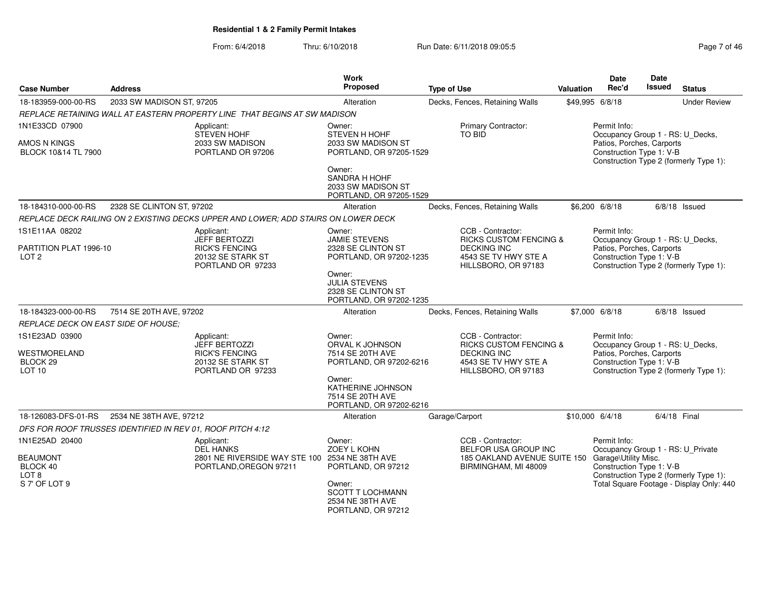**Residential 1 & 2 Family Permit Intakes**

From: 6/4/2018 Thru: 6/10/2018 Run Date: 6/11/2018 09:05:5

| Case Number | Address | Work Proposed | Type of Use | Valuation | Date Rec'd | Date Issued | Status |
|---|---|---|---|---|---|---|---|
| 18-183959-000-00-RS | 2033 SW MADISON ST, 97205 | Alteration | Decks, Fences, Retaining Walls | $49,995 | 6/8/18 | | Under Review |

*REPLACE RETAINING WALL AT EASTERN PROPERTY LINE THAT BEGINS AT SW MADISON*

1N1E33CD 07900
AMOS N KINGS
BLOCK 10&14 TL 7900

Applicant: STEVEN HOHF, 2033 SW MADISON, PORTLAND OR 97206

Owner: STEVEN H HOHF, 2033 SW MADISON ST, PORTLAND, OR 97205-1529

Owner: SANDRA H HOHF, 2033 SW MADISON ST, PORTLAND, OR 97205-1529

Primary Contractor: TO BID

Permit Info: Occupancy Group 1 - RS: U_Decks, Patios, Porches, Carports; Construction Type 1: V-B; Construction Type 2 (formerly Type 1):

| Case Number | Address | Work Proposed | Type of Use | Valuation | Date Rec'd | Date Issued | Status |
|---|---|---|---|---|---|---|---|
| 18-184310-000-00-RS | 2328 SE CLINTON ST, 97202 | Alteration | Decks, Fences, Retaining Walls | $6,200 | 6/8/18 | 6/8/18 | Issued |

*REPLACE DECK RAILING ON 2 EXISTING DECKS UPPER AND LOWER; ADD STAIRS ON LOWER DECK*

1S1E11AA 08202
PARTITION PLAT 1996-10
LOT 2

Applicant: JEFF BERTOZZI, RICK'S FENCING, 20132 SE STARK ST, PORTLAND OR 97233

Owner: JAMIE STEVENS, 2328 SE CLINTON ST, PORTLAND, OR 97202-1235

Owner: JULIA STEVENS, 2328 SE CLINTON ST, PORTLAND, OR 97202-1235

CCB - Contractor: RICKS CUSTOM FENCING & DECKING INC, 4543 SE TV HWY STE A, HILLSBORO, OR 97183

Permit Info: Occupancy Group 1 - RS: U_Decks, Patios, Porches, Carports; Construction Type 1: V-B; Construction Type 2 (formerly Type 1):

| Case Number | Address | Work Proposed | Type of Use | Valuation | Date Rec'd | Date Issued | Status |
|---|---|---|---|---|---|---|---|
| 18-184323-000-00-RS | 7514 SE 20TH AVE, 97202 | Alteration | Decks, Fences, Retaining Walls | $7,000 | 6/8/18 | 6/8/18 | Issued |

*REPLACE DECK ON EAST SIDE OF HOUSE;*

1S1E23AD 03900
WESTMORELAND
BLOCK 29
LOT 10

Applicant: JEFF BERTOZZI, RICK'S FENCING, 20132 SE STARK ST, PORTLAND OR 97233

Owner: ORVAL K JOHNSON, 7514 SE 20TH AVE, PORTLAND, OR 97202-6216

Owner: KATHERINE JOHNSON, 7514 SE 20TH AVE, PORTLAND, OR 97202-6216

CCB - Contractor: RICKS CUSTOM FENCING & DECKING INC, 4543 SE TV HWY STE A, HILLSBORO, OR 97183

Permit Info: Occupancy Group 1 - RS: U_Decks, Patios, Porches, Carports; Construction Type 1: V-B; Construction Type 2 (formerly Type 1):

| Case Number | Address | Work Proposed | Type of Use | Valuation | Date Rec'd | Date Issued | Status |
|---|---|---|---|---|---|---|---|
| 18-126083-DFS-01-RS | 2534 NE 38TH AVE, 97212 | Alteration | Garage/Carport | $10,000 | 6/4/18 | 6/4/18 | Final |

*DFS FOR ROOF TRUSSES IDENTIFIED IN REV 01, ROOF PITCH 4:12*

1N1E25AD 20400
BEAUMONT
BLOCK 40
LOT 8
S 7' OF LOT 9

Applicant: DEL HANKS, 2801 NE RIVERSIDE WAY STE 100, PORTLAND,OREGON 97211

Owner: ZOEY L KOHN, 2534 NE 38TH AVE, PORTLAND, OR 97212

Owner: SCOTT T LOCHMANN, 2534 NE 38TH AVE, PORTLAND, OR 97212

CCB - Contractor: BELFOR USA GROUP INC, 185 OAKLAND AVENUE SUITE 150, BIRMINGHAM, MI 48009

Permit Info: Occupancy Group 1 - RS: U_Private Garage\Utility Misc.; Construction Type 1: V-B; Construction Type 2 (formerly Type 1):; Total Square Footage - Display Only: 440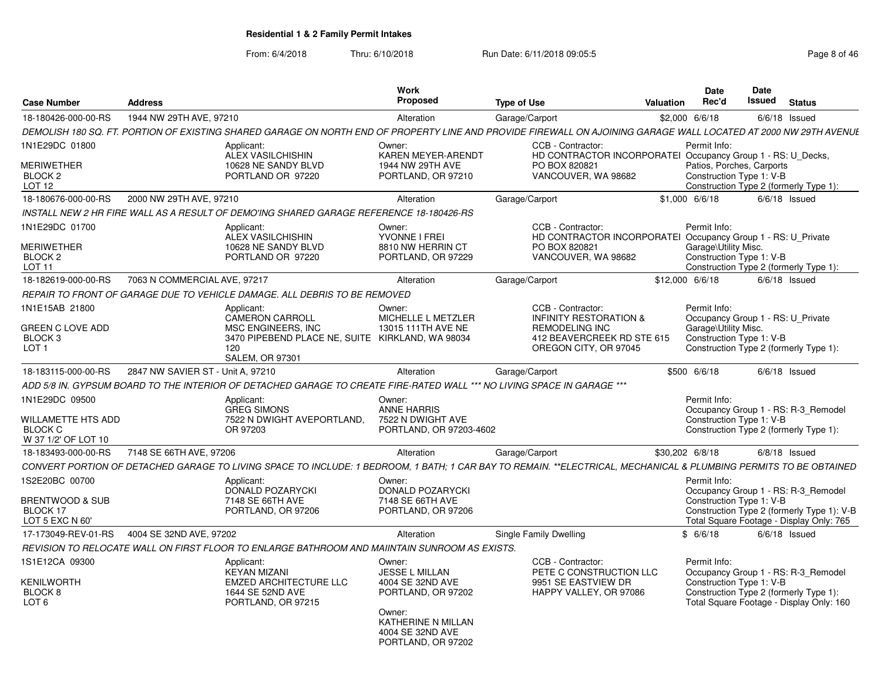## Residential 1 & 2 Family Permit Intakes

From: 6/4/2018 Thru: 6/10/2018 Run Date: 6/11/2018 09:05:5

| Case Number | Address | Work Proposed | Type of Use | Valuation | Date Rec'd | Date Issued | Status |
|---|---|---|---|---|---|---|---|
| 18-180426-000-00-RS | 1944 NW 29TH AVE, 97210 | Alteration | Garage/Carport | $2,000 | 6/6/18 | 6/6/18 | Issued |

DEMOLISH 180 SQ. FT. PORTION OF EXISTING SHARED GARAGE ON NORTH END OF PROPERTY LINE AND PROVIDE FIREWALL ON AJOINING GARAGE WALL LOCATED AT 2000 NW 29TH AVENUE

1N1E29DC 01800
MERIWETHER
BLOCK 2
LOT 12

Applicant: ALEX VASILCHISHIN, 10628 NE SANDY BLVD, PORTLAND OR 97220

Owner: KAREN MEYER-ARENDT, 1944 NW 29TH AVE, PORTLAND, OR 97210

CCB - Contractor: HD CONTRACTOR INCORPORATEI, PO BOX 820821, VANCOUVER, WA 98682

Permit Info: Occupancy Group 1 - RS: U_Decks, Patios, Porches, Carports; Construction Type 1: V-B; Construction Type 2 (formerly Type 1):

| Case Number | Address | Work Proposed | Type of Use | Valuation | Date Rec'd | Date Issued | Status |
|---|---|---|---|---|---|---|---|
| 18-180676-000-00-RS | 2000 NW 29TH AVE, 97210 | Alteration | Garage/Carport | $1,000 | 6/6/18 | 6/6/18 | Issued |

INSTALL NEW 2 HR FIRE WALL AS A RESULT OF DEMO'ING SHARED GARAGE REFERENCE 18-180426-RS

1N1E29DC 01700
MERIWETHER
BLOCK 2
LOT 11

Applicant: ALEX VASILCHISHIN, 10628 NE SANDY BLVD, PORTLAND OR 97220

Owner: YVONNE I FREI, 8810 NW HERRIN CT, PORTLAND, OR 97229

CCB - Contractor: HD CONTRACTOR INCORPORATEI, PO BOX 820821, VANCOUVER, WA 98682

Permit Info: Occupancy Group 1 - RS: U_Private Garage\Utility Misc.; Construction Type 1: V-B; Construction Type 2 (formerly Type 1):

| Case Number | Address | Work Proposed | Type of Use | Valuation | Date Rec'd | Date Issued | Status |
|---|---|---|---|---|---|---|---|
| 18-182619-000-00-RS | 7063 N COMMERCIAL AVE, 97217 | Alteration | Garage/Carport | $12,000 | 6/6/18 | 6/6/18 | Issued |

REPAIR TO FRONT OF GARAGE DUE TO VEHICLE DAMAGE. ALL DEBRIS TO BE REMOVED

1N1E15AB 21800
GREEN C LOVE ADD
BLOCK 3
LOT 1

Applicant: CAMERON CARROLL, MSC ENGINEERS, INC, 3470 PIPEBEND PLACE NE, SUITE 120, SALEM, OR 97301

Owner: MICHELLE L METZLER, 13015 111TH AVE NE, KIRKLAND, WA 98034

CCB - Contractor: INFINITY RESTORATION & REMODELING INC, 412 BEAVERCREEK RD STE 615, OREGON CITY, OR 97045

Permit Info: Occupancy Group 1 - RS: U_Private Garage\Utility Misc.; Construction Type 1: V-B; Construction Type 2 (formerly Type 1):

| Case Number | Address | Work Proposed | Type of Use | Valuation | Date Rec'd | Date Issued | Status |
|---|---|---|---|---|---|---|---|
| 18-183115-000-00-RS | 2847 NW SAVIER ST - Unit A, 97210 | Alteration | Garage/Carport | $500 | 6/6/18 | 6/6/18 | Issued |

ADD 5/8 IN. GYPSUM BOARD TO THE INTERIOR OF DETACHED GARAGE TO CREATE FIRE-RATED WALL *** NO LIVING SPACE IN GARAGE ***

1N1E29DC 09500
WILLAMETTE HTS ADD
BLOCK C
W 37 1/2' OF LOT 10

Applicant: GREG SIMONS, 7522 N DWIGHT AVEPORTLAND, OR 97203

Owner: ANNE HARRIS, 7522 N DWIGHT AVE, PORTLAND, OR 97203-4602

Permit Info: Occupancy Group 1 - RS: R-3_Remodel; Construction Type 1: V-B; Construction Type 2 (formerly Type 1):

| Case Number | Address | Work Proposed | Type of Use | Valuation | Date Rec'd | Date Issued | Status |
|---|---|---|---|---|---|---|---|
| 18-183493-000-00-RS | 7148 SE 66TH AVE, 97206 | Alteration | Garage/Carport | $30,202 | 6/8/18 | 6/8/18 | Issued |

CONVERT PORTION OF DETACHED GARAGE TO LIVING SPACE TO INCLUDE: 1 BEDROOM, 1 BATH; 1 CAR BAY TO REMAIN. **ELECTRICAL, MECHANICAL & PLUMBING PERMITS TO BE OBTAINED

1S2E20BC 00700
BRENTWOOD & SUB
BLOCK 17
LOT 5 EXC N 60'

Applicant: DONALD POZARYCKI, 7148 SE 66TH AVE, PORTLAND, OR 97206

Owner: DONALD POZARYCKI, 7148 SE 66TH AVE, PORTLAND, OR 97206

Permit Info: Occupancy Group 1 - RS: R-3_Remodel; Construction Type 1: V-B; Construction Type 2 (formerly Type 1): V-B; Total Square Footage - Display Only: 765

| Case Number | Address | Work Proposed | Type of Use | Valuation | Date Rec'd | Date Issued | Status |
|---|---|---|---|---|---|---|---|
| 17-173049-REV-01-RS | 4004 SE 32ND AVE, 97202 | Alteration | Single Family Dwelling | $ | 6/6/18 | 6/6/18 | Issued |

REVISION TO RELOCATE WALL ON FIRST FLOOR TO ENLARGE BATHROOM AND MAIINTAIN SUNROOM AS EXISTS.

1S1E12CA 09300
KENILWORTH
BLOCK 8
LOT 6

Applicant: KEYAN MIZANI, EMZED ARCHITECTURE LLC, 1644 SE 52ND AVE, PORTLAND, OR 97215

Owner: JESSE L MILLAN, 4004 SE 32ND AVE, PORTLAND, OR 97202

Owner: KATHERINE N MILLAN, 4004 SE 32ND AVE, PORTLAND, OR 97202

CCB - Contractor: PETE C CONSTRUCTION LLC, 9951 SE EASTVIEW DR, HAPPY VALLEY, OR 97086

Permit Info: Occupancy Group 1 - RS: R-3_Remodel; Construction Type 1: V-B; Construction Type 2 (formerly Type 1):; Total Square Footage - Display Only: 160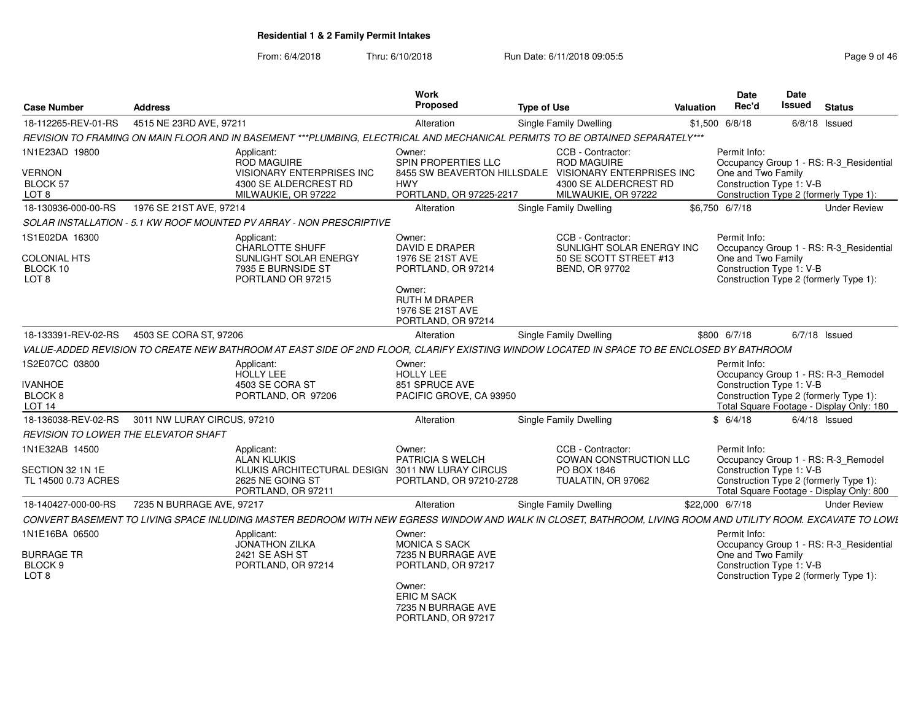## Residential 1 & 2 Family Permit Intakes

From: 6/4/2018 Thru: 6/10/2018 Run Date: 6/11/2018 09:05:5

| Case Number | Address | Work Proposed | Type of Use | Valuation | Date Rec'd | Date Issued | Status |
|---|---|---|---|---|---|---|---|
| 18-112265-REV-01-RS | 4515 NE 23RD AVE, 97211 | Alteration | Single Family Dwelling | $1,500 | 6/8/18 | 6/8/18 | Issued |

*REVISION TO FRAMING ON MAIN FLOOR AND IN BASEMENT ***PLUMBING, ELECTRICAL AND MECHANICAL PERMITS TO BE OBTAINED SEPARATELY****

1N1E23AD 19800
VERNON
BLOCK 57
LOT 8

Applicant: ROD MAGUIRE, VISIONARY ENTERPRISES INC, 4300 SE ALDERCREST RD, MILWAUKIE, OR 97222

Owner: SPIN PROPERTIES LLC, 8455 SW BEAVERTON HILLSDALE HWY, PORTLAND, OR 97225-2217

CCB - Contractor: ROD MAGUIRE, VISIONARY ENTERPRISES INC, 4300 SE ALDERCREST RD, MILWAUKIE, OR 97222

Permit Info:
Occupancy Group 1 - RS: R-3_Residential One and Two Family
Construction Type 1: V-B
Construction Type 2 (formerly Type 1):

| Case Number | Address | Work Proposed | Type of Use | Valuation | Date Rec'd | Date Issued | Status |
|---|---|---|---|---|---|---|---|
| 18-130936-000-00-RS | 1976 SE 21ST AVE, 97214 | Alteration | Single Family Dwelling | $6,750 | 6/7/18 | | Under Review |

*SOLAR INSTALLATION - 5.1 KW ROOF MOUNTED PV ARRAY - NON PRESCRIPTIVE*

1S1E02DA 16300
COLONIAL HTS
BLOCK 10
LOT 8

Applicant: CHARLOTTE SHUFF, SUNLIGHT SOLAR ENERGY, 7935 E BURNSIDE ST, PORTLAND OR 97215

Owner: DAVID E DRAPER, 1976 SE 21ST AVE, PORTLAND, OR 97214

Owner: RUTH M DRAPER, 1976 SE 21ST AVE, PORTLAND, OR 97214

CCB - Contractor: SUNLIGHT SOLAR ENERGY INC, 50 SE SCOTT STREET #13, BEND, OR 97702

Permit Info:
Occupancy Group 1 - RS: R-3_Residential One and Two Family
Construction Type 1: V-B
Construction Type 2 (formerly Type 1):

| Case Number | Address | Work Proposed | Type of Use | Valuation | Date Rec'd | Date Issued | Status |
|---|---|---|---|---|---|---|---|
| 18-133391-REV-02-RS | 4503 SE CORA ST, 97206 | Alteration | Single Family Dwelling | $800 | 6/7/18 | 6/7/18 | Issued |

*VALUE-ADDED REVISION TO CREATE NEW BATHROOM AT EAST SIDE OF 2ND FLOOR, CLARIFY EXISTING WINDOW LOCATED IN SPACE TO BE ENCLOSED BY BATHROOM*

1S2E07CC 03800
IVANHOE
BLOCK 8
LOT 14

Applicant: HOLLY LEE, 4503 SE CORA ST, PORTLAND, OR 97206

Owner: HOLLY LEE, 851 SPRUCE AVE, PACIFIC GROVE, CA 93950

Permit Info:
Occupancy Group 1 - RS: R-3_Remodel
Construction Type 1: V-B
Construction Type 2 (formerly Type 1):
Total Square Footage - Display Only: 180

| Case Number | Address | Work Proposed | Type of Use | Valuation | Date Rec'd | Date Issued | Status |
|---|---|---|---|---|---|---|---|
| 18-136038-REV-02-RS | 3011 NW LURAY CIRCUS, 97210 | Alteration | Single Family Dwelling | $ | 6/4/18 | 6/4/18 | Issued |

*REVISION TO LOWER THE ELEVATOR SHAFT*

1N1E32AB 14500
SECTION 32 1N 1E
TL 14500 0.73 ACRES

Applicant: ALAN KLUKIS, KLUKIS ARCHITECTURAL DESIGN, 2625 NE GOING ST, PORTLAND, OR 97211

Owner: PATRICIA S WELCH, 3011 NW LURAY CIRCUS, PORTLAND, OR 97210-2728

CCB - Contractor: COWAN CONSTRUCTION LLC, PO BOX 1846, TUALATIN, OR 97062

Permit Info:
Occupancy Group 1 - RS: R-3_Remodel
Construction Type 1: V-B
Construction Type 2 (formerly Type 1):
Total Square Footage - Display Only: 800

| Case Number | Address | Work Proposed | Type of Use | Valuation | Date Rec'd | Date Issued | Status |
|---|---|---|---|---|---|---|---|
| 18-140427-000-00-RS | 7235 N BURRAGE AVE, 97217 | Alteration | Single Family Dwelling | $22,000 | 6/7/18 | | Under Review |

*CONVERT BASEMENT TO LIVING SPACE INLUDING MASTER BEDROOM WITH NEW EGRESS WINDOW AND WALK IN CLOSET, BATHROOM, LIVING ROOM AND UTILITY ROOM. EXCAVATE TO LOWE*

1N1E16BA 06500
BURRAGE TR
BLOCK 9
LOT 8

Applicant: JONATHON ZILKA, 2421 SE ASH ST, PORTLAND, OR 97214

Owner: MONICA S SACK, 7235 N BURRAGE AVE, PORTLAND, OR 97217

Owner: ERIC M SACK, 7235 N BURRAGE AVE, PORTLAND, OR 97217

Permit Info:
Occupancy Group 1 - RS: R-3_Residential One and Two Family
Construction Type 1: V-B
Construction Type 2 (formerly Type 1):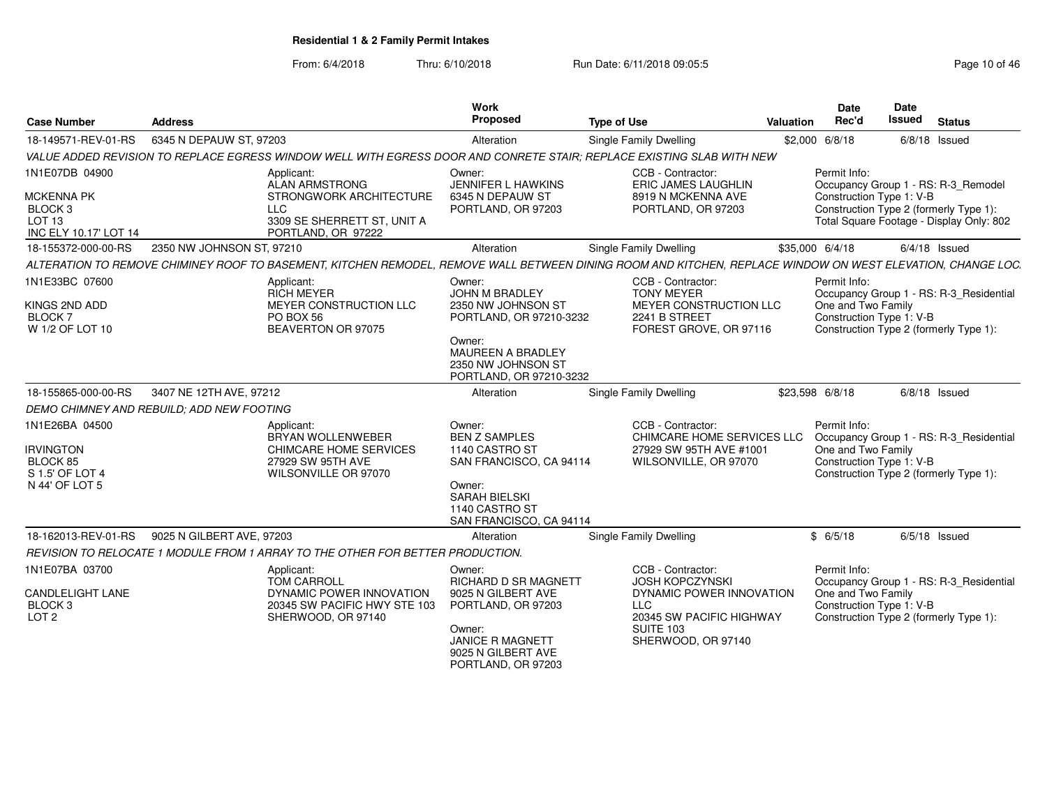**Residential 1 & 2 Family Permit Intakes**

From: 6/4/2018 Thru: 6/10/2018 Run Date: 6/11/2018 09:05:5

| Case Number | Address | Work Proposed | Type of Use | Valuation | Date Rec'd | Date Issued | Status |
|---|---|---|---|---|---|---|---|
| 18-149571-REV-01-RS | 6345 N DEPAUW ST, 97203 | Alteration | Single Family Dwelling | $2,000 | 6/8/18 | 6/8/18 | Issued |

*VALUE ADDED REVISION TO REPLACE EGRESS WINDOW WELL WITH EGRESS DOOR AND CONRETE STAIR; REPLACE EXISTING SLAB WITH NEW*

1N1E07DB 04900
MCKENNA PK
BLOCK 3
LOT 13
INC ELY 10.17' LOT 14

Applicant: ALAN ARMSTRONG, STRONGWORK ARCHITECTURE LLC, 3309 SE SHERRETT ST, UNIT A, PORTLAND, OR 97222

Owner: JENNIFER L HAWKINS, 6345 N DEPAUW ST, PORTLAND, OR 97203

CCB - Contractor: ERIC JAMES LAUGHLIN, 8919 N MCKENNA AVE, PORTLAND, OR 97203

Permit Info: Occupancy Group 1 - RS: R-3_Remodel; Construction Type 1: V-B; Construction Type 2 (formerly Type 1):; Total Square Footage - Display Only: 802

| Case Number | Address | Work Proposed | Type of Use | Valuation | Date Rec'd | Date Issued | Status |
|---|---|---|---|---|---|---|---|
| 18-155372-000-00-RS | 2350 NW JOHNSON ST, 97210 | Alteration | Single Family Dwelling | $35,000 | 6/4/18 | 6/4/18 | Issued |

*ALTERATION TO REMOVE CHIMINEY ROOF TO BASEMENT, KITCHEN REMODEL, REMOVE WALL BETWEEN DINING ROOM AND KITCHEN, REPLACE WINDOW ON WEST ELEVATION, CHANGE LOC.*

1N1E33BC 07600
KINGS 2ND ADD
BLOCK 7
W 1/2 OF LOT 10

Applicant: RICH MEYER, MEYER CONSTRUCTION LLC, PO BOX 56, BEAVERTON OR 97075

Owner: JOHN M BRADLEY, 2350 NW JOHNSON ST, PORTLAND, OR 97210-3232

Owner: MAUREEN A BRADLEY, 2350 NW JOHNSON ST, PORTLAND, OR 97210-3232

CCB - Contractor: TONY MEYER, MEYER CONSTRUCTION LLC, 2241 B STREET, FOREST GROVE, OR 97116

Permit Info: Occupancy Group 1 - RS: R-3_Residential One and Two Family; Construction Type 1: V-B; Construction Type 2 (formerly Type 1):

| Case Number | Address | Work Proposed | Type of Use | Valuation | Date Rec'd | Date Issued | Status |
|---|---|---|---|---|---|---|---|
| 18-155865-000-00-RS | 3407 NE 12TH AVE, 97212 | Alteration | Single Family Dwelling | $23,598 | 6/8/18 | 6/8/18 | Issued |

*DEMO CHIMNEY AND REBUILD; ADD NEW FOOTING*

1N1E26BA 04500
IRVINGTON
BLOCK 85
S 1.5' OF LOT 4
N 44' OF LOT 5

Applicant: BRYAN WOLLENWEBER, CHIMCARE HOME SERVICES, 27929 SW 95TH AVE, WILSONVILLE OR 97070

Owner: BEN Z SAMPLES, 1140 CASTRO ST, SAN FRANCISCO, CA 94114

Owner: SARAH BIELSKI, 1140 CASTRO ST, SAN FRANCISCO, CA 94114

CCB - Contractor: CHIMCARE HOME SERVICES LLC, 27929 SW 95TH AVE #1001, WILSONVILLE, OR 97070

Permit Info: Occupancy Group 1 - RS: R-3_Residential One and Two Family; Construction Type 1: V-B; Construction Type 2 (formerly Type 1):

| Case Number | Address | Work Proposed | Type of Use | Valuation | Date Rec'd | Date Issued | Status |
|---|---|---|---|---|---|---|---|
| 18-162013-REV-01-RS | 9025 N GILBERT AVE, 97203 | Alteration | Single Family Dwelling | $ | 6/5/18 | 6/5/18 | Issued |

*REVISION TO RELOCATE 1 MODULE FROM 1 ARRAY TO THE OTHER FOR BETTER PRODUCTION.*

1N1E07BA 03700
CANDLELIGHT LANE
BLOCK 3
LOT 2

Applicant: TOM CARROLL, DYNAMIC POWER INNOVATION, 20345 SW PACIFIC HWY STE 103, SHERWOOD, OR 97140

Owner: RICHARD D SR MAGNETT, 9025 N GILBERT AVE, PORTLAND, OR 97203

Owner: JANICE R MAGNETT, 9025 N GILBERT AVE, PORTLAND, OR 97203

CCB - Contractor: JOSH KOPCZYNSKI, DYNAMIC POWER INNOVATION LLC, 20345 SW PACIFIC HIGHWAY SUITE 103, SHERWOOD, OR 97140

Permit Info: Occupancy Group 1 - RS: R-3_Residential One and Two Family; Construction Type 1: V-B; Construction Type 2 (formerly Type 1):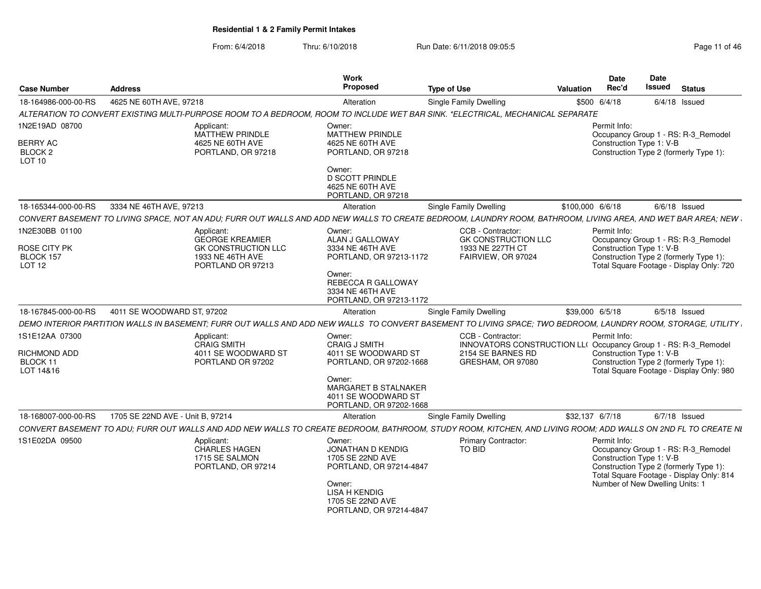**Residential 1 & 2 Family Permit Intakes**

From: 6/4/2018 Thru: 6/10/2018 Run Date: 6/11/2018 09:05:5

| Case Number | Address | Work Proposed | Type of Use | Valuation | Date Rec'd | Date Issued | Status |
|---|---|---|---|---|---|---|---|
| 18-164986-000-00-RS | 4625 NE 60TH AVE, 97218 | Alteration | Single Family Dwelling | $500 | 6/4/18 | 6/4/18 | Issued |

*ALTERATION TO CONVERT EXISTING MULTI-PURPOSE ROOM TO A BEDROOM, ROOM TO INCLUDE WET BAR SINK. \*ELECTRICAL, MECHANICAL SEPARATE*

1N2E19AD 08700
BERRY AC
BLOCK 2
LOT 10

Applicant:
MATTHEW PRINDLE
4625 NE 60TH AVE
PORTLAND, OR 97218

Owner:
MATTHEW PRINDLE
4625 NE 60TH AVE
PORTLAND, OR 97218

Owner:
D SCOTT PRINDLE
4625 NE 60TH AVE
PORTLAND, OR 97218

Permit Info:
Occupancy Group 1 - RS: R-3_Remodel
Construction Type 1: V-B
Construction Type 2 (formerly Type 1):

| Case Number | Address | Work Proposed | Type of Use | Valuation | Date Rec'd | Date Issued | Status |
|---|---|---|---|---|---|---|---|
| 18-165344-000-00-RS | 3334 NE 46TH AVE, 97213 | Alteration | Single Family Dwelling | $100,000 | 6/6/18 | 6/6/18 | Issued |

*CONVERT BASEMENT TO LIVING SPACE, NOT AN ADU; FURR OUT WALLS AND ADD NEW WALLS TO CREATE BEDROOM, LAUNDRY ROOM, BATHROOM, LIVING AREA, AND WET BAR AREA; NEW*

1N2E30BB 01100
ROSE CITY PK
BLOCK 157
LOT 12

Applicant:
GEORGE KREAMIER
GK CONSTRUCTION LLC
1933 NE 46TH AVE
PORTLAND OR 97213

Owner:
ALAN J GALLOWAY
3334 NE 46TH AVE
PORTLAND, OR 97213-1172

Owner:
REBECCA R GALLOWAY
3334 NE 46TH AVE
PORTLAND, OR 97213-1172

CCB - Contractor:
GK CONSTRUCTION LLC
1933 NE 227TH CT
FAIRVIEW, OR 97024

Permit Info:
Occupancy Group 1 - RS: R-3_Remodel
Construction Type 1: V-B
Construction Type 2 (formerly Type 1):
Total Square Footage - Display Only: 720

| Case Number | Address | Work Proposed | Type of Use | Valuation | Date Rec'd | Date Issued | Status |
|---|---|---|---|---|---|---|---|
| 18-167845-000-00-RS | 4011 SE WOODWARD ST, 97202 | Alteration | Single Family Dwelling | $39,000 | 6/5/18 | 6/5/18 | Issued |

*DEMO INTERIOR PARTITION WALLS IN BASEMENT; FURR OUT WALLS AND ADD NEW WALLS TO CONVERT BASEMENT TO LIVING SPACE; TWO BEDROOM, LAUNDRY ROOM, STORAGE, UTILITY*

1S1E12AA 07300
RICHMOND ADD
BLOCK 11
LOT 14&16

Applicant:
CRAIG SMITH
4011 SE WOODWARD ST
PORTLAND OR 97202

Owner:
CRAIG J SMITH
4011 SE WOODWARD ST
PORTLAND, OR 97202-1668

Owner:
MARGARET B STALNAKER
4011 SE WOODWARD ST
PORTLAND, OR 97202-1668

CCB - Contractor:
INNOVATORS CONSTRUCTION LL(
2154 SE BARNES RD
GRESHAM, OR 97080

Permit Info:
Occupancy Group 1 - RS: R-3_Remodel
Construction Type 1: V-B
Construction Type 2 (formerly Type 1):
Total Square Footage - Display Only: 980

| Case Number | Address | Work Proposed | Type of Use | Valuation | Date Rec'd | Date Issued | Status |
|---|---|---|---|---|---|---|---|
| 18-168007-000-00-RS | 1705 SE 22ND AVE - Unit B, 97214 | Alteration | Single Family Dwelling | $32,137 | 6/7/18 | 6/7/18 | Issued |

*CONVERT BASEMENT TO ADU; FURR OUT WALLS AND ADD NEW WALLS TO CREATE BEDROOM, BATHROOM, STUDY ROOM, KITCHEN, AND LIVING ROOM; ADD WALLS ON 2ND FL TO CREATE NI*

1S1E02DA 09500

Applicant:
CHARLES HAGEN
1715 SE SALMON
PORTLAND, OR 97214

Owner:
JONATHAN D KENDIG
1705 SE 22ND AVE
PORTLAND, OR 97214-4847

Owner:
LISA H KENDIG
1705 SE 22ND AVE
PORTLAND, OR 97214-4847

Primary Contractor:
TO BID

Permit Info:
Occupancy Group 1 - RS: R-3_Remodel
Construction Type 1: V-B
Construction Type 2 (formerly Type 1):
Total Square Footage - Display Only: 814
Number of New Dwelling Units: 1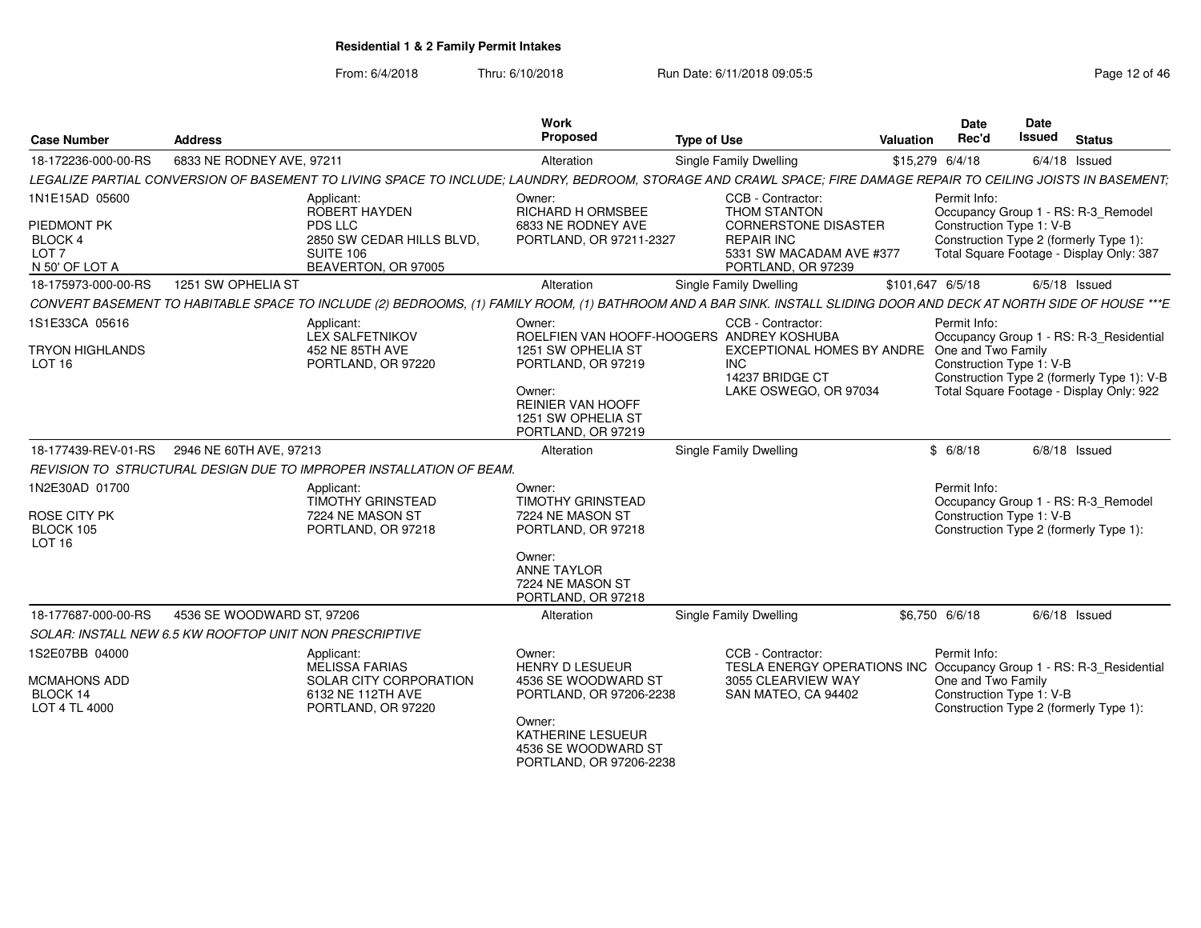## Residential 1 & 2 Family Permit Intakes

From: 6/4/2018 Thru: 6/10/2018 Run Date: 6/11/2018 09:05:5

| Case Number | Address | Work Proposed | Type of Use | Valuation | Date Rec'd | Date Issued | Status |
|---|---|---|---|---|---|---|---|
| 18-172236-000-00-RS | 6833 NE RODNEY AVE, 97211 | Alteration | Single Family Dwelling | $15,279 | 6/4/18 | 6/4/18 | Issued |

*LEGALIZE PARTIAL CONVERSION OF BASEMENT TO LIVING SPACE TO INCLUDE; LAUNDRY, BEDROOM, STORAGE AND CRAWL SPACE; FIRE DAMAGE REPAIR TO CEILING JOISTS IN BASEMENT;*

- 1N1E15AD 05600 — PIEDMONT PK, BLOCK 4, LOT 7, N 50' OF LOT A
- Applicant: ROBERT HAYDEN, PDS LLC, 2850 SW CEDAR HILLS BLVD, SUITE 106, BEAVERTON, OR 97005
- Owner: RICHARD H ORMSBEE, 6833 NE RODNEY AVE, PORTLAND, OR 97211-2327
- CCB - Contractor: THOM STANTON, CORNERSTONE DISASTER REPAIR INC, 5331 SW MACADAM AVE #377, PORTLAND, OR 97239
- Permit Info: Occupancy Group 1 - RS: R-3_Remodel; Construction Type 1: V-B; Construction Type 2 (formerly Type 1):; Total Square Footage - Display Only: 387

| Case Number | Address | Work Proposed | Type of Use | Valuation | Date Rec'd | Date Issued | Status |
|---|---|---|---|---|---|---|---|
| 18-175973-000-00-RS | 1251 SW OPHELIA ST | Alteration | Single Family Dwelling | $101,647 | 6/5/18 | 6/5/18 | Issued |

*CONVERT BASEMENT TO HABITABLE SPACE TO INCLUDE (2) BEDROOMS, (1) FAMILY ROOM, (1) BATHROOM AND A BAR SINK. INSTALL SLIDING DOOR AND DECK AT NORTH SIDE OF HOUSE ***E*

- 1S1E33CA 05616 — TRYON HIGHLANDS, LOT 16
- Applicant: LEX SALFETNIKOV, 452 NE 85TH AVE, PORTLAND, OR 97220
- Owner: ROELFIEN VAN HOOFF-HOOGERS, 1251 SW OPHELIA ST, PORTLAND, OR 97219
- Owner: REINIER VAN HOOFF, 1251 SW OPHELIA ST, PORTLAND, OR 97219
- CCB - Contractor: ANDREY KOSHUBA, EXCEPTIONAL HOMES BY ANDRE INC, 14237 BRIDGE CT, LAKE OSWEGO, OR 97034
- Permit Info: Occupancy Group 1 - RS: R-3_Residential One and Two Family; Construction Type 1: V-B; Construction Type 2 (formerly Type 1): V-B; Total Square Footage - Display Only: 922

| Case Number | Address | Work Proposed | Type of Use | Valuation | Date Rec'd | Date Issued | Status |
|---|---|---|---|---|---|---|---|
| 18-177439-REV-01-RS | 2946 NE 60TH AVE, 97213 | Alteration | Single Family Dwelling | $ | 6/8/18 | 6/8/18 | Issued |

*REVISION TO STRUCTURAL DESIGN DUE TO IMPROPER INSTALLATION OF BEAM.*

- 1N2E30AD 01700 — ROSE CITY PK, BLOCK 105, LOT 16
- Applicant: TIMOTHY GRINSTEAD, 7224 NE MASON ST, PORTLAND, OR 97218
- Owner: TIMOTHY GRINSTEAD, 7224 NE MASON ST, PORTLAND, OR 97218
- Owner: ANNE TAYLOR, 7224 NE MASON ST, PORTLAND, OR 97218
- Permit Info: Occupancy Group 1 - RS: R-3_Remodel; Construction Type 1: V-B; Construction Type 2 (formerly Type 1):

| Case Number | Address | Work Proposed | Type of Use | Valuation | Date Rec'd | Date Issued | Status |
|---|---|---|---|---|---|---|---|
| 18-177687-000-00-RS | 4536 SE WOODWARD ST, 97206 | Alteration | Single Family Dwelling | $6,750 | 6/6/18 | 6/6/18 | Issued |

*SOLAR: INSTALL NEW 6.5 KW ROOFTOP UNIT NON PRESCRIPTIVE*

- 1S2E07BB 04000 — MCMAHONS ADD, BLOCK 14, LOT 4 TL 4000
- Applicant: MELISSA FARIAS, SOLAR CITY CORPORATION, 6132 NE 112TH AVE, PORTLAND, OR 97220
- Owner: HENRY D LESUEUR, 4536 SE WOODWARD ST, PORTLAND, OR 97206-2238
- Owner: KATHERINE LESUEUR, 4536 SE WOODWARD ST, PORTLAND, OR 97206-2238
- CCB - Contractor: TESLA ENERGY OPERATIONS INC, 3055 CLEARVIEW WAY, SAN MATEO, CA 94402
- Permit Info: Occupancy Group 1 - RS: R-3_Residential One and Two Family; Construction Type 1: V-B; Construction Type 2 (formerly Type 1):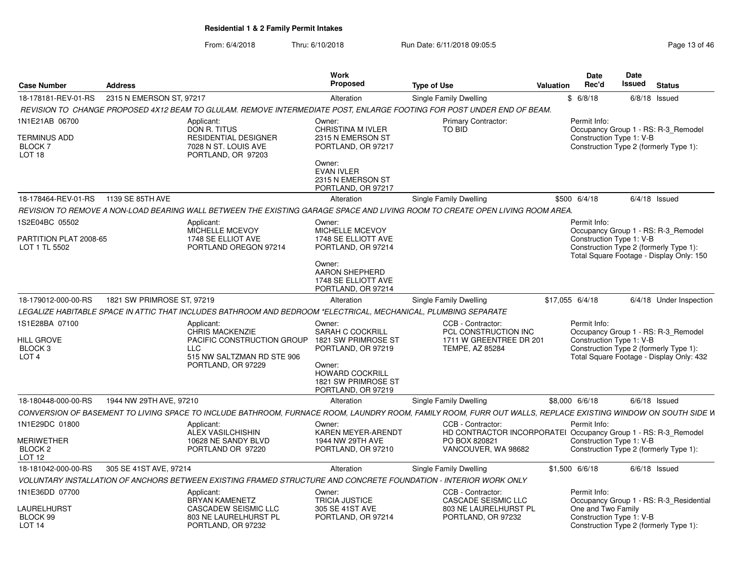**Residential 1 & 2 Family Permit Intakes**

From: 6/4/2018 Thru: 6/10/2018 Run Date: 6/11/2018 09:05:5

| Case Number | Address | Work Proposed | Type of Use | Valuation | Date Rec'd | Date Issued | Status |
|---|---|---|---|---|---|---|---|
| 18-178181-REV-01-RS | 2315 N EMERSON ST, 97217 | Alteration | Single Family Dwelling | $ | 6/8/18 | 6/8/18 | Issued |

*REVISION TO CHANGE PROPOSED 4X12 BEAM TO GLULAM. REMOVE INTERMEDIATE POST, ENLARGE FOOTING FOR POST UNDER END OF BEAM.*

1N1E21AB 06700
TERMINUS ADD
BLOCK 7
LOT 18

Applicant:
DON R. TITUS
RESIDENTIAL DESIGNER
7028 N ST. LOUIS AVE
PORTLAND, OR 97203

Owner:
CHRISTINA M IVLER
2315 N EMERSON ST
PORTLAND, OR 97217

Owner:
EVAN IVLER
2315 N EMERSON ST
PORTLAND, OR 97217

Primary Contractor:
TO BID

Permit Info:
Occupancy Group 1 - RS: R-3_Remodel
Construction Type 1: V-B
Construction Type 2 (formerly Type 1):

| Case Number | Address | Work Proposed | Type of Use | Valuation | Date Rec'd | Date Issued | Status |
|---|---|---|---|---|---|---|---|
| 18-178464-REV-01-RS | 1139 SE 85TH AVE | Alteration | Single Family Dwelling | $500 | 6/4/18 | 6/4/18 | Issued |

*REVISION TO REMOVE A NON-LOAD BEARING WALL BETWEEN THE EXISTING GARAGE SPACE AND LIVING ROOM TO CREATE OPEN LIVING ROOM AREA.*

1S2E04BC 05502
PARTITION PLAT 2008-65
LOT 1 TL 5502

Applicant:
MICHELLE MCEVOY
1748 SE ELLIOT AVE
PORTLAND OREGON 97214

Owner:
MICHELLE MCEVOY
1748 SE ELLIOTT AVE
PORTLAND, OR 97214

Owner:
AARON SHEPHERD
1748 SE ELLIOTT AVE
PORTLAND, OR 97214

Permit Info:
Occupancy Group 1 - RS: R-3_Remodel
Construction Type 1: V-B
Construction Type 2 (formerly Type 1):
Total Square Footage - Display Only: 150

| Case Number | Address | Work Proposed | Type of Use | Valuation | Date Rec'd | Date Issued | Status |
|---|---|---|---|---|---|---|---|
| 18-179012-000-00-RS | 1821 SW PRIMROSE ST, 97219 | Alteration | Single Family Dwelling | $17,055 | 6/4/18 | 6/4/18 | Under Inspection |

*LEGALIZE HABITABLE SPACE IN ATTIC THAT INCLUDES BATHROOM AND BEDROOM *ELECTRICAL, MECHANICAL, PLUMBING SEPARATE*

1S1E28BA 07100
HILL GROVE
BLOCK 3
LOT 4

Applicant:
CHRIS MACKENZIE
PACIFIC CONSTRUCTION GROUP LLC
515 NW SALTZMAN RD STE 906
PORTLAND, OR 97229

Owner:
SARAH C COCKRILL
1821 SW PRIMROSE ST
PORTLAND, OR 97219

Owner:
HOWARD COCKRILL
1821 SW PRIMROSE ST
PORTLAND, OR 97219

CCB - Contractor:
PCL CONSTRUCTION INC
1711 W GREENTREE DR 201
TEMPE, AZ 85284

Permit Info:
Occupancy Group 1 - RS: R-3_Remodel
Construction Type 1: V-B
Construction Type 2 (formerly Type 1):
Total Square Footage - Display Only: 432

| Case Number | Address | Work Proposed | Type of Use | Valuation | Date Rec'd | Date Issued | Status |
|---|---|---|---|---|---|---|---|
| 18-180448-000-00-RS | 1944 NW 29TH AVE, 97210 | Alteration | Single Family Dwelling | $8,000 | 6/6/18 | 6/6/18 | Issued |

*CONVERSION OF BASEMENT TO LIVING SPACE TO INCLUDE BATHROOM, FURNACE ROOM, LAUNDRY ROOM, FAMILY ROOM, FURR OUT WALLS, REPLACE EXISTING WINDOW ON SOUTH SIDE W*

1N1E29DC 01800
MERIWETHER
BLOCK 2
LOT 12

Applicant:
ALEX VASILCHISHIN
10628 NE SANDY BLVD
PORTLAND OR 97220

Owner:
KAREN MEYER-ARENDT
1944 NW 29TH AVE
PORTLAND, OR 97210

CCB - Contractor:
HD CONTRACTOR INCORPORATEI
PO BOX 820821
VANCOUVER, WA 98682

Permit Info:
Occupancy Group 1 - RS: R-3_Remodel
Construction Type 1: V-B
Construction Type 2 (formerly Type 1):

| Case Number | Address | Work Proposed | Type of Use | Valuation | Date Rec'd | Date Issued | Status |
|---|---|---|---|---|---|---|---|
| 18-181042-000-00-RS | 305 SE 41ST AVE, 97214 | Alteration | Single Family Dwelling | $1,500 | 6/6/18 | 6/6/18 | Issued |

*VOLUNTARY INSTALLATION OF ANCHORS BETWEEN EXISTING FRAMED STRUCTURE AND CONCRETE FOUNDATION - INTERIOR WORK ONLY*

1N1E36DD 07700
LAURELHURST
BLOCK 99
LOT 14

Applicant:
BRYAN KAMENETZ
CASCADEW SEISMIC LLC
803 NE LAURELHURST PL
PORTLAND, OR 97232

Owner:
TRICIA JUSTICE
305 SE 41ST AVE
PORTLAND, OR 97214

CCB - Contractor:
CASCADE SEISMIC LLC
803 NE LAURELHURST PL
PORTLAND, OR 97232

Permit Info:
Occupancy Group 1 - RS: R-3_Residential One and Two Family
Construction Type 1: V-B
Construction Type 2 (formerly Type 1):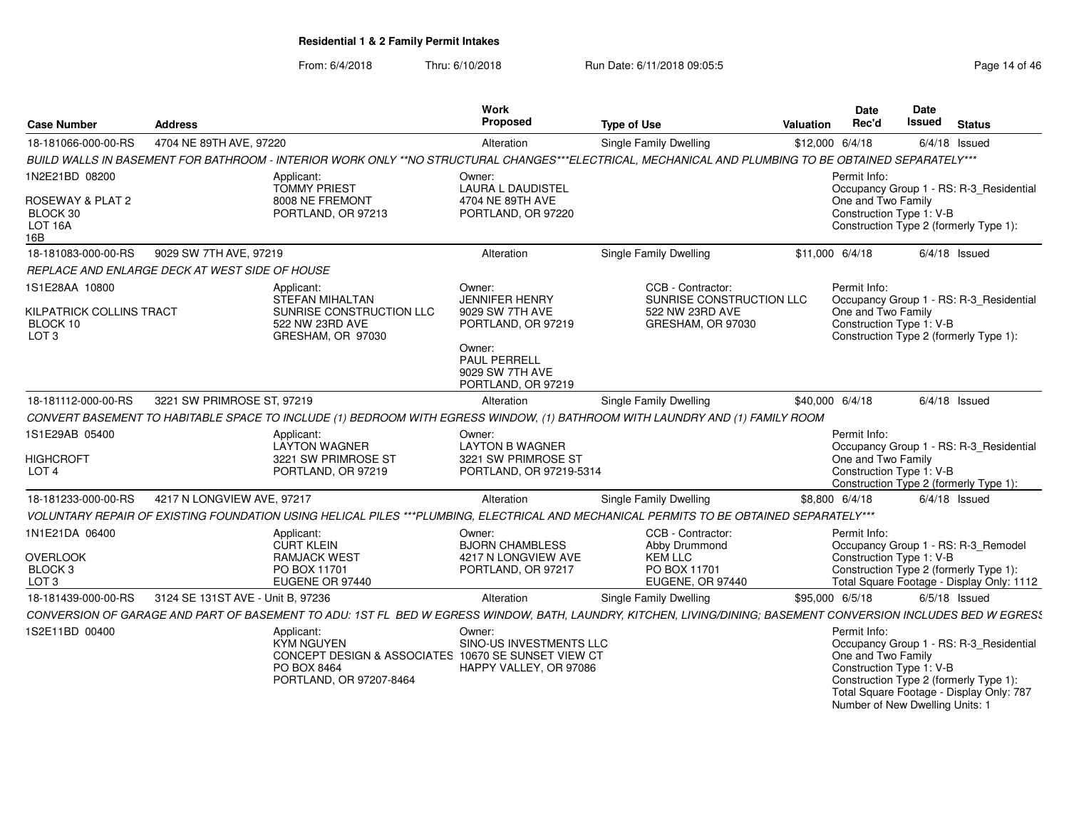**Residential 1 & 2 Family Permit Intakes**

From: 6/4/2018 Thru: 6/10/2018 Run Date: 6/11/2018 09:05:5

| Case Number | Address | Work Proposed | Type of Use | Valuation | Date Rec'd | Date Issued | Status |
|---|---|---|---|---|---|---|---|
| 18-181066-000-00-RS | 4704 NE 89TH AVE, 97220 | Alteration | Single Family Dwelling | $12,000 | 6/4/18 | 6/4/18 | Issued |
| BUILD WALLS IN BASEMENT FOR BATHROOM - INTERIOR WORK ONLY **NO STRUCTURAL CHANGES***ELECTRICAL, MECHANICAL AND PLUMBING TO BE OBTAINED SEPARATELY*** | | | | | | | |
| 1N2E21BD 08200<br>ROSEWAY & PLAT 2<br>BLOCK 30<br>LOT 16A<br>16B | Applicant:<br>TOMMY PRIEST<br>8008 NE FREMONT<br>PORTLAND, OR 97213 | Owner:<br>LAURA L DAUDISTEL<br>4704 NE 89TH AVE<br>PORTLAND, OR 97220 | | | Permit Info:<br>Occupancy Group 1 - RS: R-3_Residential<br>One and Two Family<br>Construction Type 1: V-B<br>Construction Type 2 (formerly Type 1): | | |
| 18-181083-000-00-RS | 9029 SW 7TH AVE, 97219 | Alteration | Single Family Dwelling | $11,000 | 6/4/18 | 6/4/18 | Issued |
| REPLACE AND ENLARGE DECK AT WEST SIDE OF HOUSE | | | | | | | |
| 1S1E28AA 10800<br>KILPATRICK COLLINS TRACT<br>BLOCK 10<br>LOT 3 | Applicant:<br>STEFAN MIHALTAN<br>SUNRISE CONSTRUCTION LLC<br>522 NW 23RD AVE<br>GRESHAM, OR 97030 | Owner:<br>JENNIFER HENRY<br>9029 SW 7TH AVE<br>PORTLAND, OR 97219<br>Owner:<br>PAUL PERRELL<br>9029 SW 7TH AVE<br>PORTLAND, OR 97219 | CCB - Contractor:<br>SUNRISE CONSTRUCTION LLC<br>522 NW 23RD AVE<br>GRESHAM, OR 97030 | | Permit Info:<br>Occupancy Group 1 - RS: R-3_Residential<br>One and Two Family<br>Construction Type 1: V-B<br>Construction Type 2 (formerly Type 1): | | |
| 18-181112-000-00-RS | 3221 SW PRIMROSE ST, 97219 | Alteration | Single Family Dwelling | $40,000 | 6/4/18 | 6/4/18 | Issued |
| CONVERT BASEMENT TO HABITABLE SPACE TO INCLUDE (1) BEDROOM WITH EGRESS WINDOW, (1) BATHROOM WITH LAUNDRY AND (1) FAMILY ROOM | | | | | | | |
| 1S1E29AB 05400<br>HIGHCROFT<br>LOT 4 | Applicant:<br>LAYTON WAGNER<br>3221 SW PRIMROSE ST<br>PORTLAND, OR 97219 | Owner:<br>LAYTON B WAGNER<br>3221 SW PRIMROSE ST<br>PORTLAND, OR 97219-5314 | | | Permit Info:<br>Occupancy Group 1 - RS: R-3_Residential<br>One and Two Family<br>Construction Type 1: V-B<br>Construction Type 2 (formerly Type 1): | | |
| 18-181233-000-00-RS | 4217 N LONGVIEW AVE, 97217 | Alteration | Single Family Dwelling | $8,800 | 6/4/18 | 6/4/18 | Issued |
| VOLUNTARY REPAIR OF EXISTING FOUNDATION USING HELICAL PILES ***PLUMBING, ELECTRICAL AND MECHANICAL PERMITS TO BE OBTAINED SEPARATELY*** | | | | | | | |
| 1N1E21DA 06400<br>OVERLOOK<br>BLOCK 3<br>LOT 3 | Applicant:<br>CURT KLEIN<br>RAMJACK WEST<br>PO BOX 11701<br>EUGENE OR 97440 | Owner:<br>BJORN CHAMBLESS<br>4217 N LONGVIEW AVE<br>PORTLAND, OR 97217 | CCB - Contractor:<br>Abby Drummond<br>KEM LLC<br>PO BOX 11701<br>EUGENE, OR 97440 | | Permit Info:<br>Occupancy Group 1 - RS: R-3_Remodel<br>Construction Type 1: V-B<br>Construction Type 2 (formerly Type 1):<br>Total Square Footage - Display Only: 1112 | | |
| 18-181439-000-00-RS | 3124 SE 131ST AVE - Unit B, 97236 | Alteration | Single Family Dwelling | $95,000 | 6/5/18 | 6/5/18 | Issued |
| CONVERSION OF GARAGE AND PART OF BASEMENT TO ADU: 1ST FL BED W EGRESS WINDOW, BATH, LAUNDRY, KITCHEN, LIVING/DINING; BASEMENT CONVERSION INCLUDES BED W EGRESS | | | | | | | |
| 1S2E11BD 00400 | Applicant:<br>KYM NGUYEN<br>CONCEPT DESIGN & ASSOCIATES<br>PO BOX 8464<br>PORTLAND, OR 97207-8464 | Owner:<br>SINO-US INVESTMENTS LLC<br>10670 SE SUNSET VIEW CT<br>HAPPY VALLEY, OR 97086 | | | Permit Info:<br>Occupancy Group 1 - RS: R-3_Residential<br>One and Two Family<br>Construction Type 1: V-B<br>Construction Type 2 (formerly Type 1):<br>Total Square Footage - Display Only: 787<br>Number of New Dwelling Units: 1 | | |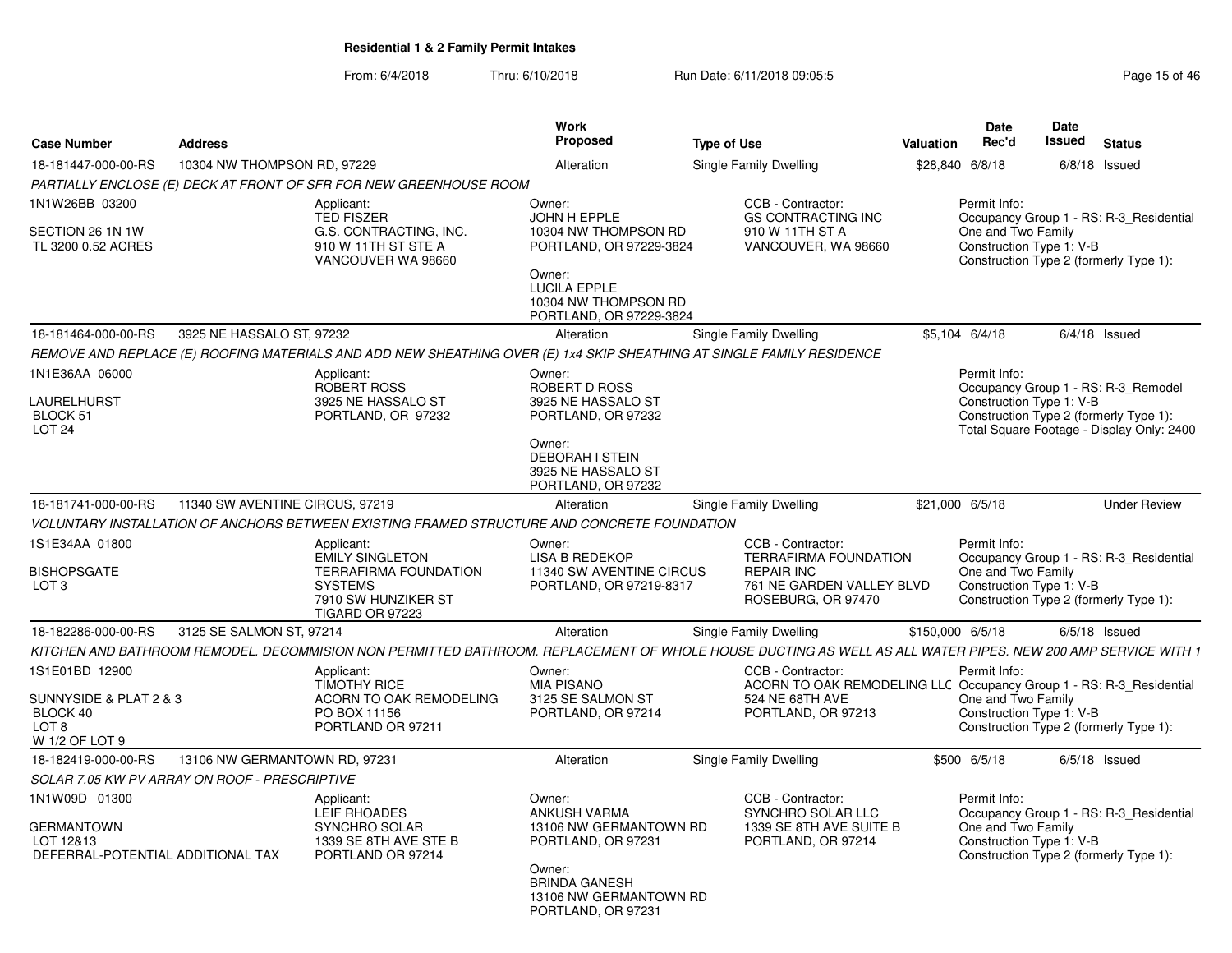**Residential 1 & 2 Family Permit Intakes**

From: 6/4/2018 Thru: 6/10/2018 Run Date: 6/11/2018 09:05:5

| Case Number | Address | Work Proposed | Type of Use | Valuation | Date Rec'd | Date Issued | Status |
|---|---|---|---|---|---|---|---|
| 18-181447-000-00-RS | 10304 NW THOMPSON RD, 97229 | Alteration | Single Family Dwelling | $28,840 | 6/8/18 | 6/8/18 | Issued |

*PARTIALLY ENCLOSE (E) DECK AT FRONT OF SFR FOR NEW GREENHOUSE ROOM*

1N1W26BB 03200
SECTION 26 1N 1W
TL 3200 0.52 ACRES

Applicant: TED FISZER, G.S. CONTRACTING, INC., 910 W 11TH ST STE A, VANCOUVER WA 98660

Owner: JOHN H EPPLE, 10304 NW THOMPSON RD, PORTLAND, OR 97229-3824

Owner: LUCILA EPPLE, 10304 NW THOMPSON RD, PORTLAND, OR 97229-3824

CCB - Contractor: GS CONTRACTING INC, 910 W 11TH ST A, VANCOUVER, WA 98660

Permit Info: Occupancy Group 1 - RS: R-3_Residential One and Two Family; Construction Type 1: V-B; Construction Type 2 (formerly Type 1):

---

| Case Number | Address | Work Proposed | Type of Use | Valuation | Date Rec'd | Date Issued | Status |
|---|---|---|---|---|---|---|---|
| 18-181464-000-00-RS | 3925 NE HASSALO ST, 97232 | Alteration | Single Family Dwelling | $5,104 | 6/4/18 | 6/4/18 | Issued |

*REMOVE AND REPLACE (E) ROOFING MATERIALS AND ADD NEW SHEATHING OVER (E) 1x4 SKIP SHEATHING AT SINGLE FAMILY RESIDENCE*

1N1E36AA 06000
LAURELHURST
BLOCK 51
LOT 24

Applicant: ROBERT ROSS, 3925 NE HASSALO ST, PORTLAND, OR 97232

Owner: ROBERT D ROSS, 3925 NE HASSALO ST, PORTLAND, OR 97232

Owner: DEBORAH I STEIN, 3925 NE HASSALO ST, PORTLAND, OR 97232

Permit Info: Occupancy Group 1 - RS: R-3_Remodel; Construction Type 1: V-B; Construction Type 2 (formerly Type 1):; Total Square Footage - Display Only: 2400

---

| Case Number | Address | Work Proposed | Type of Use | Valuation | Date Rec'd | Date Issued | Status |
|---|---|---|---|---|---|---|---|
| 18-181741-000-00-RS | 11340 SW AVENTINE CIRCUS, 97219 | Alteration | Single Family Dwelling | $21,000 | 6/5/18 | | Under Review |

*VOLUNTARY INSTALLATION OF ANCHORS BETWEEN EXISTING FRAMED STRUCTURE AND CONCRETE FOUNDATION*

1S1E34AA 01800
BISHOPSGATE
LOT 3

Applicant: EMILY SINGLETON, TERRAFIRMA FOUNDATION SYSTEMS, 7910 SW HUNZIKER ST, TIGARD OR 97223

Owner: LISA B REDEKOP, 11340 SW AVENTINE CIRCUS, PORTLAND, OR 97219-8317

CCB - Contractor: TERRAFIRMA FOUNDATION REPAIR INC, 761 NE GARDEN VALLEY BLVD, ROSEBURG, OR 97470

Permit Info: Occupancy Group 1 - RS: R-3_Residential One and Two Family; Construction Type 1: V-B; Construction Type 2 (formerly Type 1):

---

| Case Number | Address | Work Proposed | Type of Use | Valuation | Date Rec'd | Date Issued | Status |
|---|---|---|---|---|---|---|---|
| 18-182286-000-00-RS | 3125 SE SALMON ST, 97214 | Alteration | Single Family Dwelling | $150,000 | 6/5/18 | 6/5/18 | Issued |

*KITCHEN AND BATHROOM REMODEL. DECOMMISION NON PERMITTED BATHROOM. REPLACEMENT OF WHOLE HOUSE DUCTING AS WELL AS ALL WATER PIPES. NEW 200 AMP SERVICE WITH 1*

1S1E01BD 12900
SUNNYSIDE & PLAT 2 & 3
BLOCK 40
LOT 8
W 1/2 OF LOT 9

Applicant: TIMOTHY RICE, ACORN TO OAK REMODELING, PO BOX 11156, PORTLAND OR 97211

Owner: MIA PISANO, 3125 SE SALMON ST, PORTLAND, OR 97214

CCB - Contractor: ACORN TO OAK REMODELING LLC, 524 NE 68TH AVE, PORTLAND, OR 97213

Permit Info: Occupancy Group 1 - RS: R-3_Residential One and Two Family; Construction Type 1: V-B; Construction Type 2 (formerly Type 1):

---

| Case Number | Address | Work Proposed | Type of Use | Valuation | Date Rec'd | Date Issued | Status |
|---|---|---|---|---|---|---|---|
| 18-182419-000-00-RS | 13106 NW GERMANTOWN RD, 97231 | Alteration | Single Family Dwelling | $500 | 6/5/18 | 6/5/18 | Issued |

*SOLAR 7.05 KW PV ARRAY ON ROOF - PRESCRIPTIVE*

1N1W09D 01300
GERMANTOWN
LOT 12&13
DEFERRAL-POTENTIAL ADDITIONAL TAX

Applicant: LEIF RHOADES, SYNCHRO SOLAR, 1339 SE 8TH AVE STE B, PORTLAND OR 97214

Owner: ANKUSH VARMA, 13106 NW GERMANTOWN RD, PORTLAND, OR 97231

Owner: BRINDA GANESH, 13106 NW GERMANTOWN RD, PORTLAND, OR 97231

CCB - Contractor: SYNCHRO SOLAR LLC, 1339 SE 8TH AVE SUITE B, PORTLAND, OR 97214

Permit Info: Occupancy Group 1 - RS: R-3_Residential One and Two Family; Construction Type 1: V-B; Construction Type 2 (formerly Type 1):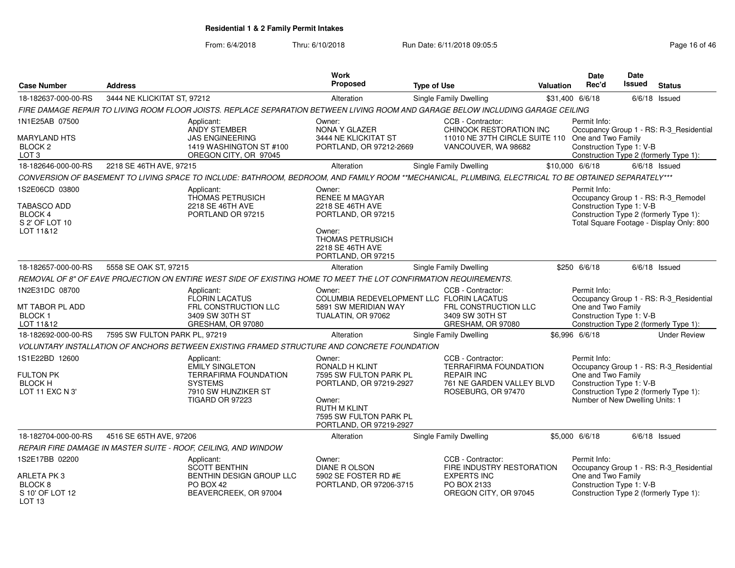# Residential 1 & 2 Family Permit Intakes

From: 6/4/2018 Thru: 6/10/2018 Run Date: 6/11/2018 09:05:5

| Case Number | Address | Work Proposed | Type of Use | Valuation | Date Rec'd | Date Issued | Status |
|---|---|---|---|---|---|---|---|
| 18-182637-000-00-RS | 3444 NE KLICKITAT ST, 97212 | Alteration | Single Family Dwelling | $31,400 | 6/6/18 | 6/6/18 | Issued |

FIRE DAMAGE REPAIR TO LIVING ROOM FLOOR JOISTS. REPLACE SEPARATION BETWEEN LIVING ROOM AND GARAGE BELOW INCLUDING GARAGE CEILING

- 1N1E25AB 07500, MARYLAND HTS, BLOCK 2, LOT 3
- Applicant: ANDY STEMBER, JAS ENGINEERING, 1419 WASHINGTON ST #100, OREGON CITY, OR 97045
- Owner: NONA Y GLAZER, 3444 NE KLICKITAT ST, PORTLAND, OR 97212-2669
- CCB - Contractor: CHINOOK RESTORATION INC, 11010 NE 37TH CIRCLE SUITE 110, VANCOUVER, WA 98682
- Permit Info: Occupancy Group 1 - RS: R-3_Residential One and Two Family; Construction Type 1: V-B; Construction Type 2 (formerly Type 1):

| Case Number | Address | Work Proposed | Type of Use | Valuation | Date Rec'd | Date Issued | Status |
|---|---|---|---|---|---|---|---|
| 18-182646-000-00-RS | 2218 SE 46TH AVE, 97215 | Alteration | Single Family Dwelling | $10,000 | 6/6/18 | 6/6/18 | Issued |

CONVERSION OF BASEMENT TO LIVING SPACE TO INCLUDE: BATHROOM, BEDROOM, AND FAMILY ROOM **MECHANICAL, PLUMBING, ELECTRICAL TO BE OBTAINED SEPARATELY***

- 1S2E06CD 03800, TABASCO ADD, BLOCK 4, S 2' OF LOT 10, LOT 11&12
- Applicant: THOMAS PETRUSICH, 2218 SE 46TH AVE, PORTLAND OR 97215
- Owner: RENEE M MAGYAR, 2218 SE 46TH AVE, PORTLAND, OR 97215
- Owner: THOMAS PETRUSICH, 2218 SE 46TH AVE, PORTLAND, OR 97215
- Permit Info: Occupancy Group 1 - RS: R-3_Remodel; Construction Type 1: V-B; Construction Type 2 (formerly Type 1):; Total Square Footage - Display Only: 800

| Case Number | Address | Work Proposed | Type of Use | Valuation | Date Rec'd | Date Issued | Status |
|---|---|---|---|---|---|---|---|
| 18-182657-000-00-RS | 5558 SE OAK ST, 97215 | Alteration | Single Family Dwelling | $250 | 6/6/18 | 6/6/18 | Issued |

REMOVAL OF 8" OF EAVE PROJECTION ON ENTIRE WEST SIDE OF EXISTING HOME TO MEET THE LOT CONFIRMATION REQUIREMENTS.

- 1N2E31DC 08700, MT TABOR PL ADD, BLOCK 1, LOT 11&12
- Applicant: FLORIN LACATUS, FRL CONSTRUCTION LLC, 3409 SW 30TH ST, GRESHAM, OR 97080
- Owner: COLUMBIA REDEVELOPMENT LLC, 5891 SW MERIDIAN WAY, TUALATIN, OR 97062
- CCB - Contractor: FLORIN LACATUS, FRL CONSTRUCTION LLC, 3409 SW 30TH ST, GRESHAM, OR 97080
- Permit Info: Occupancy Group 1 - RS: R-3_Residential One and Two Family; Construction Type 1: V-B; Construction Type 2 (formerly Type 1):

| Case Number | Address | Work Proposed | Type of Use | Valuation | Date Rec'd | Date Issued | Status |
|---|---|---|---|---|---|---|---|
| 18-182692-000-00-RS | 7595 SW FULTON PARK PL, 97219 | Alteration | Single Family Dwelling | $6,996 | 6/6/18 | | Under Review |

VOLUNTARY INSTALLATION OF ANCHORS BETWEEN EXISTING FRAMED STRUCTURE AND CONCRETE FOUNDATION

- 1S1E22BD 12600, FULTON PK, BLOCK H, LOT 11 EXC N 3'
- Applicant: EMILY SINGLETON, TERRAFIRMA FOUNDATION SYSTEMS, 7910 SW HUNZIKER ST, TIGARD OR 97223
- Owner: RONALD H KLINT, 7595 SW FULTON PARK PL, PORTLAND, OR 97219-2927
- Owner: RUTH M KLINT, 7595 SW FULTON PARK PL, PORTLAND, OR 97219-2927
- CCB - Contractor: TERRAFIRMA FOUNDATION REPAIR INC, 761 NE GARDEN VALLEY BLVD, ROSEBURG, OR 97470
- Permit Info: Occupancy Group 1 - RS: R-3_Residential One and Two Family; Construction Type 1: V-B; Construction Type 2 (formerly Type 1):; Number of New Dwelling Units: 1

| Case Number | Address | Work Proposed | Type of Use | Valuation | Date Rec'd | Date Issued | Status |
|---|---|---|---|---|---|---|---|
| 18-182704-000-00-RS | 4516 SE 65TH AVE, 97206 | Alteration | Single Family Dwelling | $5,000 | 6/6/18 | 6/6/18 | Issued |

REPAIR FIRE DAMAGE IN MASTER SUITE - ROOF, CEILING, AND WINDOW

- 1S2E17BB 02200, ARLETA PK 3, BLOCK 8, S 10' OF LOT 12, LOT 13
- Applicant: SCOTT BENTHIN, BENTHIN DESIGN GROUP LLC, PO BOX 42, BEAVERCREEK, OR 97004
- Owner: DIANE R OLSON, 5902 SE FOSTER RD #E, PORTLAND, OR 97206-3715
- CCB - Contractor: FIRE INDUSTRY RESTORATION EXPERTS INC, PO BOX 2133, OREGON CITY, OR 97045
- Permit Info: Occupancy Group 1 - RS: R-3_Residential One and Two Family; Construction Type 1: V-B; Construction Type 2 (formerly Type 1):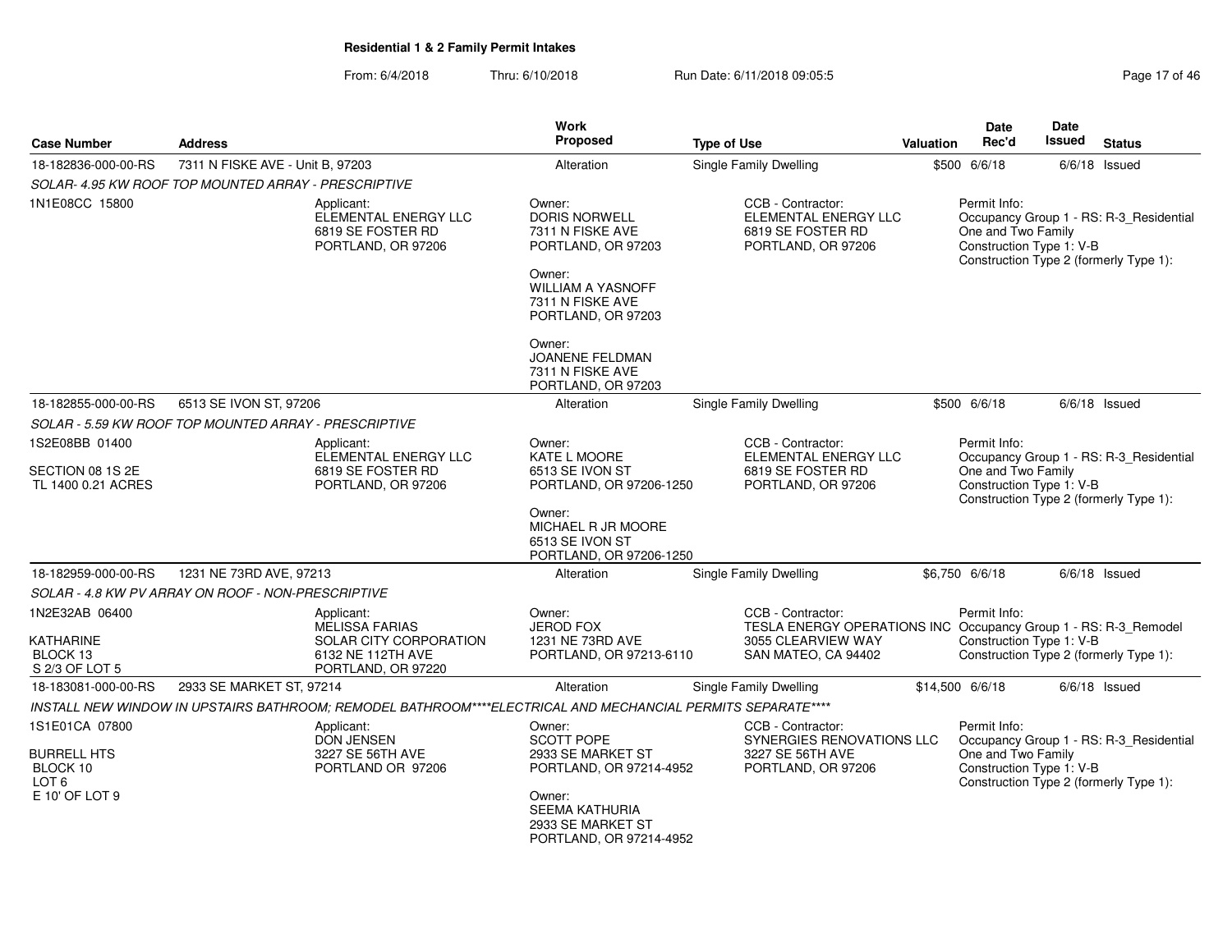**Residential 1 & 2 Family Permit Intakes**

From: 6/4/2018 Thru: 6/10/2018 Run Date: 6/11/2018 09:05:5

| Case Number | Address | Work Proposed | Type of Use | Valuation | Date Rec'd | Date Issued | Status |
|---|---|---|---|---|---|---|---|
| 18-182836-000-00-RS | 7311 N FISKE AVE - Unit B, 97203 | Alteration | Single Family Dwelling | $500 | 6/6/18 | 6/6/18 | Issued |

*SOLAR- 4.95 KW ROOF TOP MOUNTED ARRAY - PRESCRIPTIVE*

1N1E08CC 15800

Applicant: ELEMENTAL ENERGY LLC, 6819 SE FOSTER RD, PORTLAND, OR 97206

Owner: DORIS NORWELL, 7311 N FISKE AVE, PORTLAND, OR 97203

Owner: WILLIAM A YASNOFF, 7311 N FISKE AVE, PORTLAND, OR 97203

Owner: JOANENE FELDMAN, 7311 N FISKE AVE, PORTLAND, OR 97203

CCB - Contractor: ELEMENTAL ENERGY LLC, 6819 SE FOSTER RD, PORTLAND, OR 97206

Permit Info: Occupancy Group 1 - RS: R-3_Residential One and Two Family; Construction Type 1: V-B; Construction Type 2 (formerly Type 1):

| Case Number | Address | Work Proposed | Type of Use | Valuation | Date Rec'd | Date Issued | Status |
|---|---|---|---|---|---|---|---|
| 18-182855-000-00-RS | 6513 SE IVON ST, 97206 | Alteration | Single Family Dwelling | $500 | 6/6/18 | 6/6/18 | Issued |

*SOLAR - 5.59 KW ROOF TOP MOUNTED ARRAY - PRESCRIPTIVE*

1S2E08BB 01400
SECTION 08 1S 2E
TL 1400 0.21 ACRES

Applicant: ELEMENTAL ENERGY LLC, 6819 SE FOSTER RD, PORTLAND, OR 97206

Owner: KATE L MOORE, 6513 SE IVON ST, PORTLAND, OR 97206-1250

Owner: MICHAEL R JR MOORE, 6513 SE IVON ST, PORTLAND, OR 97206-1250

CCB - Contractor: ELEMENTAL ENERGY LLC, 6819 SE FOSTER RD, PORTLAND, OR 97206

Permit Info: Occupancy Group 1 - RS: R-3_Residential One and Two Family; Construction Type 1: V-B; Construction Type 2 (formerly Type 1):

| Case Number | Address | Work Proposed | Type of Use | Valuation | Date Rec'd | Date Issued | Status |
|---|---|---|---|---|---|---|---|
| 18-182959-000-00-RS | 1231 NE 73RD AVE, 97213 | Alteration | Single Family Dwelling | $6,750 | 6/6/18 | 6/6/18 | Issued |

*SOLAR - 4.8 KW PV ARRAY ON ROOF - NON-PRESCRIPTIVE*

1N2E32AB 06400
KATHARINE
BLOCK 13
S 2/3 OF LOT 5

Applicant: MELISSA FARIAS, SOLAR CITY CORPORATION, 6132 NE 112TH AVE, PORTLAND, OR 97220

Owner: JEROD FOX, 1231 NE 73RD AVE, PORTLAND, OR 97213-6110

CCB - Contractor: TESLA ENERGY OPERATIONS INC, 3055 CLEARVIEW WAY, SAN MATEO, CA 94402

Permit Info: Occupancy Group 1 - RS: R-3_Remodel; Construction Type 1: V-B; Construction Type 2 (formerly Type 1):

| Case Number | Address | Work Proposed | Type of Use | Valuation | Date Rec'd | Date Issued | Status |
|---|---|---|---|---|---|---|---|
| 18-183081-000-00-RS | 2933 SE MARKET ST, 97214 | Alteration | Single Family Dwelling | $14,500 | 6/6/18 | 6/6/18 | Issued |

*INSTALL NEW WINDOW IN UPSTAIRS BATHROOM; REMODEL BATHROOM****ELECTRICAL AND MECHANCIAL PERMITS SEPARATE*****

1S1E01CA 07800
BURRELL HTS
BLOCK 10
LOT 6
E 10' OF LOT 9

Applicant: DON JENSEN, 3227 SE 56TH AVE, PORTLAND OR 97206

Owner: SCOTT POPE, 2933 SE MARKET ST, PORTLAND, OR 97214-4952

Owner: SEEMA KATHURIA, 2933 SE MARKET ST, PORTLAND, OR 97214-4952

CCB - Contractor: SYNERGIES RENOVATIONS LLC, 3227 SE 56TH AVE, PORTLAND, OR 97206

Permit Info: Occupancy Group 1 - RS: R-3_Residential One and Two Family; Construction Type 1: V-B; Construction Type 2 (formerly Type 1):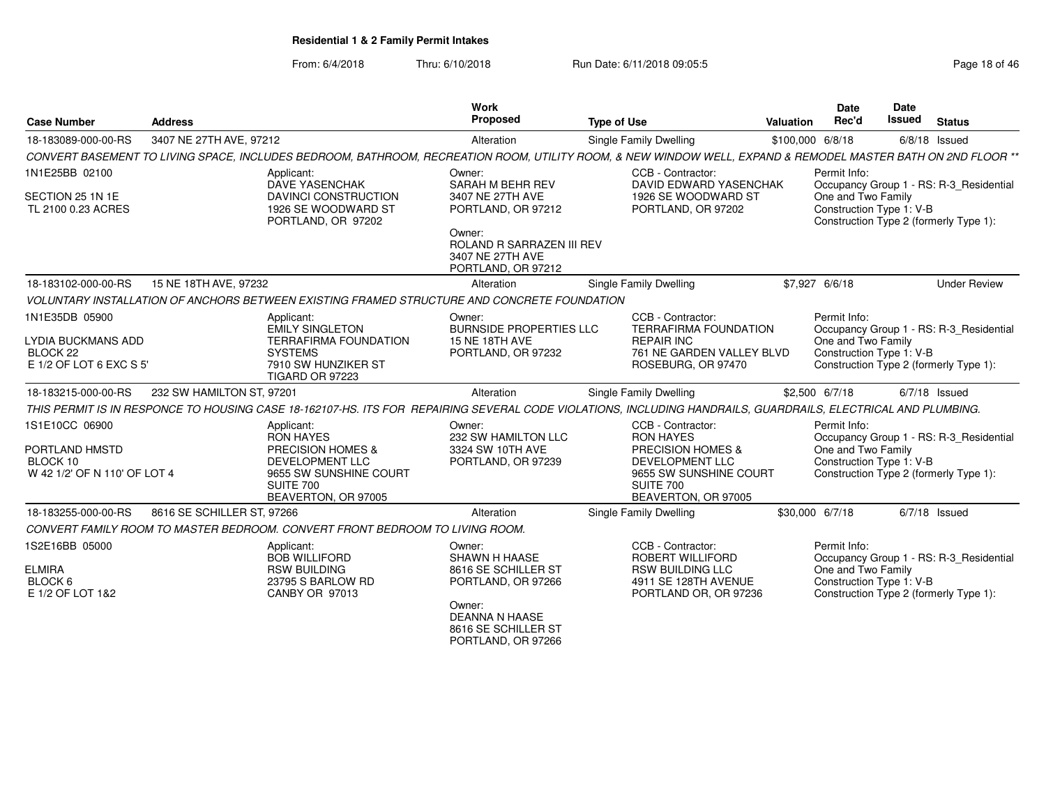**Residential 1 & 2 Family Permit Intakes**

From: 6/4/2018 Thru: 6/10/2018 Run Date: 6/11/2018 09:05:5

| Case Number | Address | Work Proposed | Type of Use | Valuation | Date Rec'd | Date Issued | Status |
|---|---|---|---|---|---|---|---|
| 18-183089-000-00-RS | 3407 NE 27TH AVE, 97212 | Alteration | Single Family Dwelling | $100,000 | 6/8/18 | 6/8/18 | Issued |

CONVERT BASEMENT TO LIVING SPACE, INCLUDES BEDROOM, BATHROOM, RECREATION ROOM, UTILITY ROOM, & NEW WINDOW WELL, EXPAND & REMODEL MASTER BATH ON 2ND FLOOR **

1N1E25BB 02100
SECTION 25 1N 1E
TL 2100 0.23 ACRES

Applicant:
DAVE YASENCHAK
DAVINCI CONSTRUCTION
1926 SE WOODWARD ST
PORTLAND, OR 97202

Owner:
SARAH M BEHR REV
3407 NE 27TH AVE
PORTLAND, OR 97212

Owner:
ROLAND R SARRAZEN III REV
3407 NE 27TH AVE
PORTLAND, OR 97212

CCB - Contractor:
DAVID EDWARD YASENCHAK
1926 SE WOODWARD ST
PORTLAND, OR 97202

Permit Info:
Occupancy Group 1 - RS: R-3_Residential One and Two Family
Construction Type 1: V-B
Construction Type 2 (formerly Type 1):

| Case Number | Address | Work Proposed | Type of Use | Valuation | Date Rec'd | Date Issued | Status |
|---|---|---|---|---|---|---|---|
| 18-183102-000-00-RS | 15 NE 18TH AVE, 97232 | Alteration | Single Family Dwelling | $7,927 | 6/6/18 | | Under Review |

VOLUNTARY INSTALLATION OF ANCHORS BETWEEN EXISTING FRAMED STRUCTURE AND CONCRETE FOUNDATION

1N1E35DB 05900
LYDIA BUCKMANS ADD
BLOCK 22
E 1/2 OF LOT 6 EXC S 5'

Applicant:
EMILY SINGLETON
TERRAFIRMA FOUNDATION SYSTEMS
7910 SW HUNZIKER ST
TIGARD OR 97223

Owner:
BURNSIDE PROPERTIES LLC
15 NE 18TH AVE
PORTLAND, OR 97232

CCB - Contractor:
TERRAFIRMA FOUNDATION REPAIR INC
761 NE GARDEN VALLEY BLVD
ROSEBURG, OR 97470

Permit Info:
Occupancy Group 1 - RS: R-3_Residential One and Two Family
Construction Type 1: V-B
Construction Type 2 (formerly Type 1):

| Case Number | Address | Work Proposed | Type of Use | Valuation | Date Rec'd | Date Issued | Status |
|---|---|---|---|---|---|---|---|
| 18-183215-000-00-RS | 232 SW HAMILTON ST, 97201 | Alteration | Single Family Dwelling | $2,500 | 6/7/18 | 6/7/18 | Issued |

THIS PERMIT IS IN RESPONCE TO HOUSING CASE 18-162107-HS. ITS FOR REPAIRING SEVERAL CODE VIOLATIONS, INCLUDING HANDRAILS, GUARDRAILS, ELECTRICAL AND PLUMBING.

1S1E10CC 06900
PORTLAND HMSTD
BLOCK 10
W 42 1/2' OF N 110' OF LOT 4

Applicant:
RON HAYES
PRECISION HOMES & DEVELOPMENT LLC
9655 SW SUNSHINE COURT
SUITE 700
BEAVERTON, OR 97005

Owner:
232 SW HAMILTON LLC
3324 SW 10TH AVE
PORTLAND, OR 97239

CCB - Contractor:
RON HAYES
PRECISION HOMES & DEVELOPMENT LLC
9655 SW SUNSHINE COURT
SUITE 700
BEAVERTON, OR 97005

Permit Info:
Occupancy Group 1 - RS: R-3_Residential One and Two Family
Construction Type 1: V-B
Construction Type 2 (formerly Type 1):

| Case Number | Address | Work Proposed | Type of Use | Valuation | Date Rec'd | Date Issued | Status |
|---|---|---|---|---|---|---|---|
| 18-183255-000-00-RS | 8616 SE SCHILLER ST, 97266 | Alteration | Single Family Dwelling | $30,000 | 6/7/18 | 6/7/18 | Issued |

CONVERT FAMILY ROOM TO MASTER BEDROOM. CONVERT FRONT BEDROOM TO LIVING ROOM.

1S2E16BB 05000
ELMIRA
BLOCK 6
E 1/2 OF LOT 1&2

Applicant:
BOB WILLIFORD
RSW BUILDING
23795 S BARLOW RD
CANBY OR 97013

Owner:
SHAWN H HAASE
8616 SE SCHILLER ST
PORTLAND, OR 97266

Owner:
DEANNA N HAASE
8616 SE SCHILLER ST
PORTLAND, OR 97266

CCB - Contractor:
ROBERT WILLIFORD
RSW BUILDING LLC
4911 SE 128TH AVENUE
PORTLAND OR, OR 97236

Permit Info:
Occupancy Group 1 - RS: R-3_Residential One and Two Family
Construction Type 1: V-B
Construction Type 2 (formerly Type 1):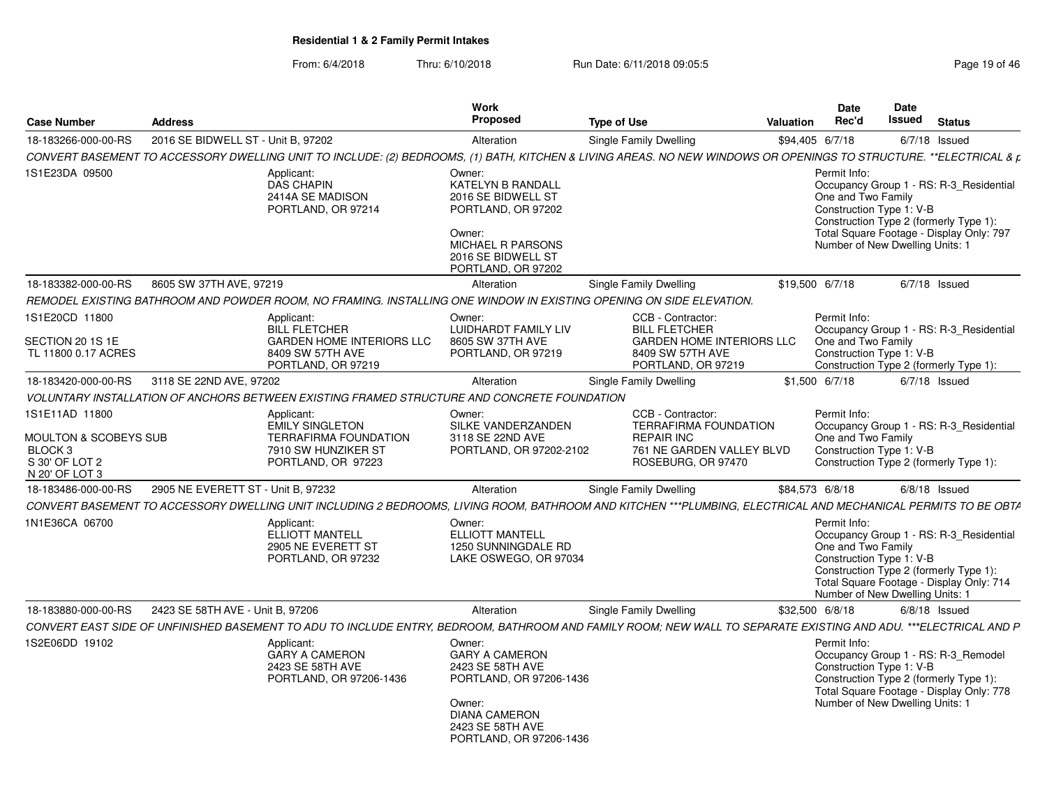**Residential 1 & 2 Family Permit Intakes**

From: 6/4/2018 Thru: 6/10/2018 Run Date: 6/11/2018 09:05:5

| Case Number | Address | Work Proposed | Type of Use | Valuation | Date Rec'd | Date Issued | Status |
|---|---|---|---|---|---|---|---|
| 18-183266-000-00-RS | 2016 SE BIDWELL ST - Unit B, 97202 | Alteration | Single Family Dwelling | $94,405 | 6/7/18 | 6/7/18 | Issued |

*CONVERT BASEMENT TO ACCESSORY DWELLING UNIT TO INCLUDE: (2) BEDROOMS, (1) BATH, KITCHEN & LIVING AREAS. NO NEW WINDOWS OR OPENINGS TO STRUCTURE. **ELECTRICAL & P*

1S1E23DA 09500

Applicant:
DAS CHAPIN
2414A SE MADISON
PORTLAND, OR 97214

Owner:
KATELYN B RANDALL
2016 SE BIDWELL ST
PORTLAND, OR 97202

Owner:
MICHAEL R PARSONS
2016 SE BIDWELL ST
PORTLAND, OR 97202

Permit Info:
Occupancy Group 1 - RS: R-3_Residential One and Two Family
Construction Type 1: V-B
Construction Type 2 (formerly Type 1):
Total Square Footage - Display Only: 797
Number of New Dwelling Units: 1

| Case Number | Address | Work Proposed | Type of Use | Valuation | Date Rec'd | Date Issued | Status |
|---|---|---|---|---|---|---|---|
| 18-183382-000-00-RS | 8605 SW 37TH AVE, 97219 | Alteration | Single Family Dwelling | $19,500 | 6/7/18 | 6/7/18 | Issued |

*REMODEL EXISTING BATHROOM AND POWDER ROOM, NO FRAMING. INSTALLING ONE WINDOW IN EXISTING OPENING ON SIDE ELEVATION.*

1S1E20CD 11800

SECTION 20 1S 1E
TL 11800 0.17 ACRES

Applicant:
BILL FLETCHER
GARDEN HOME INTERIORS LLC
8409 SW 57TH AVE
PORTLAND, OR 97219

Owner:
LUIDHARDT FAMILY LIV
8605 SW 37TH AVE
PORTLAND, OR 97219

CCB - Contractor:
BILL FLETCHER
GARDEN HOME INTERIORS LLC
8409 SW 57TH AVE
PORTLAND, OR 97219

Permit Info:
Occupancy Group 1 - RS: R-3_Residential One and Two Family
Construction Type 1: V-B
Construction Type 2 (formerly Type 1):

| Case Number | Address | Work Proposed | Type of Use | Valuation | Date Rec'd | Date Issued | Status |
|---|---|---|---|---|---|---|---|
| 18-183420-000-00-RS | 3118 SE 22ND AVE, 97202 | Alteration | Single Family Dwelling | $1,500 | 6/7/18 | 6/7/18 | Issued |

*VOLUNTARY INSTALLATION OF ANCHORS BETWEEN EXISTING FRAMED STRUCTURE AND CONCRETE FOUNDATION*

1S1E11AD 11800

MOULTON & SCOBEYS SUB
BLOCK 3
S 30' OF LOT 2
N 20' OF LOT 3

Applicant:
EMILY SINGLETON
TERRAFIRMA FOUNDATION
7910 SW HUNZIKER ST
PORTLAND, OR 97223

Owner:
SILKE VANDERZANDEN
3118 SE 22ND AVE
PORTLAND, OR 97202-2102

CCB - Contractor:
TERRAFIRMA FOUNDATION REPAIR INC
761 NE GARDEN VALLEY BLVD
ROSEBURG, OR 97470

Permit Info:
Occupancy Group 1 - RS: R-3_Residential One and Two Family
Construction Type 1: V-B
Construction Type 2 (formerly Type 1):

| Case Number | Address | Work Proposed | Type of Use | Valuation | Date Rec'd | Date Issued | Status |
|---|---|---|---|---|---|---|---|
| 18-183486-000-00-RS | 2905 NE EVERETT ST - Unit B, 97232 | Alteration | Single Family Dwelling | $84,573 | 6/8/18 | 6/8/18 | Issued |

*CONVERT BASEMENT TO ACCESSORY DWELLING UNIT INCLUDING 2 BEDROOMS, LIVING ROOM, BATHROOM AND KITCHEN ***PLUMBING, ELECTRICAL AND MECHANICAL PERMITS TO BE OBTA*

1N1E36CA 06700

Applicant:
ELLIOTT MANTELL
2905 NE EVERETT ST
PORTLAND, OR 97232

Owner:
ELLIOTT MANTELL
1250 SUNNINGDALE RD
LAKE OSWEGO, OR 97034

Permit Info:
Occupancy Group 1 - RS: R-3_Residential One and Two Family
Construction Type 1: V-B
Construction Type 2 (formerly Type 1):
Total Square Footage - Display Only: 714
Number of New Dwelling Units: 1

| Case Number | Address | Work Proposed | Type of Use | Valuation | Date Rec'd | Date Issued | Status |
|---|---|---|---|---|---|---|---|
| 18-183880-000-00-RS | 2423 SE 58TH AVE - Unit B, 97206 | Alteration | Single Family Dwelling | $32,500 | 6/8/18 | 6/8/18 | Issued |

*CONVERT EAST SIDE OF UNFINISHED BASEMENT TO ADU TO INCLUDE ENTRY, BEDROOM, BATHROOM AND FAMILY ROOM; NEW WALL TO SEPARATE EXISTING AND ADU. ***ELECTRICAL AND P*

1S2E06DD 19102

Applicant:
GARY A CAMERON
2423 SE 58TH AVE
PORTLAND, OR 97206-1436

Owner:
GARY A CAMERON
2423 SE 58TH AVE
PORTLAND, OR 97206-1436

Owner:
DIANA CAMERON
2423 SE 58TH AVE
PORTLAND, OR 97206-1436

Permit Info:
Occupancy Group 1 - RS: R-3_Remodel
Construction Type 1: V-B
Construction Type 2 (formerly Type 1):
Total Square Footage - Display Only: 778
Number of New Dwelling Units: 1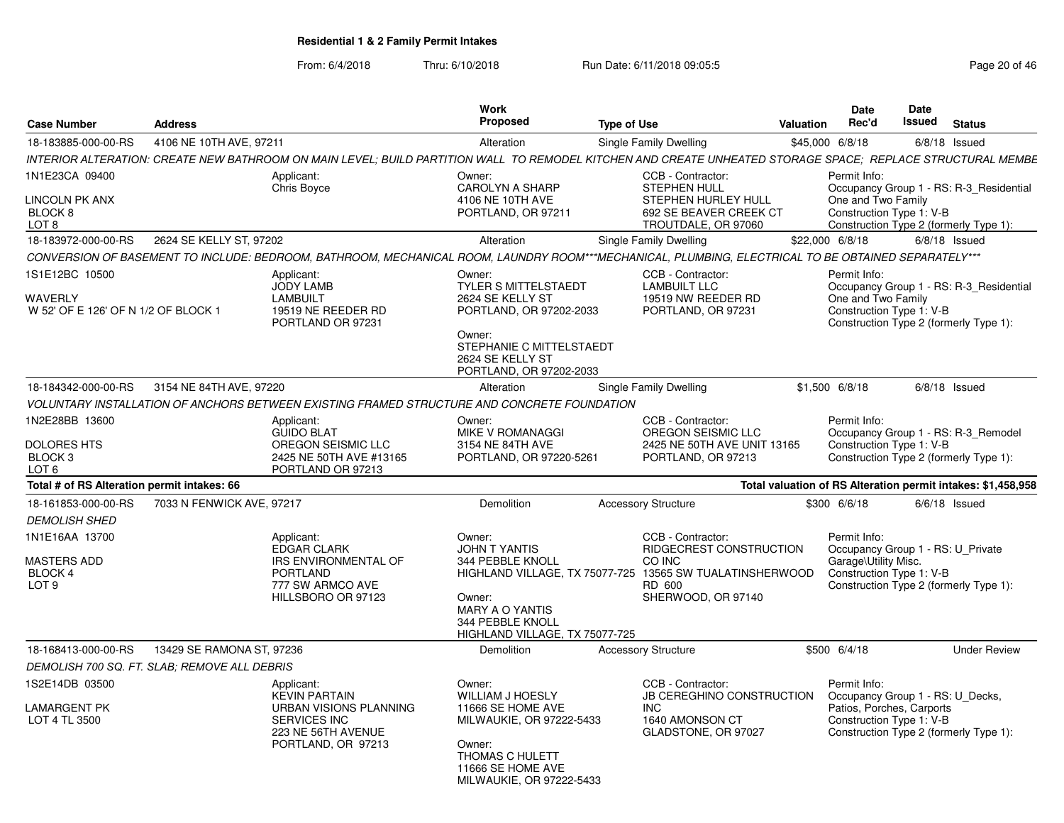**Residential 1 & 2 Family Permit Intakes**

From: 6/4/2018 Thru: 6/10/2018 Run Date: 6/11/2018 09:05:5

| Case Number | Address | Work Proposed | Type of Use | Valuation | Date Rec'd | Date Issued | Status |
|---|---|---|---|---|---|---|---|
| 18-183885-000-00-RS | 4106 NE 10TH AVE, 97211 | Alteration | Single Family Dwelling | $45,000 | 6/8/18 | 6/8/18 | Issued |

*INTERIOR ALTERATION: CREATE NEW BATHROOM ON MAIN LEVEL; BUILD PARTITION WALL TO REMODEL KITCHEN AND CREATE UNHEATED STORAGE SPACE; REPLACE STRUCTURAL MEMBE*

1N1E23CA 09400
LINCOLN PK ANX
BLOCK 8
LOT 8

Applicant: Chris Boyce

Owner: CAROLYN A SHARP, 4106 NE 10TH AVE, PORTLAND, OR 97211

CCB - Contractor: STEPHEN HULL, STEPHEN HURLEY HULL, 692 SE BEAVER CREEK CT, TROUTDALE, OR 97060

Permit Info: Occupancy Group 1 - RS: R-3_Residential One and Two Family; Construction Type 1: V-B; Construction Type 2 (formerly Type 1):

| Case Number | Address | Work Proposed | Type of Use | Valuation | Date Rec'd | Date Issued | Status |
|---|---|---|---|---|---|---|---|
| 18-183972-000-00-RS | 2624 SE KELLY ST, 97202 | Alteration | Single Family Dwelling | $22,000 | 6/8/18 | 6/8/18 | Issued |

*CONVERSION OF BASEMENT TO INCLUDE: BEDROOM, BATHROOM, MECHANICAL ROOM, LAUNDRY ROOM***MECHANICAL, PLUMBING, ELECTRICAL TO BE OBTAINED SEPARATELY****

1S1E12BC 10500
WAVERLY
W 52' OF E 126' OF N 1/2 OF BLOCK 1

Applicant: JODY LAMB, LAMBUILT, 19519 NE REEDER RD, PORTLAND OR 97231

Owner: TYLER S MITTELSTAEDT, 2624 SE KELLY ST, PORTLAND, OR 97202-2033

Owner: STEPHANIE C MITTELSTAEDT, 2624 SE KELLY ST, PORTLAND, OR 97202-2033

CCB - Contractor: LAMBUILT LLC, 19519 NW REEDER RD, PORTLAND, OR 97231

Permit Info: Occupancy Group 1 - RS: R-3_Residential One and Two Family; Construction Type 1: V-B; Construction Type 2 (formerly Type 1):

| Case Number | Address | Work Proposed | Type of Use | Valuation | Date Rec'd | Date Issued | Status |
|---|---|---|---|---|---|---|---|
| 18-184342-000-00-RS | 3154 NE 84TH AVE, 97220 | Alteration | Single Family Dwelling | $1,500 | 6/8/18 | 6/8/18 | Issued |

*VOLUNTARY INSTALLATION OF ANCHORS BETWEEN EXISTING FRAMED STRUCTURE AND CONCRETE FOUNDATION*

1N2E28BB 13600
DOLORES HTS
BLOCK 3
LOT 6

Applicant: GUIDO BLAT, OREGON SEISMIC LLC, 2425 NE 50TH AVE #13165, PORTLAND OR 97213

Owner: MIKE V ROMANAGGI, 3154 NE 84TH AVE, PORTLAND, OR 97220-5261

CCB - Contractor: OREGON SEISMIC LLC, 2425 NE 50TH AVE UNIT 13165, PORTLAND, OR 97213

Permit Info: Occupancy Group 1 - RS: R-3_Remodel; Construction Type 1: V-B; Construction Type 2 (formerly Type 1):

**Total # of RS Alteration permit intakes: 66** — **Total valuation of RS Alteration permit intakes: $1,458,958**

| Case Number | Address | Work Proposed | Type of Use | Valuation | Date Rec'd | Date Issued | Status |
|---|---|---|---|---|---|---|---|
| 18-161853-000-00-RS | 7033 N FENWICK AVE, 97217 | Demolition | Accessory Structure | $300 | 6/6/18 | 6/6/18 | Issued |

*DEMOLISH SHED*

1N1E16AA 13700
MASTERS ADD
BLOCK 4
LOT 9

Applicant: EDGAR CLARK, IRS ENVIRONMENTAL OF PORTLAND, 777 SW ARMCO AVE, HILLSBORO OR 97123

Owner: JOHN T YANTIS, 344 PEBBLE KNOLL, HIGHLAND VILLAGE, TX 75077-725

Owner: MARY A O YANTIS, 344 PEBBLE KNOLL, HIGHLAND VILLAGE, TX 75077-725

CCB - Contractor: RIDGECREST CONSTRUCTION CO INC, 13565 SW TUALATINSHERWOOD RD 600, SHERWOOD, OR 97140

Permit Info: Occupancy Group 1 - RS: U_Private Garage\Utility Misc.; Construction Type 1: V-B; Construction Type 2 (formerly Type 1):

| Case Number | Address | Work Proposed | Type of Use | Valuation | Date Rec'd | Date Issued | Status |
|---|---|---|---|---|---|---|---|
| 18-168413-000-00-RS | 13429 SE RAMONA ST, 97236 | Demolition | Accessory Structure | $500 | 6/4/18 | | Under Review |

*DEMOLISH 700 SQ. FT. SLAB; REMOVE ALL DEBRIS*

1S2E14DB 03500
LAMARGENT PK
LOT 4 TL 3500

Applicant: KEVIN PARTAIN, URBAN VISIONS PLANNING SERVICES INC, 223 NE 56TH AVENUE, PORTLAND, OR 97213

Owner: WILLIAM J HOESLY, 11666 SE HOME AVE, MILWAUKIE, OR 97222-5433

Owner: THOMAS C HULETT, 11666 SE HOME AVE, MILWAUKIE, OR 97222-5433

CCB - Contractor: JB CEREGHINO CONSTRUCTION INC, 1640 AMONSON CT, GLADSTONE, OR 97027

Permit Info: Occupancy Group 1 - RS: U_Decks, Patios, Porches, Carports; Construction Type 1: V-B; Construction Type 2 (formerly Type 1):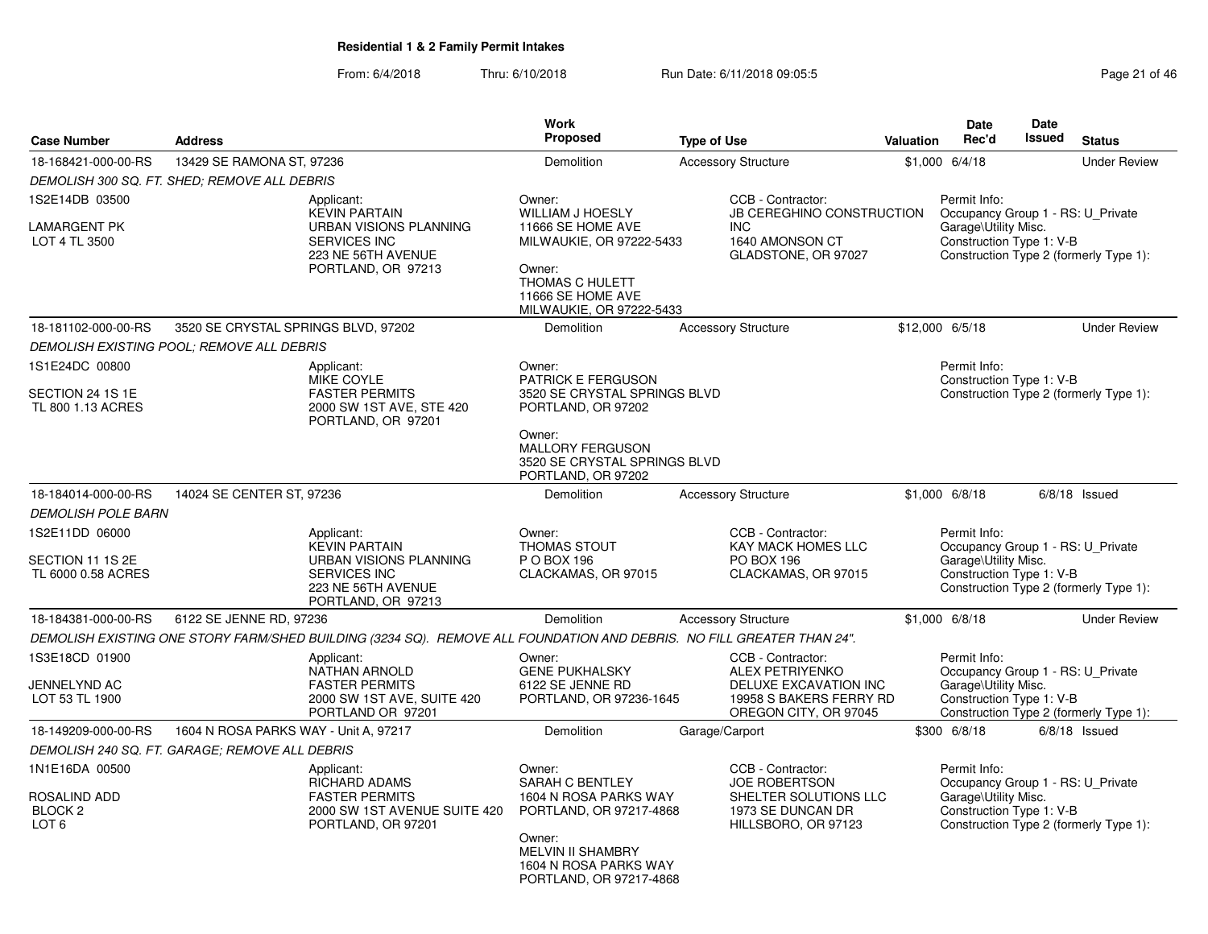**Residential 1 & 2 Family Permit Intakes**

From: 6/4/2018 Thru: 6/10/2018 Run Date: 6/11/2018 09:05:5

| Case Number | Address | Work Proposed | Type of Use | Valuation | Date Rec'd | Date Issued | Status |
|---|---|---|---|---|---|---|---|
| 18-168421-000-00-RS | 13429 SE RAMONA ST, 97236 | Demolition | Accessory Structure | $1,000 | 6/4/18 | | Under Review |

*DEMOLISH 300 SQ. FT. SHED; REMOVE ALL DEBRIS*

1S2E14DB 03500
LAMARGENT PK
LOT 4 TL 3500

Applicant: KEVIN PARTAIN, URBAN VISIONS PLANNING SERVICES INC, 223 NE 56TH AVENUE, PORTLAND, OR 97213

Owner: WILLIAM J HOESLY, 11666 SE HOME AVE, MILWAUKIE, OR 97222-5433

Owner: THOMAS C HULETT, 11666 SE HOME AVE, MILWAUKIE, OR 97222-5433

CCB - Contractor: JB CEREGHINO CONSTRUCTION INC, 1640 AMONSON CT, GLADSTONE, OR 97027

Permit Info: Occupancy Group 1 - RS: U_Private Garage\Utility Misc. Construction Type 1: V-B Construction Type 2 (formerly Type 1):

| Case Number | Address | Work Proposed | Type of Use | Valuation | Date Rec'd | Date Issued | Status |
|---|---|---|---|---|---|---|---|
| 18-181102-000-00-RS | 3520 SE CRYSTAL SPRINGS BLVD, 97202 | Demolition | Accessory Structure | $12,000 | 6/5/18 | | Under Review |

*DEMOLISH EXISTING POOL; REMOVE ALL DEBRIS*

1S1E24DC 00800
SECTION 24 1S 1E
TL 800 1.13 ACRES

Applicant: MIKE COYLE, FASTER PERMITS, 2000 SW 1ST AVE, STE 420, PORTLAND, OR 97201

Owner: PATRICK E FERGUSON, 3520 SE CRYSTAL SPRINGS BLVD, PORTLAND, OR 97202

Owner: MALLORY FERGUSON, 3520 SE CRYSTAL SPRINGS BLVD, PORTLAND, OR 97202

Permit Info: Construction Type 1: V-B Construction Type 2 (formerly Type 1):

| Case Number | Address | Work Proposed | Type of Use | Valuation | Date Rec'd | Date Issued | Status |
|---|---|---|---|---|---|---|---|
| 18-184014-000-00-RS | 14024 SE CENTER ST, 97236 | Demolition | Accessory Structure | $1,000 | 6/8/18 | 6/8/18 | Issued |

*DEMOLISH POLE BARN*

1S2E11DD 06000
SECTION 11 1S 2E
TL 6000 0.58 ACRES

Applicant: KEVIN PARTAIN, URBAN VISIONS PLANNING SERVICES INC, 223 NE 56TH AVENUE, PORTLAND, OR 97213

Owner: THOMAS STOUT, P O BOX 196, CLACKAMAS, OR 97015

CCB - Contractor: KAY MACK HOMES LLC, PO BOX 196, CLACKAMAS, OR 97015

Permit Info: Occupancy Group 1 - RS: U_Private Garage\Utility Misc. Construction Type 1: V-B Construction Type 2 (formerly Type 1):

| Case Number | Address | Work Proposed | Type of Use | Valuation | Date Rec'd | Date Issued | Status |
|---|---|---|---|---|---|---|---|
| 18-184381-000-00-RS | 6122 SE JENNE RD, 97236 | Demolition | Accessory Structure | $1,000 | 6/8/18 | | Under Review |

*DEMOLISH EXISTING ONE STORY FARM/SHED BUILDING (3234 SQ). REMOVE ALL FOUNDATION AND DEBRIS. NO FILL GREATER THAN 24".*

1S3E18CD 01900
JENNELYND AC
LOT 53 TL 1900

Applicant: NATHAN ARNOLD, FASTER PERMITS, 2000 SW 1ST AVE, SUITE 420, PORTLAND OR 97201

Owner: GENE PUKHALSKY, 6122 SE JENNE RD, PORTLAND, OR 97236-1645

CCB - Contractor: ALEX PETRIYENKO, DELUXE EXCAVATION INC, 19958 S BAKERS FERRY RD, OREGON CITY, OR 97045

Permit Info: Occupancy Group 1 - RS: U_Private Garage\Utility Misc. Construction Type 1: V-B Construction Type 2 (formerly Type 1):

| Case Number | Address | Work Proposed | Type of Use | Valuation | Date Rec'd | Date Issued | Status |
|---|---|---|---|---|---|---|---|
| 18-149209-000-00-RS | 1604 N ROSA PARKS WAY - Unit A, 97217 | Demolition | Garage/Carport | $300 | 6/8/18 | 6/8/18 | Issued |

*DEMOLISH 240 SQ. FT. GARAGE; REMOVE ALL DEBRIS*

1N1E16DA 00500
ROSALIND ADD
BLOCK 2
LOT 6

Applicant: RICHARD ADAMS, FASTER PERMITS, 2000 SW 1ST AVENUE SUITE 420, PORTLAND, OR 97201

Owner: SARAH C BENTLEY, 1604 N ROSA PARKS WAY, PORTLAND, OR 97217-4868

Owner: MELVIN II SHAMBRY, 1604 N ROSA PARKS WAY, PORTLAND, OR 97217-4868

CCB - Contractor: JOE ROBERTSON, SHELTER SOLUTIONS LLC, 1973 SE DUNCAN DR, HILLSBORO, OR 97123

Permit Info: Occupancy Group 1 - RS: U_Private Garage\Utility Misc. Construction Type 1: V-B Construction Type 2 (formerly Type 1):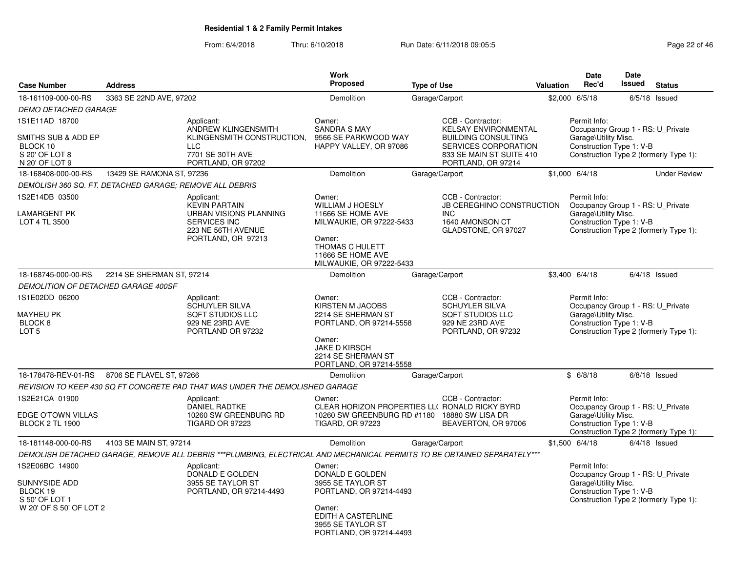**Residential 1 & 2 Family Permit Intakes**

From: 6/4/2018 Thru: 6/10/2018 Run Date: 6/11/2018 09:05:5

| Case Number | Address | Work Proposed | Type of Use | Valuation | Date Rec'd | Date Issued | Status |
|---|---|---|---|---|---|---|---|
| 18-161109-000-00-RS | 3363 SE 22ND AVE, 97202 | Demolition | Garage/Carport | $2,000 | 6/5/18 | 6/5/18 | Issued |

*DEMO DETACHED GARAGE*

1S1E11AD 18700

SMITHS SUB & ADD EP
BLOCK 10
S 20' OF LOT 8
N 20' OF LOT 9

Applicant:
ANDREW KLINGENSMITH
KLINGENSMITH CONSTRUCTION, LLC
7701 SE 30TH AVE
PORTLAND, OR 97202

Owner:
SANDRA S MAY
9566 SE PARKWOOD WAY
HAPPY VALLEY, OR 97086

CCB - Contractor:
KELSAY ENVIRONMENTAL BUILDING CONSULTING SERVICES CORPORATION
833 SE MAIN ST SUITE 410
PORTLAND, OR 97214

Permit Info:
Occupancy Group 1 - RS: U_Private Garage\Utility Misc.
Construction Type 1: V-B
Construction Type 2 (formerly Type 1):

| Case Number | Address | Work Proposed | Type of Use | Valuation | Date Rec'd | Date Issued | Status |
|---|---|---|---|---|---|---|---|
| 18-168408-000-00-RS | 13429 SE RAMONA ST, 97236 | Demolition | Garage/Carport | $1,000 | 6/4/18 | | Under Review |

*DEMOLISH 360 SQ. FT. DETACHED GARAGE; REMOVE ALL DEBRIS*

1S2E14DB 03500

LAMARGENT PK
LOT 4 TL 3500

Applicant:
KEVIN PARTAIN
URBAN VISIONS PLANNING SERVICES INC
223 NE 56TH AVENUE
PORTLAND, OR 97213

Owner:
WILLIAM J HOESLY
11666 SE HOME AVE
MILWAUKIE, OR 97222-5433

Owner:
THOMAS C HULETT
11666 SE HOME AVE
MILWAUKIE, OR 97222-5433

CCB - Contractor:
JB CEREGHINO CONSTRUCTION INC
1640 AMONSON CT
GLADSTONE, OR 97027

Permit Info:
Occupancy Group 1 - RS: U_Private Garage\Utility Misc.
Construction Type 1: V-B
Construction Type 2 (formerly Type 1):

| Case Number | Address | Work Proposed | Type of Use | Valuation | Date Rec'd | Date Issued | Status |
|---|---|---|---|---|---|---|---|
| 18-168745-000-00-RS | 2214 SE SHERMAN ST, 97214 | Demolition | Garage/Carport | $3,400 | 6/4/18 | 6/4/18 | Issued |

*DEMOLITION OF DETACHED GARAGE 400SF*

1S1E02DD 06200

MAYHEU PK
BLOCK 8
LOT 5

Applicant:
SCHUYLER SILVA
SQFT STUDIOS LLC
929 NE 23RD AVE
PORTLAND OR 97232

Owner:
KIRSTEN M JACOBS
2214 SE SHERMAN ST
PORTLAND, OR 97214-5558

Owner:
JAKE D KIRSCH
2214 SE SHERMAN ST
PORTLAND, OR 97214-5558

CCB - Contractor:
SCHUYLER SILVA
SQFT STUDIOS LLC
929 NE 23RD AVE
PORTLAND, OR 97232

Permit Info:
Occupancy Group 1 - RS: U_Private Garage\Utility Misc.
Construction Type 1: V-B
Construction Type 2 (formerly Type 1):

| Case Number | Address | Work Proposed | Type of Use | Valuation | Date Rec'd | Date Issued | Status |
|---|---|---|---|---|---|---|---|
| 18-178478-REV-01-RS | 8706 SE FLAVEL ST, 97266 | Demolition | Garage/Carport | $ | 6/8/18 | 6/8/18 | Issued |

*REVISION TO KEEP 430 SQ FT CONCRETE PAD THAT WAS UNDER THE DEMOLISHED GARAGE*

1S2E21CA 01900

EDGE O'TOWN VILLAS
BLOCK 2 TL 1900

Applicant:
DANIEL RADTKE
10260 SW GREENBURG RD
TIGARD OR 97223

Owner:
CLEAR HORIZON PROPERTIES LL(
10260 SW GREENBURG RD #1180
TIGARD, OR 97223

CCB - Contractor:
RONALD RICKY BYRD
18880 SW LISA DR
BEAVERTON, OR 97006

Permit Info:
Occupancy Group 1 - RS: U_Private Garage\Utility Misc.
Construction Type 1: V-B
Construction Type 2 (formerly Type 1):

| Case Number | Address | Work Proposed | Type of Use | Valuation | Date Rec'd | Date Issued | Status |
|---|---|---|---|---|---|---|---|
| 18-181148-000-00-RS | 4103 SE MAIN ST, 97214 | Demolition | Garage/Carport | $1,500 | 6/4/18 | 6/4/18 | Issued |

*DEMOLISH DETACHED GARAGE, REMOVE ALL DEBRIS ***PLUMBING, ELECTRICAL AND MECHANICAL PERMITS TO BE OBTAINED SEPARATELY****

1S2E06BC 14900

SUNNYSIDE ADD
BLOCK 19
S 50' OF LOT 1
W 20' OF S 50' OF LOT 2

Applicant:
DONALD E GOLDEN
3955 SE TAYLOR ST
PORTLAND, OR 97214-4493

Owner:
DONALD E GOLDEN
3955 SE TAYLOR ST
PORTLAND, OR 97214-4493

Owner:
EDITH A CASTERLINE
3955 SE TAYLOR ST
PORTLAND, OR 97214-4493

Permit Info:
Occupancy Group 1 - RS: U_Private Garage\Utility Misc.
Construction Type 1: V-B
Construction Type 2 (formerly Type 1):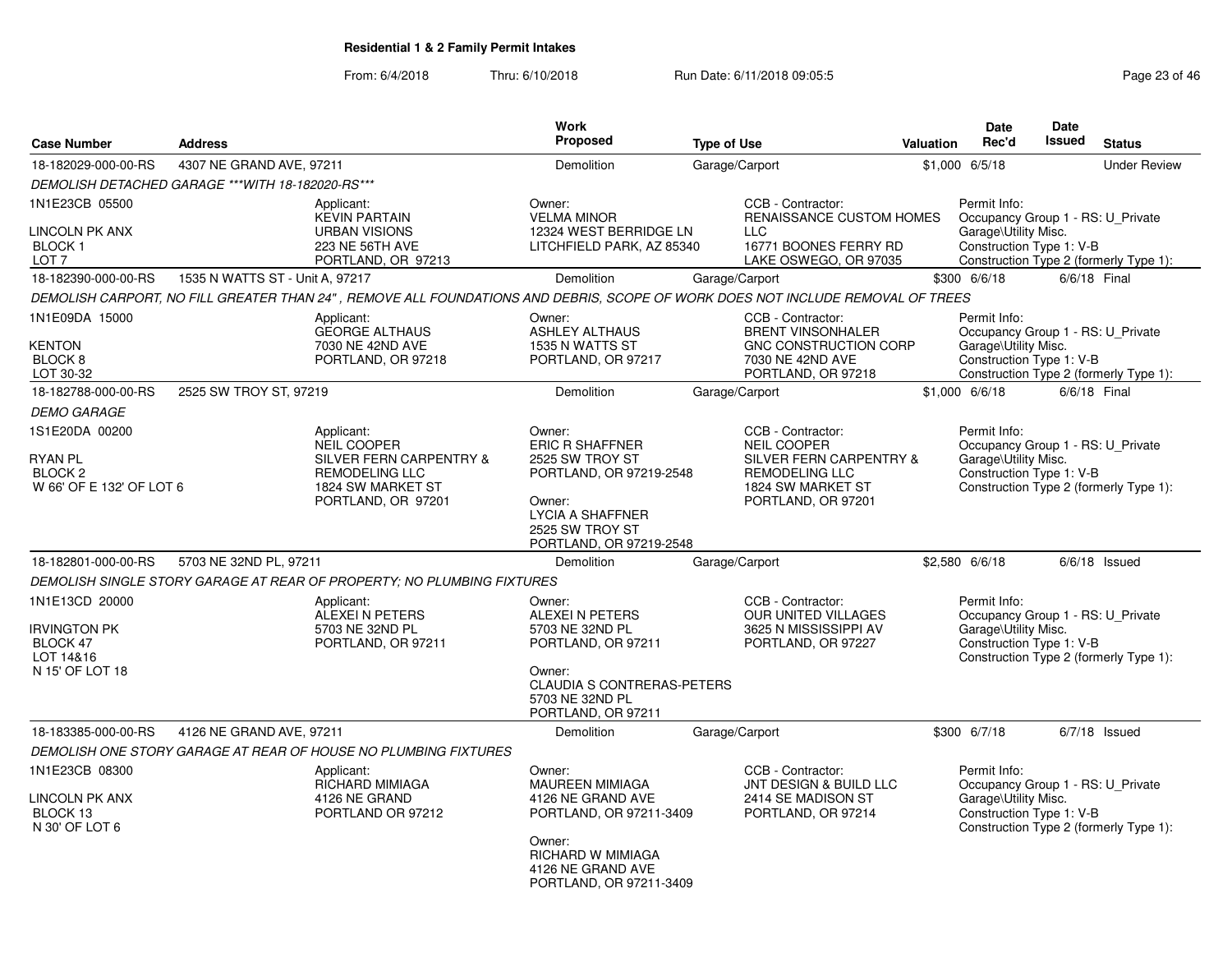# Residential 1 & 2 Family Permit Intakes

From: 6/4/2018 Thru: 6/10/2018 Run Date: 6/11/2018 09:05:5

| Case Number | Address | Work Proposed | Type of Use | Valuation | Date Rec'd | Date Issued | Status |
|---|---|---|---|---|---|---|---|
| 18-182029-000-00-RS | 4307 NE GRAND AVE, 97211 | Demolition | Garage/Carport | $1,000 | 6/5/18 | | Under Review |

*DEMOLISH DETACHED GARAGE ***WITH 18-182020-RS****

1N1E23CB 05500
LINCOLN PK ANX
BLOCK 1
LOT 7

Applicant:
KEVIN PARTAIN
URBAN VISIONS
223 NE 56TH AVE
PORTLAND, OR 97213

Owner:
VELMA MINOR
12324 WEST BERRIDGE LN
LITCHFIELD PARK, AZ 85340

CCB - Contractor:
RENAISSANCE CUSTOM HOMES LLC
16771 BOONES FERRY RD
LAKE OSWEGO, OR 97035

Permit Info:
Occupancy Group 1 - RS: U_Private Garage\Utility Misc.
Construction Type 1: V-B
Construction Type 2 (formerly Type 1):

| Case Number | Address | Work Proposed | Type of Use | Valuation | Date Rec'd | Date Issued | Status |
|---|---|---|---|---|---|---|---|
| 18-182390-000-00-RS | 1535 N WATTS ST - Unit A, 97217 | Demolition | Garage/Carport | $300 | 6/6/18 | 6/6/18 | Final |

*DEMOLISH CARPORT, NO FILL GREATER THAN 24" , REMOVE ALL FOUNDATIONS AND DEBRIS, SCOPE OF WORK DOES NOT INCLUDE REMOVAL OF TREES*

1N1E09DA 15000
KENTON
BLOCK 8
LOT 30-32

Applicant:
GEORGE ALTHAUS
7030 NE 42ND AVE
PORTLAND, OR 97218

Owner:
ASHLEY ALTHAUS
1535 N WATTS ST
PORTLAND, OR 97217

CCB - Contractor:
BRENT VINSONHALER
GNC CONSTRUCTION CORP
7030 NE 42ND AVE
PORTLAND, OR 97218

Permit Info:
Occupancy Group 1 - RS: U_Private Garage\Utility Misc.
Construction Type 1: V-B
Construction Type 2 (formerly Type 1):

| Case Number | Address | Work Proposed | Type of Use | Valuation | Date Rec'd | Date Issued | Status |
|---|---|---|---|---|---|---|---|
| 18-182788-000-00-RS | 2525 SW TROY ST, 97219 | Demolition | Garage/Carport | $1,000 | 6/6/18 | 6/6/18 | Final |

*DEMO GARAGE*

1S1E20DA 00200
RYAN PL
BLOCK 2
W 66' OF E 132' OF LOT 6

Applicant:
NEIL COOPER
SILVER FERN CARPENTRY & REMODELING LLC
1824 SW MARKET ST
PORTLAND, OR 97201

Owner:
ERIC R SHAFFNER
2525 SW TROY ST
PORTLAND, OR 97219-2548

Owner:
LYCIA A SHAFFNER
2525 SW TROY ST
PORTLAND, OR 97219-2548

CCB - Contractor:
NEIL COOPER
SILVER FERN CARPENTRY & REMODELING LLC
1824 SW MARKET ST
PORTLAND, OR 97201

Permit Info:
Occupancy Group 1 - RS: U_Private Garage\Utility Misc.
Construction Type 1: V-B
Construction Type 2 (formerly Type 1):

| Case Number | Address | Work Proposed | Type of Use | Valuation | Date Rec'd | Date Issued | Status |
|---|---|---|---|---|---|---|---|
| 18-182801-000-00-RS | 5703 NE 32ND PL, 97211 | Demolition | Garage/Carport | $2,580 | 6/6/18 | 6/6/18 | Issued |

*DEMOLISH SINGLE STORY GARAGE AT REAR OF PROPERTY; NO PLUMBING FIXTURES*

1N1E13CD 20000
IRVINGTON PK
BLOCK 47
LOT 14&16
N 15' OF LOT 18

Applicant:
ALEXEI N PETERS
5703 NE 32ND PL
PORTLAND, OR 97211

Owner:
ALEXEI N PETERS
5703 NE 32ND PL
PORTLAND, OR 97211

Owner:
CLAUDIA S CONTRERAS-PETERS
5703 NE 32ND PL
PORTLAND, OR 97211

CCB - Contractor:
OUR UNITED VILLAGES
3625 N MISSISSIPPI AV
PORTLAND, OR 97227

Permit Info:
Occupancy Group 1 - RS: U_Private Garage\Utility Misc.
Construction Type 1: V-B
Construction Type 2 (formerly Type 1):

| Case Number | Address | Work Proposed | Type of Use | Valuation | Date Rec'd | Date Issued | Status |
|---|---|---|---|---|---|---|---|
| 18-183385-000-00-RS | 4126 NE GRAND AVE, 97211 | Demolition | Garage/Carport | $300 | 6/7/18 | 6/7/18 | Issued |

*DEMOLISH ONE STORY GARAGE AT REAR OF HOUSE NO PLUMBING FIXTURES*

1N1E23CB 08300
LINCOLN PK ANX
BLOCK 13
N 30' OF LOT 6

Applicant:
RICHARD MIMIAGA
4126 NE GRAND
PORTLAND OR 97212

Owner:
MAUREEN MIMIAGA
4126 NE GRAND AVE
PORTLAND, OR 97211-3409

Owner:
RICHARD W MIMIAGA
4126 NE GRAND AVE
PORTLAND, OR 97211-3409

CCB - Contractor:
JNT DESIGN & BUILD LLC
2414 SE MADISON ST
PORTLAND, OR 97214

Permit Info:
Occupancy Group 1 - RS: U_Private Garage\Utility Misc.
Construction Type 1: V-B
Construction Type 2 (formerly Type 1):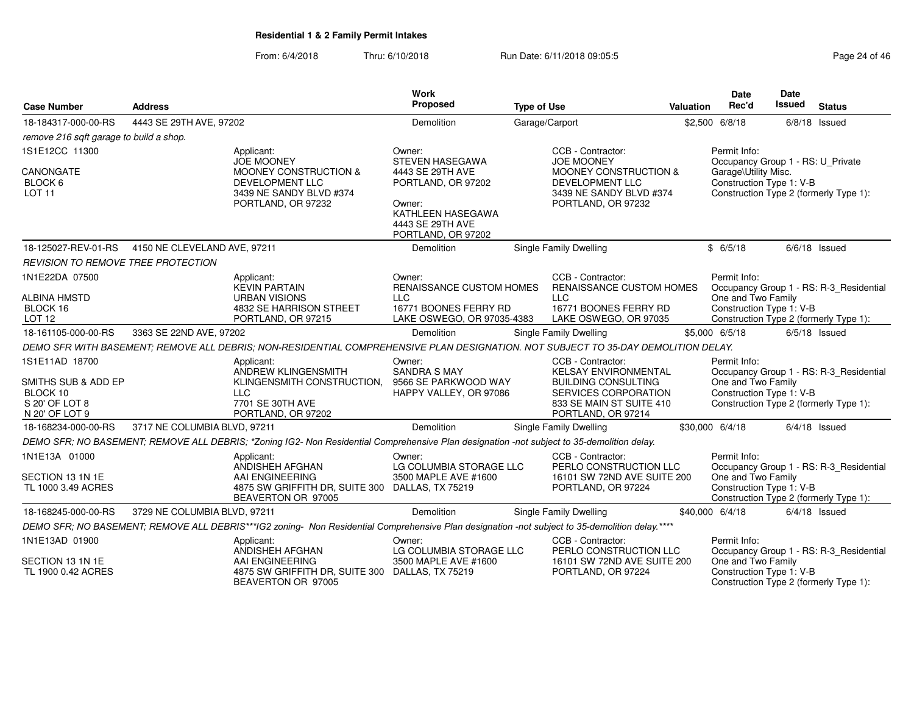# Residential 1 & 2 Family Permit Intakes

From: 6/4/2018 Thru: 6/10/2018 Run Date: 6/11/2018 09:05:5

| Case Number | Address | Work Proposed | Type of Use | Valuation | Date Rec'd | Date Issued | Status |
|---|---|---|---|---|---|---|---|
| 18-184317-000-00-RS | 4443 SE 29TH AVE, 97202 | Demolition | Garage/Carport | $2,500 | 6/8/18 | 6/8/18 | Issued |

*remove 216 sqft garage to build a shop.*

| Legal Description | Applicant | Owner | CCB - Contractor | Permit Info |
|---|---|---|---|---|
| 1S1E12CC 11300<br>CANONGATE<br>BLOCK 6<br>LOT 11 | Applicant:<br>JOE MOONEY<br>MOONEY CONSTRUCTION & DEVELOPMENT LLC<br>3439 NE SANDY BLVD #374<br>PORTLAND, OR 97232 | Owner:<br>STEVEN HASEGAWA<br>4443 SE 29TH AVE<br>PORTLAND, OR 97202<br>Owner:<br>KATHLEEN HASEGAWA<br>4443 SE 29TH AVE<br>PORTLAND, OR 97202 | CCB - Contractor:<br>JOE MOONEY<br>MOONEY CONSTRUCTION & DEVELOPMENT LLC<br>3439 NE SANDY BLVD #374<br>PORTLAND, OR 97232 | Permit Info:<br>Occupancy Group 1 - RS: U_Private Garage\Utility Misc.<br>Construction Type 1: V-B<br>Construction Type 2 (formerly Type 1): |

| Case Number | Address | Work Proposed | Type of Use | Valuation | Date Rec'd | Date Issued | Status |
|---|---|---|---|---|---|---|---|
| 18-125027-REV-01-RS | 4150 NE CLEVELAND AVE, 97211 | Demolition | Single Family Dwelling | $ | 6/5/18 | 6/6/18 | Issued |

*REVISION TO REMOVE TREE PROTECTION*

| Legal Description | Applicant | Owner | CCB - Contractor | Permit Info |
|---|---|---|---|---|
| 1N1E22DA 07500<br>ALBINA HMSTD<br>BLOCK 16<br>LOT 12 | Applicant:<br>KEVIN PARTAIN<br>URBAN VISIONS<br>4832 SE HARRISON STREET<br>PORTLAND, OR 97215 | Owner:<br>RENAISSANCE CUSTOM HOMES LLC<br>16771 BOONES FERRY RD<br>LAKE OSWEGO, OR 97035-4383 | CCB - Contractor:<br>RENAISSANCE CUSTOM HOMES LLC<br>16771 BOONES FERRY RD<br>LAKE OSWEGO, OR 97035 | Permit Info:<br>Occupancy Group 1 - RS: R-3_Residential One and Two Family<br>Construction Type 1: V-B<br>Construction Type 2 (formerly Type 1): |

| Case Number | Address | Work Proposed | Type of Use | Valuation | Date Rec'd | Date Issued | Status |
|---|---|---|---|---|---|---|---|
| 18-161105-000-00-RS | 3363 SE 22ND AVE, 97202 | Demolition | Single Family Dwelling | $5,000 | 6/5/18 | 6/5/18 | Issued |

*DEMO SFR WITH BASEMENT; REMOVE ALL DEBRIS; NON-RESIDENTIAL COMPREHENSIVE PLAN DESIGNATION. NOT SUBJECT TO 35-DAY DEMOLITION DELAY.*

| Legal Description | Applicant | Owner | CCB - Contractor | Permit Info |
|---|---|---|---|---|
| 1S1E11AD 18700<br>SMITHS SUB & ADD EP<br>BLOCK 10<br>S 20' OF LOT 8<br>N 20' OF LOT 9 | Applicant:<br>ANDREW KLINGENSMITH<br>KLINGENSMITH CONSTRUCTION, LLC<br>7701 SE 30TH AVE<br>PORTLAND, OR 97202 | Owner:<br>SANDRA S MAY<br>9566 SE PARKWOOD WAY<br>HAPPY VALLEY, OR 97086 | CCB - Contractor:<br>KELSAY ENVIRONMENTAL BUILDING CONSULTING SERVICES CORPORATION<br>833 SE MAIN ST SUITE 410<br>PORTLAND, OR 97214 | Permit Info:<br>Occupancy Group 1 - RS: R-3_Residential One and Two Family<br>Construction Type 1: V-B<br>Construction Type 2 (formerly Type 1): |

| Case Number | Address | Work Proposed | Type of Use | Valuation | Date Rec'd | Date Issued | Status |
|---|---|---|---|---|---|---|---|
| 18-168234-000-00-RS | 3717 NE COLUMBIA BLVD, 97211 | Demolition | Single Family Dwelling | $30,000 | 6/4/18 | 6/4/18 | Issued |

*DEMO SFR; NO BASEMENT; REMOVE ALL DEBRIS; *Zoning IG2- Non Residential Comprehensive Plan designation -not subject to 35-demolition delay.*

| Legal Description | Applicant | Owner | CCB - Contractor | Permit Info |
|---|---|---|---|---|
| 1N1E13A 01000<br>SECTION 13 1N 1E<br>TL 1000 3.49 ACRES | Applicant:<br>ANDISHEH AFGHAN<br>AAI ENGINEERING<br>4875 SW GRIFFITH DR, SUITE 300<br>BEAVERTON OR 97005 | Owner:<br>LG COLUMBIA STORAGE LLC<br>3500 MAPLE AVE #1600<br>DALLAS, TX 75219 | CCB - Contractor:<br>PERLO CONSTRUCTION LLC<br>16101 SW 72ND AVE SUITE 200<br>PORTLAND, OR 97224 | Permit Info:<br>Occupancy Group 1 - RS: R-3_Residential One and Two Family<br>Construction Type 1: V-B<br>Construction Type 2 (formerly Type 1): |

| Case Number | Address | Work Proposed | Type of Use | Valuation | Date Rec'd | Date Issued | Status |
|---|---|---|---|---|---|---|---|
| 18-168245-000-00-RS | 3729 NE COLUMBIA BLVD, 97211 | Demolition | Single Family Dwelling | $40,000 | 6/4/18 | 6/4/18 | Issued |

*DEMO SFR; NO BASEMENT; REMOVE ALL DEBRIS***IG2 zoning- Non Residential Comprehensive Plan designation -not subject to 35-demolition delay.*****

| Legal Description | Applicant | Owner | CCB - Contractor | Permit Info |
|---|---|---|---|---|
| 1N1E13AD 01900<br>SECTION 13 1N 1E<br>TL 1900 0.42 ACRES | Applicant:<br>ANDISHEH AFGHAN<br>AAI ENGINEERING<br>4875 SW GRIFFITH DR, SUITE 300<br>BEAVERTON OR 97005 | Owner:<br>LG COLUMBIA STORAGE LLC<br>3500 MAPLE AVE #1600<br>DALLAS, TX 75219 | CCB - Contractor:<br>PERLO CONSTRUCTION LLC<br>16101 SW 72ND AVE SUITE 200<br>PORTLAND, OR 97224 | Permit Info:<br>Occupancy Group 1 - RS: R-3_Residential One and Two Family<br>Construction Type 1: V-B<br>Construction Type 2 (formerly Type 1): |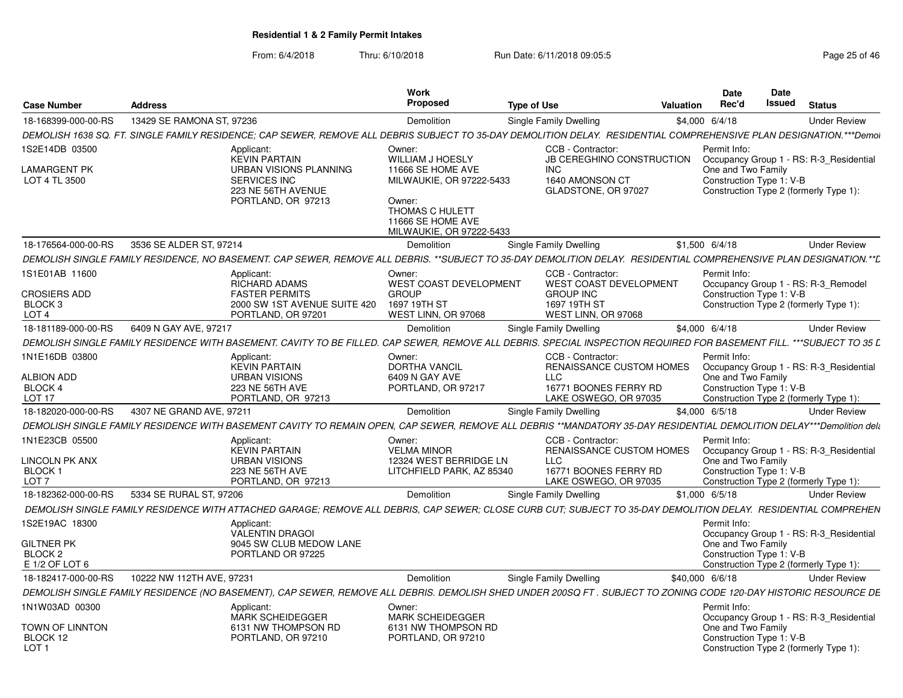**Residential 1 & 2 Family Permit Intakes**

From: 6/4/2018 Thru: 6/10/2018 Run Date: 6/11/2018 09:05:5

| Case Number | Address | Work Proposed | Type of Use | Valuation | Date Rec'd | Date Issued | Status |
|---|---|---|---|---|---|---|---|
| 18-168399-000-00-RS | 13429 SE RAMONA ST, 97236 | Demolition | Single Family Dwelling | $4,000 | 6/4/18 | | Under Review |

*DEMOLISH 1638 SQ. FT. SINGLE FAMILY RESIDENCE; CAP SEWER, REMOVE ALL DEBRIS SUBJECT TO 35-DAY DEMOLITION DELAY. RESIDENTIAL COMPREHENSIVE PLAN DESIGNATION.\*\*\*Demol*

1S2E14DB 03500
LAMARGENT PK
LOT 4 TL 3500

Applicant: KEVIN PARTAIN, URBAN VISIONS PLANNING SERVICES INC, 223 NE 56TH AVENUE, PORTLAND, OR 97213

Owner: WILLIAM J HOESLY, 11666 SE HOME AVE, MILWAUKIE, OR 97222-5433

Owner: THOMAS C HULETT, 11666 SE HOME AVE, MILWAUKIE, OR 97222-5433

CCB - Contractor: JB CEREGHINO CONSTRUCTION INC, 1640 AMONSON CT, GLADSTONE, OR 97027

Permit Info: Occupancy Group 1 - RS: R-3_Residential One and Two Family; Construction Type 1: V-B; Construction Type 2 (formerly Type 1):

| Case Number | Address | Work Proposed | Type of Use | Valuation | Date Rec'd | Date Issued | Status |
|---|---|---|---|---|---|---|---|
| 18-176564-000-00-RS | 3536 SE ALDER ST, 97214 | Demolition | Single Family Dwelling | $1,500 | 6/4/18 | | Under Review |

*DEMOLISH SINGLE FAMILY RESIDENCE, NO BASEMENT. CAP SEWER, REMOVE ALL DEBRIS. \*\*SUBJECT TO 35-DAY DEMOLITION DELAY. RESIDENTIAL COMPREHENSIVE PLAN DESIGNATION.\*\*L*

1S1E01AB 11600
CROSIERS ADD
BLOCK 3
LOT 4

Applicant: RICHARD ADAMS, FASTER PERMITS, 2000 SW 1ST AVENUE SUITE 420, PORTLAND, OR 97201

Owner: WEST COAST DEVELOPMENT GROUP, 1697 19TH ST, WEST LINN, OR 97068

CCB - Contractor: WEST COAST DEVELOPMENT GROUP INC, 1697 19TH ST, WEST LINN, OR 97068

Permit Info: Occupancy Group 1 - RS: R-3_Remodel; Construction Type 1: V-B; Construction Type 2 (formerly Type 1):

| Case Number | Address | Work Proposed | Type of Use | Valuation | Date Rec'd | Date Issued | Status |
|---|---|---|---|---|---|---|---|
| 18-181189-000-00-RS | 6409 N GAY AVE, 97217 | Demolition | Single Family Dwelling | $4,000 | 6/4/18 | | Under Review |

*DEMOLISH SINGLE FAMILY RESIDENCE WITH BASEMENT. CAVITY TO BE FILLED. CAP SEWER, REMOVE ALL DEBRIS. SPECIAL INSPECTION REQUIRED FOR BASEMENT FILL. \*\*\*SUBJECT TO 35 L*

1N1E16DB 03800
ALBION ADD
BLOCK 4
LOT 17

Applicant: KEVIN PARTAIN, URBAN VISIONS, 223 NE 56TH AVE, PORTLAND, OR 97213

Owner: DORTHA VANCIL, 6409 N GAY AVE, PORTLAND, OR 97217

CCB - Contractor: RENAISSANCE CUSTOM HOMES LLC, 16771 BOONES FERRY RD, LAKE OSWEGO, OR 97035

Permit Info: Occupancy Group 1 - RS: R-3_Residential One and Two Family; Construction Type 1: V-B; Construction Type 2 (formerly Type 1):

| Case Number | Address | Work Proposed | Type of Use | Valuation | Date Rec'd | Date Issued | Status |
|---|---|---|---|---|---|---|---|
| 18-182020-000-00-RS | 4307 NE GRAND AVE, 97211 | Demolition | Single Family Dwelling | $4,000 | 6/5/18 | | Under Review |

*DEMOLISH SINGLE FAMILY RESIDENCE WITH BASEMENT CAVITY TO REMAIN OPEN, CAP SEWER, REMOVE ALL DEBRIS \*\*MANDATORY 35-DAY RESIDENTIAL DEMOLITION DELAY\*\*\*Demolition dela*

1N1E23CB 05500
LINCOLN PK ANX
BLOCK 1
LOT 7

Applicant: KEVIN PARTAIN, URBAN VISIONS, 223 NE 56TH AVE, PORTLAND, OR 97213

Owner: VELMA MINOR, 12324 WEST BERRIDGE LN, LITCHFIELD PARK, AZ 85340

CCB - Contractor: RENAISSANCE CUSTOM HOMES LLC, 16771 BOONES FERRY RD, LAKE OSWEGO, OR 97035

Permit Info: Occupancy Group 1 - RS: R-3_Residential One and Two Family; Construction Type 1: V-B; Construction Type 2 (formerly Type 1):

| Case Number | Address | Work Proposed | Type of Use | Valuation | Date Rec'd | Date Issued | Status |
|---|---|---|---|---|---|---|---|
| 18-182362-000-00-RS | 5334 SE RURAL ST, 97206 | Demolition | Single Family Dwelling | $1,000 | 6/5/18 | | Under Review |

*DEMOLISH SINGLE FAMILY RESIDENCE WITH ATTACHED GARAGE; REMOVE ALL DEBRIS, CAP SEWER; CLOSE CURB CUT; SUBJECT TO 35-DAY DEMOLITION DELAY. RESIDENTIAL COMPREHEN*

1S2E19AC 18300
GILTNER PK
BLOCK 2
E 1/2 OF LOT 6

Applicant: VALENTIN DRAGOI, 9045 SW CLUB MEDOW LANE, PORTLAND OR 97225

Permit Info: Occupancy Group 1 - RS: R-3_Residential One and Two Family; Construction Type 1: V-B; Construction Type 2 (formerly Type 1):

| Case Number | Address | Work Proposed | Type of Use | Valuation | Date Rec'd | Date Issued | Status |
|---|---|---|---|---|---|---|---|
| 18-182417-000-00-RS | 10222 NW 112TH AVE, 97231 | Demolition | Single Family Dwelling | $40,000 | 6/6/18 | | Under Review |

*DEMOLISH SINGLE FAMILY RESIDENCE (NO BASEMENT), CAP SEWER, REMOVE ALL DEBRIS. DEMOLISH SHED UNDER 200SQ FT . SUBJECT TO ZONING CODE 120-DAY HISTORIC RESOURCE DE*

1N1W03AD 00300
TOWN OF LINNTON
BLOCK 12
LOT 1

Applicant: MARK SCHEIDEGGER, 6131 NW THOMPSON RD, PORTLAND, OR 97210

Owner: MARK SCHEIDEGGER, 6131 NW THOMPSON RD, PORTLAND, OR 97210

Permit Info: Occupancy Group 1 - RS: R-3_Residential One and Two Family; Construction Type 1: V-B; Construction Type 2 (formerly Type 1):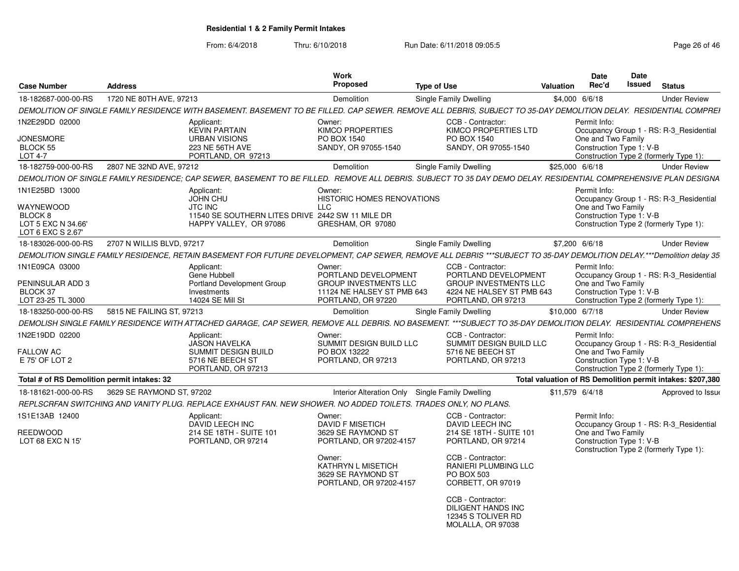**Residential 1 & 2 Family Permit Intakes**

From: 6/4/2018 Thru: 6/10/2018 Run Date: 6/11/2018 09:05:5

| Case Number | Address | Work Proposed | Type of Use | Valuation | Date Rec'd | Date Issued | Status |
|---|---|---|---|---|---|---|---|
| 18-182687-000-00-RS | 1720 NE 80TH AVE, 97213 | Demolition | Single Family Dwelling | $4,000 | 6/6/18 | | Under Review |

DEMOLITION OF SINGLE FAMILY RESIDENCE WITH BASEMENT. BASEMENT TO BE FILLED. CAP SEWER. REMOVE ALL DEBRIS, SUBJECT TO 35-DAY DEMOLITION DELAY. RESIDENTIAL COMPREI

1N2E29DD 02000
JONESMORE
BLOCK 55
LOT 4-7

Applicant: KEVIN PARTAIN, URBAN VISIONS, 223 NE 56TH AVE, PORTLAND, OR 97213
Owner: KIMCO PROPERTIES, PO BOX 1540, SANDY, OR 97055-1540
CCB - Contractor: KIMCO PROPERTIES LTD, PO BOX 1540, SANDY, OR 97055-1540
Permit Info: Occupancy Group 1 - RS: R-3_Residential One and Two Family; Construction Type 1: V-B; Construction Type 2 (formerly Type 1):

| Case Number | Address | Work Proposed | Type of Use | Valuation | Date Rec'd | Date Issued | Status |
|---|---|---|---|---|---|---|---|
| 18-182759-000-00-RS | 2807 NE 32ND AVE, 97212 | Demolition | Single Family Dwelling | $25,000 | 6/6/18 | | Under Review |

DEMOLITION OF SINGLE FAMILY RESIDENCE; CAP SEWER, BASEMENT TO BE FILLED. REMOVE ALL DEBRIS. SUBJECT TO 35 DAY DEMO DELAY. RESIDENTIAL COMPREHENSIVE PLAN DESIGNA

1N1E25BD 13000
WAYNEWOOD
BLOCK 8
LOT 5 EXC N 34.66'
LOT 6 EXC S 2.67'

Applicant: JOHN CHU, JTC INC, 11540 SE SOUTHERN LITES DRIVE, HAPPY VALLEY, OR 97086
Owner: HISTORIC HOMES RENOVATIONS LLC, 2442 SW 11 MILE DR, GRESHAM, OR 97080
Permit Info: Occupancy Group 1 - RS: R-3_Residential One and Two Family; Construction Type 1: V-B; Construction Type 2 (formerly Type 1):

| Case Number | Address | Work Proposed | Type of Use | Valuation | Date Rec'd | Date Issued | Status |
|---|---|---|---|---|---|---|---|
| 18-183026-000-00-RS | 2707 N WILLIS BLVD, 97217 | Demolition | Single Family Dwelling | $7,200 | 6/6/18 | | Under Review |

DEMOLITION SINGLE FAMILY RESIDENCE, RETAIN BASEMENT FOR FUTURE DEVELOPMENT, CAP SEWER, REMOVE ALL DEBRIS ***SUBJECT TO 35-DAY DEMOLITION DELAY.***Demolition delay 35

1N1E09CA 03000
PENINSULAR ADD 3
BLOCK 37
LOT 23-25 TL 3000

Applicant: Gene Hubbell, Portland Development Group Investments, 14024 SE Mill St
Owner: PORTLAND DEVELOPMENT GROUP INVESTMENTS LLC, 11124 NE HALSEY ST PMB 643, PORTLAND, OR 97220
CCB - Contractor: PORTLAND DEVELOPMENT GROUP INVESTMENTS LLC, 4224 NE HALSEY ST PMB 643, PORTLAND, OR 97213
Permit Info: Occupancy Group 1 - RS: R-3_Residential One and Two Family; Construction Type 1: V-B; Construction Type 2 (formerly Type 1):

| Case Number | Address | Work Proposed | Type of Use | Valuation | Date Rec'd | Date Issued | Status |
|---|---|---|---|---|---|---|---|
| 18-183250-000-00-RS | 5815 NE FAILING ST, 97213 | Demolition | Single Family Dwelling | $10,000 | 6/7/18 | | Under Review |

DEMOLISH SINGLE FAMILY RESIDENCE WITH ATTACHED GARAGE, CAP SEWER, REMOVE ALL DEBRIS. NO BASEMENT. ***SUBJECT TO 35-DAY DEMOLITION DELAY. RESIDENTIAL COMPREHENS

1N2E19DD 02200
FALLOW AC
E 75' OF LOT 2

Applicant: JASON HAVELKA, SUMMIT DESIGN BUILD, 5716 NE BEECH ST, PORTLAND, OR 97213
Owner: SUMMIT DESIGN BUILD LLC, PO BOX 13222, PORTLAND, OR 97213
CCB - Contractor: SUMMIT DESIGN BUILD LLC, 5716 NE BEECH ST, PORTLAND, OR 97213
Permit Info: Occupancy Group 1 - RS: R-3_Residential One and Two Family; Construction Type 1: V-B; Construction Type 2 (formerly Type 1):

**Total # of RS Demolition permit intakes: 32**

**Total valuation of RS Demolition permit intakes: $207,380**

| Case Number | Address | Work Proposed | Type of Use | Valuation | Date Rec'd | Date Issued | Status |
|---|---|---|---|---|---|---|---|
| 18-181621-000-00-RS | 3629 SE RAYMOND ST, 97202 | Interior Alteration Only | Single Family Dwelling | $11,579 | 6/4/18 | | Approved to Issue |

REPLSCRFAN SWITCHING AND VANITY PLUG. REPLACE EXHAUST FAN. NEW SHOWER. NO ADDED TOILETS. TRADES ONLY, NO PLANS.

1S1E13AB 12400
REEDWOOD
LOT 68 EXC N 15'

Applicant: DAVID LEECH INC, 214 SE 18TH - SUITE 101, PORTLAND, OR 97214
Owner: DAVID F MISETICH, 3629 SE RAYMOND ST, PORTLAND, OR 97202-4157
Owner: KATHRYN L MISETICH, 3629 SE RAYMOND ST, PORTLAND, OR 97202-4157
CCB - Contractor: DAVID LEECH INC, 214 SE 18TH - SUITE 101, PORTLAND, OR 97214
CCB - Contractor: RANIERI PLUMBING LLC, PO BOX 503, CORBETT, OR 97019
CCB - Contractor: DILIGENT HANDS INC, 12345 S TOLIVER RD, MOLALLA, OR 97038
Permit Info: Occupancy Group 1 - RS: R-3_Residential One and Two Family; Construction Type 1: V-B; Construction Type 2 (formerly Type 1):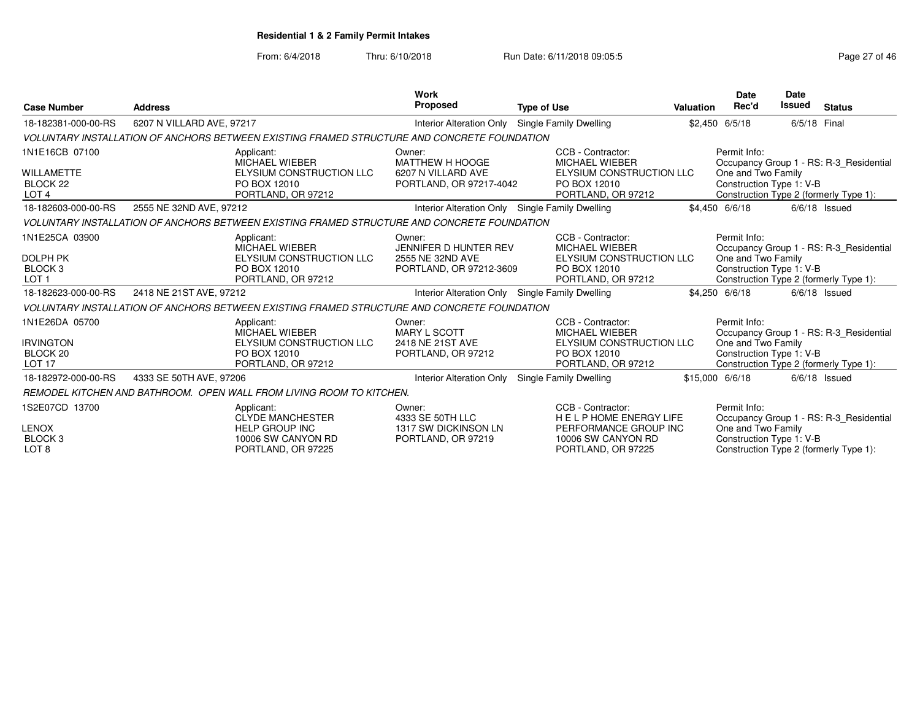**Residential 1 & 2 Family Permit Intakes**

From: 6/4/2018 Thru: 6/10/2018 Run Date: 6/11/2018 09:05:5

| Case Number | Address | Work Proposed | Type of Use | Valuation | Date Rec'd | Date Issued | Status |
|---|---|---|---|---|---|---|---|
| 18-182381-000-00-RS | 6207 N VILLARD AVE, 97217 | Interior Alteration Only | Single Family Dwelling | $2,450 | 6/5/18 | 6/5/18 | Final |

*VOLUNTARY INSTALLATION OF ANCHORS BETWEEN EXISTING FRAMED STRUCTURE AND CONCRETE FOUNDATION*

| | Applicant | Owner | CCB - Contractor | Permit Info |
|---|---|---|---|---|
| 1N1E16CB 07100<br>WILLAMETTE<br>BLOCK 22<br>LOT 4 | MICHAEL WIEBER<br>ELYSIUM CONSTRUCTION LLC<br>PO BOX 12010<br>PORTLAND, OR 97212 | MATTHEW H HOOGE<br>6207 N VILLARD AVE<br>PORTLAND, OR 97217-4042 | MICHAEL WIEBER<br>ELYSIUM CONSTRUCTION LLC<br>PO BOX 12010<br>PORTLAND, OR 97212 | Occupancy Group 1 - RS: R-3_Residential One and Two Family<br>Construction Type 1: V-B<br>Construction Type 2 (formerly Type 1): |

| Case Number | Address | Work Proposed | Type of Use | Valuation | Date Rec'd | Date Issued | Status |
|---|---|---|---|---|---|---|---|
| 18-182603-000-00-RS | 2555 NE 32ND AVE, 97212 | Interior Alteration Only | Single Family Dwelling | $4,450 | 6/6/18 | 6/6/18 | Issued |

*VOLUNTARY INSTALLATION OF ANCHORS BETWEEN EXISTING FRAMED STRUCTURE AND CONCRETE FOUNDATION*

| | Applicant | Owner | CCB - Contractor | Permit Info |
|---|---|---|---|---|
| 1N1E25CA 03900<br>DOLPH PK<br>BLOCK 3<br>LOT 1 | MICHAEL WIEBER<br>ELYSIUM CONSTRUCTION LLC<br>PO BOX 12010<br>PORTLAND, OR 97212 | JENNIFER D HUNTER REV<br>2555 NE 32ND AVE<br>PORTLAND, OR 97212-3609 | MICHAEL WIEBER<br>ELYSIUM CONSTRUCTION LLC<br>PO BOX 12010<br>PORTLAND, OR 97212 | Occupancy Group 1 - RS: R-3_Residential One and Two Family<br>Construction Type 1: V-B<br>Construction Type 2 (formerly Type 1): |

| Case Number | Address | Work Proposed | Type of Use | Valuation | Date Rec'd | Date Issued | Status |
|---|---|---|---|---|---|---|---|
| 18-182623-000-00-RS | 2418 NE 21ST AVE, 97212 | Interior Alteration Only | Single Family Dwelling | $4,250 | 6/6/18 | 6/6/18 | Issued |

*VOLUNTARY INSTALLATION OF ANCHORS BETWEEN EXISTING FRAMED STRUCTURE AND CONCRETE FOUNDATION*

| | Applicant | Owner | CCB - Contractor | Permit Info |
|---|---|---|---|---|
| 1N1E26DA 05700<br>IRVINGTON<br>BLOCK 20<br>LOT 17 | MICHAEL WIEBER<br>ELYSIUM CONSTRUCTION LLC<br>PO BOX 12010<br>PORTLAND, OR 97212 | MARY L SCOTT<br>2418 NE 21ST AVE<br>PORTLAND, OR 97212 | MICHAEL WIEBER<br>ELYSIUM CONSTRUCTION LLC<br>PO BOX 12010<br>PORTLAND, OR 97212 | Occupancy Group 1 - RS: R-3_Residential One and Two Family<br>Construction Type 1: V-B<br>Construction Type 2 (formerly Type 1): |

| Case Number | Address | Work Proposed | Type of Use | Valuation | Date Rec'd | Date Issued | Status |
|---|---|---|---|---|---|---|---|
| 18-182972-000-00-RS | 4333 SE 50TH AVE, 97206 | Interior Alteration Only | Single Family Dwelling | $15,000 | 6/6/18 | 6/6/18 | Issued |

*REMODEL KITCHEN AND BATHROOM. OPEN WALL FROM LIVING ROOM TO KITCHEN.*

| | Applicant | Owner | CCB - Contractor | Permit Info |
|---|---|---|---|---|
| 1S2E07CD 13700<br>LENOX<br>BLOCK 3<br>LOT 8 | CLYDE MANCHESTER<br>HELP GROUP INC<br>10006 SW CANYON RD<br>PORTLAND, OR 97225 | 4333 SE 50TH LLC<br>1317 SW DICKINSON LN<br>PORTLAND, OR 97219 | H E L P HOME ENERGY LIFE PERFORMANCE GROUP INC<br>10006 SW CANYON RD<br>PORTLAND, OR 97225 | Occupancy Group 1 - RS: R-3_Residential One and Two Family<br>Construction Type 1: V-B<br>Construction Type 2 (formerly Type 1): |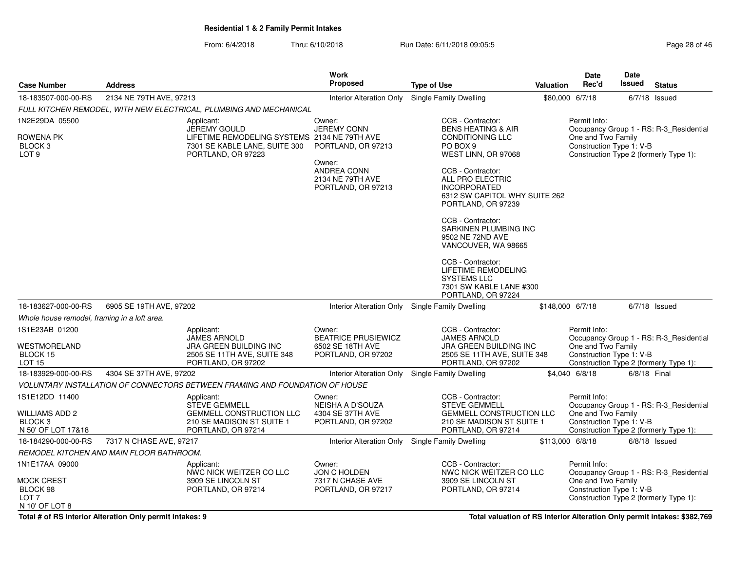**Residential 1 & 2 Family Permit Intakes**

From: 6/4/2018 Thru: 6/10/2018 Run Date: 6/11/2018 09:05:5

| Case Number | Address | Work Proposed | Type of Use | Valuation | Date Rec'd | Date Issued | Status |
|---|---|---|---|---|---|---|---|
| 18-183507-000-00-RS | 2134 NE 79TH AVE, 97213 | Interior Alteration Only | Single Family Dwelling | $80,000 | 6/7/18 | 6/7/18 | Issued |

*FULL KITCHEN REMODEL, WITH NEW ELECTRICAL, PLUMBING AND MECHANICAL*

1N2E29DA 05500
ROWENA PK
BLOCK 3
LOT 9

Applicant:
JEREMY GOULD
LIFETIME REMODELING SYSTEMS
7301 SE KABLE LANE, SUITE 300
PORTLAND, OR 97223

Owner:
JEREMY CONN
2134 NE 79TH AVE
PORTLAND, OR 97213

Owner:
ANDREA CONN
2134 NE 79TH AVE
PORTLAND, OR 97213

CCB - Contractor:
BENS HEATING & AIR CONDITIONING LLC
PO BOX 9
WEST LINN, OR 97068

CCB - Contractor:
ALL PRO ELECTRIC INCORPORATED
6312 SW CAPITOL WHY SUITE 262
PORTLAND, OR 97239

CCB - Contractor:
SARKINEN PLUMBING INC
9502 NE 72ND AVE
VANCOUVER, WA 98665

CCB - Contractor:
LIFETIME REMODELING SYSTEMS LLC
7301 SW KABLE LANE #300
PORTLAND, OR 97224

Permit Info:
Occupancy Group 1 - RS: R-3_Residential One and Two Family
Construction Type 1: V-B
Construction Type 2 (formerly Type 1):

| Case Number | Address | Work Proposed | Type of Use | Valuation | Date Rec'd | Date Issued | Status |
|---|---|---|---|---|---|---|---|
| 18-183627-000-00-RS | 6905 SE 19TH AVE, 97202 | Interior Alteration Only | Single Family Dwelling | $148,000 | 6/7/18 | 6/7/18 | Issued |

*Whole house remodel, framing in a loft area.*

1S1E23AB 01200
WESTMORELAND
BLOCK 15
LOT 15

Applicant:
JAMES ARNOLD
JRA GREEN BUILDING INC
2505 SE 11TH AVE, SUITE 348
PORTLAND, OR 97202

Owner:
BEATRICE PRUSIEWICZ
6502 SE 18TH AVE
PORTLAND, OR 97202

CCB - Contractor:
JAMES ARNOLD
JRA GREEN BUILDING INC
2505 SE 11TH AVE, SUITE 348
PORTLAND, OR 97202

Permit Info:
Occupancy Group 1 - RS: R-3_Residential One and Two Family
Construction Type 1: V-B
Construction Type 2 (formerly Type 1):

| Case Number | Address | Work Proposed | Type of Use | Valuation | Date Rec'd | Date Issued | Status |
|---|---|---|---|---|---|---|---|
| 18-183929-000-00-RS | 4304 SE 37TH AVE, 97202 | Interior Alteration Only | Single Family Dwelling | $4,040 | 6/8/18 | 6/8/18 | Final |

*VOLUNTARY INSTALLATION OF CONNECTORS BETWEEN FRAMING AND FOUNDATION OF HOUSE*

1S1E12DD 11400
WILLIAMS ADD 2
BLOCK 3
N 50' OF LOT 17&18

Applicant:
STEVE GEMMELL
GEMMELL CONSTRUCTION LLC
210 SE MADISON ST SUITE 1
PORTLAND, OR 97214

Owner:
NEISHA A D'SOUZA
4304 SE 37TH AVE
PORTLAND, OR 97202

CCB - Contractor:
STEVE GEMMELL
GEMMELL CONSTRUCTION LLC
210 SE MADISON ST SUITE 1
PORTLAND, OR 97214

Permit Info:
Occupancy Group 1 - RS: R-3_Residential One and Two Family
Construction Type 1: V-B
Construction Type 2 (formerly Type 1):

| Case Number | Address | Work Proposed | Type of Use | Valuation | Date Rec'd | Date Issued | Status |
|---|---|---|---|---|---|---|---|
| 18-184290-000-00-RS | 7317 N CHASE AVE, 97217 | Interior Alteration Only | Single Family Dwelling | $113,000 | 6/8/18 | 6/8/18 | Issued |

*REMODEL KITCHEN AND MAIN FLOOR BATHROOM.*

1N1E17AA 09000
MOCK CREST
BLOCK 98
LOT 7
N 10' OF LOT 8

Applicant:
NWC NICK WEITZER CO LLC
3909 SE LINCOLN ST
PORTLAND, OR 97214

Owner:
JON C HOLDEN
7317 N CHASE AVE
PORTLAND, OR 97217

CCB - Contractor:
NWC NICK WEITZER CO LLC
3909 SE LINCOLN ST
PORTLAND, OR 97214

Permit Info:
Occupancy Group 1 - RS: R-3_Residential One and Two Family
Construction Type 1: V-B
Construction Type 2 (formerly Type 1):

**Total # of RS Interior Alteration Only permit intakes: 9**

**Total valuation of RS Interior Alteration Only permit intakes: $382,769**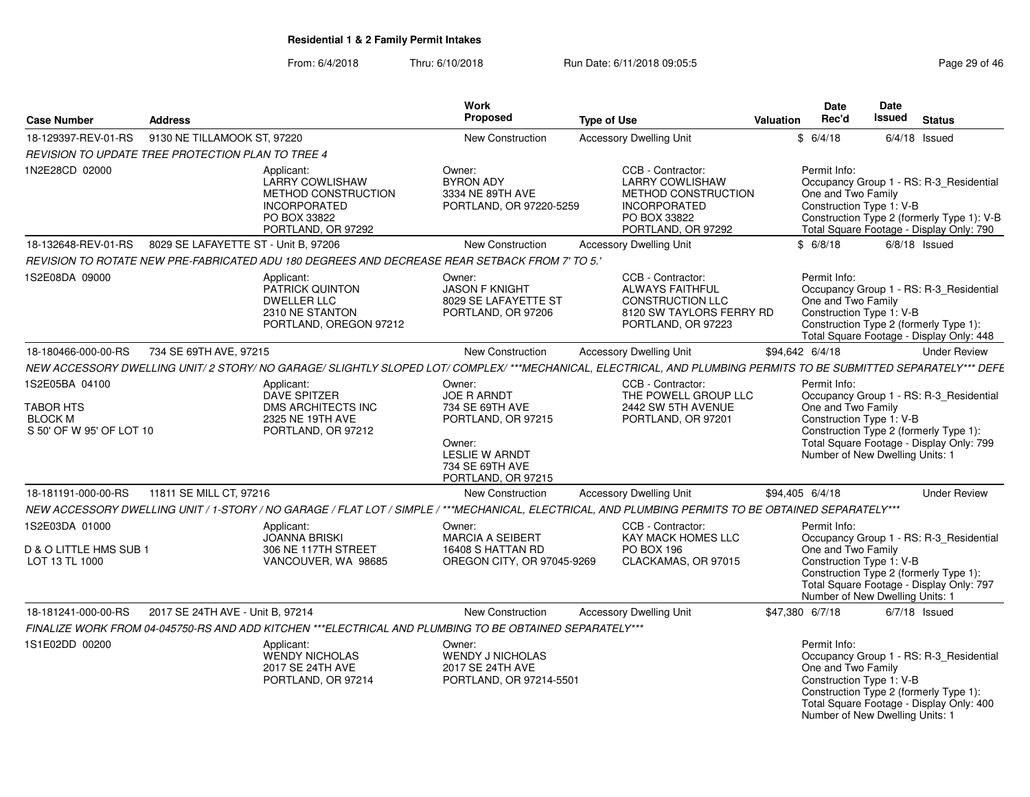**Residential 1 & 2 Family Permit Intakes**

From: 6/4/2018 Thru: 6/10/2018 Run Date: 6/11/2018 09:05:5

| Case Number | Address | Work Proposed | Type of Use | Valuation | Date Rec'd | Date Issued | Status |
|---|---|---|---|---|---|---|---|
| 18-129397-REV-01-RS | 9130 NE TILLAMOOK ST, 97220 | New Construction | Accessory Dwelling Unit | $ | 6/4/18 | 6/4/18 | Issued |

*REVISION TO UPDATE TREE PROTECTION PLAN TO TREE 4*

1N2E28CD 02000

Applicant: LARRY COWLISHAW, METHOD CONSTRUCTION INCORPORATED, PO BOX 33822, PORTLAND, OR 97292

Owner: BYRON ADY, 3334 NE 89TH AVE, PORTLAND, OR 97220-5259

CCB - Contractor: LARRY COWLISHAW, METHOD CONSTRUCTION INCORPORATED, PO BOX 33822, PORTLAND, OR 97292

Permit Info: Occupancy Group 1 - RS: R-3_Residential One and Two Family; Construction Type 1: V-B; Construction Type 2 (formerly Type 1): V-B; Total Square Footage - Display Only: 790

| Case Number | Address | Work Proposed | Type of Use | Valuation | Date Rec'd | Date Issued | Status |
|---|---|---|---|---|---|---|---|
| 18-132648-REV-01-RS | 8029 SE LAFAYETTE ST - Unit B, 97206 | New Construction | Accessory Dwelling Unit | $ | 6/8/18 | 6/8/18 | Issued |

*REVISION TO ROTATE NEW PRE-FABRICATED ADU 180 DEGREES AND DECREASE REAR SETBACK FROM 7' TO 5.'*

1S2E08DA 09000

Applicant: PATRICK QUINTON, DWELLER LLC, 2310 NE STANTON, PORTLAND, OREGON 97212

Owner: JASON F KNIGHT, 8029 SE LAFAYETTE ST, PORTLAND, OR 97206

CCB - Contractor: ALWAYS FAITHFUL CONSTRUCTION LLC, 8120 SW TAYLORS FERRY RD, PORTLAND, OR 97223

Permit Info: Occupancy Group 1 - RS: R-3_Residential One and Two Family; Construction Type 1: V-B; Construction Type 2 (formerly Type 1):; Total Square Footage - Display Only: 448

| Case Number | Address | Work Proposed | Type of Use | Valuation | Date Rec'd | Date Issued | Status |
|---|---|---|---|---|---|---|---|
| 18-180466-000-00-RS | 734 SE 69TH AVE, 97215 | New Construction | Accessory Dwelling Unit | $94,642 | 6/4/18 | | Under Review |

*NEW ACCESSORY DWELLING UNIT/ 2 STORY/ NO GARAGE/ SLIGHTLY SLOPED LOT/ COMPLEX/ ***MECHANICAL, ELECTRICAL, AND PLUMBING PERMITS TO BE SUBMITTED SEPARATELY*** DEFE*

1S2E05BA 04100
TABOR HTS
BLOCK M
S 50' OF W 95' OF LOT 10

Applicant: DAVE SPITZER, DMS ARCHITECTS INC, 2325 NE 19TH AVE, PORTLAND, OR 97212

Owner: JOE R ARNDT, 734 SE 69TH AVE, PORTLAND, OR 97215

Owner: LESLIE W ARNDT, 734 SE 69TH AVE, PORTLAND, OR 97215

CCB - Contractor: THE POWELL GROUP LLC, 2442 SW 5TH AVENUE, PORTLAND, OR 97201

Permit Info: Occupancy Group 1 - RS: R-3_Residential One and Two Family; Construction Type 1: V-B; Construction Type 2 (formerly Type 1):; Total Square Footage - Display Only: 799; Number of New Dwelling Units: 1

| Case Number | Address | Work Proposed | Type of Use | Valuation | Date Rec'd | Date Issued | Status |
|---|---|---|---|---|---|---|---|
| 18-181191-000-00-RS | 11811 SE MILL CT, 97216 | New Construction | Accessory Dwelling Unit | $94,405 | 6/4/18 | | Under Review |

*NEW ACCESSORY DWELLING UNIT / 1-STORY / NO GARAGE / FLAT LOT / SIMPLE / ***MECHANICAL, ELECTRICAL, AND PLUMBING PERMITS TO BE OBTAINED SEPARATELY****

1S2E03DA 01000
D & O LITTLE HMS SUB 1
LOT 13 TL 1000

Applicant: JOANNA BRISKI, 306 NE 117TH STREET, VANCOUVER, WA 98685

Owner: MARCIA A SEIBERT, 16408 S HATTAN RD, OREGON CITY, OR 97045-9269

CCB - Contractor: KAY MACK HOMES LLC, PO BOX 196, CLACKAMAS, OR 97015

Permit Info: Occupancy Group 1 - RS: R-3_Residential One and Two Family; Construction Type 1: V-B; Construction Type 2 (formerly Type 1):; Total Square Footage - Display Only: 797; Number of New Dwelling Units: 1

| Case Number | Address | Work Proposed | Type of Use | Valuation | Date Rec'd | Date Issued | Status |
|---|---|---|---|---|---|---|---|
| 18-181241-000-00-RS | 2017 SE 24TH AVE - Unit B, 97214 | New Construction | Accessory Dwelling Unit | $47,380 | 6/7/18 | 6/7/18 | Issued |

*FINALIZE WORK FROM 04-045750-RS AND ADD KITCHEN ***ELECTRICAL AND PLUMBING TO BE OBTAINED SEPARATELY****

1S1E02DD 00200

Applicant: WENDY NICHOLAS, 2017 SE 24TH AVE, PORTLAND, OR 97214

Owner: WENDY J NICHOLAS, 2017 SE 24TH AVE, PORTLAND, OR 97214-5501

Permit Info: Occupancy Group 1 - RS: R-3_Residential One and Two Family; Construction Type 1: V-B; Construction Type 2 (formerly Type 1):; Total Square Footage - Display Only: 400; Number of New Dwelling Units: 1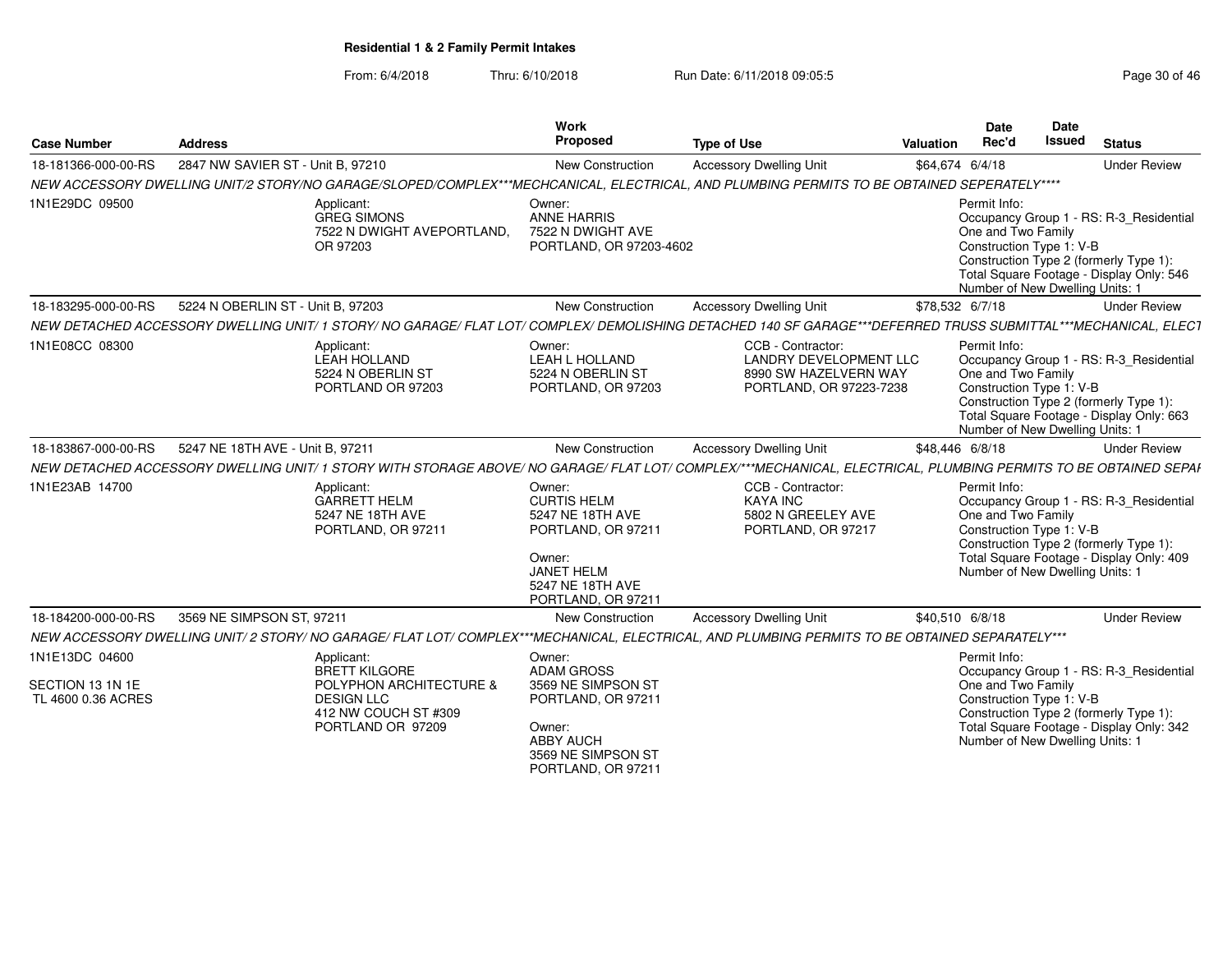**Residential 1 & 2 Family Permit Intakes**

From: 6/4/2018 Thru: 6/10/2018 Run Date: 6/11/2018 09:05:5

| Case Number | Address | Work Proposed | Type of Use | Valuation | Date Rec'd | Date Issued | Status |
|---|---|---|---|---|---|---|---|
| 18-181366-000-00-RS | 2847 NW SAVIER ST - Unit B, 97210 | New Construction | Accessory Dwelling Unit | $64,674 | 6/4/18 | | Under Review |
| *NEW ACCESSORY DWELLING UNIT/2 STORY/NO GARAGE/SLOPED/COMPLEX***MECHCANICAL, ELECTRICAL, AND PLUMBING PERMITS TO BE OBTAINED SEPERATELY***** | | | | | | | |
| 1N1E29DC 09500 | Applicant: GREG SIMONS 7522 N DWIGHT AVEPORTLAND, OR 97203 | Owner: ANNE HARRIS 7522 N DWIGHT AVE PORTLAND, OR 97203-4602 | | | Permit Info: Occupancy Group 1 - RS: R-3_Residential One and Two Family Construction Type 1: V-B Construction Type 2 (formerly Type 1): Total Square Footage - Display Only: 546 Number of New Dwelling Units: 1 | | |
| 18-183295-000-00-RS | 5224 N OBERLIN ST - Unit B, 97203 | New Construction | Accessory Dwelling Unit | $78,532 | 6/7/18 | | Under Review |
| *NEW DETACHED ACCESSORY DWELLING UNIT/ 1 STORY/ NO GARAGE/ FLAT LOT/ COMPLEX/ DEMOLISHING DETACHED 140 SF GARAGE***DEFERRED TRUSS SUBMITTAL***MECHANICAL, ELECT* | | | | | | | |
| 1N1E08CC 08300 | Applicant: LEAH HOLLAND 5224 N OBERLIN ST PORTLAND OR 97203 | Owner: LEAH L HOLLAND 5224 N OBERLIN ST PORTLAND, OR 97203 | CCB - Contractor: LANDRY DEVELOPMENT LLC 8990 SW HAZELVERN WAY PORTLAND, OR 97223-7238 | | Permit Info: Occupancy Group 1 - RS: R-3_Residential One and Two Family Construction Type 1: V-B Construction Type 2 (formerly Type 1): Total Square Footage - Display Only: 663 Number of New Dwelling Units: 1 | | |
| 18-183867-000-00-RS | 5247 NE 18TH AVE - Unit B, 97211 | New Construction | Accessory Dwelling Unit | $48,446 | 6/8/18 | | Under Review |
| *NEW DETACHED ACCESSORY DWELLING UNIT/ 1 STORY WITH STORAGE ABOVE/ NO GARAGE/ FLAT LOT/ COMPLEX/***MECHANICAL, ELECTRICAL, PLUMBING PERMITS TO BE OBTAINED SEPAI* | | | | | | | |
| 1N1E23AB 14700 | Applicant: GARRETT HELM 5247 NE 18TH AVE PORTLAND, OR 97211 | Owner: CURTIS HELM 5247 NE 18TH AVE PORTLAND, OR 97211 Owner: JANET HELM 5247 NE 18TH AVE PORTLAND, OR 97211 | CCB - Contractor: KAYA INC 5802 N GREELEY AVE PORTLAND, OR 97217 | | Permit Info: Occupancy Group 1 - RS: R-3_Residential One and Two Family Construction Type 1: V-B Construction Type 2 (formerly Type 1): Total Square Footage - Display Only: 409 Number of New Dwelling Units: 1 | | |
| 18-184200-000-00-RS | 3569 NE SIMPSON ST, 97211 | New Construction | Accessory Dwelling Unit | $40,510 | 6/8/18 | | Under Review |
| *NEW ACCESSORY DWELLING UNIT/ 2 STORY/ NO GARAGE/ FLAT LOT/ COMPLEX***MECHANICAL, ELECTRICAL, AND PLUMBING PERMITS TO BE OBTAINED SEPARATELY**** | | | | | | | |
| 1N1E13DC 04600 SECTION 13 1N 1E TL 4600 0.36 ACRES | Applicant: BRETT KILGORE POLYPHON ARCHITECTURE & DESIGN LLC 412 NW COUCH ST #309 PORTLAND OR 97209 | Owner: ADAM GROSS 3569 NE SIMPSON ST PORTLAND, OR 97211 Owner: ABBY AUCH 3569 NE SIMPSON ST PORTLAND, OR 97211 | | | Permit Info: Occupancy Group 1 - RS: R-3_Residential One and Two Family Construction Type 1: V-B Construction Type 2 (formerly Type 1): Total Square Footage - Display Only: 342 Number of New Dwelling Units: 1 | | |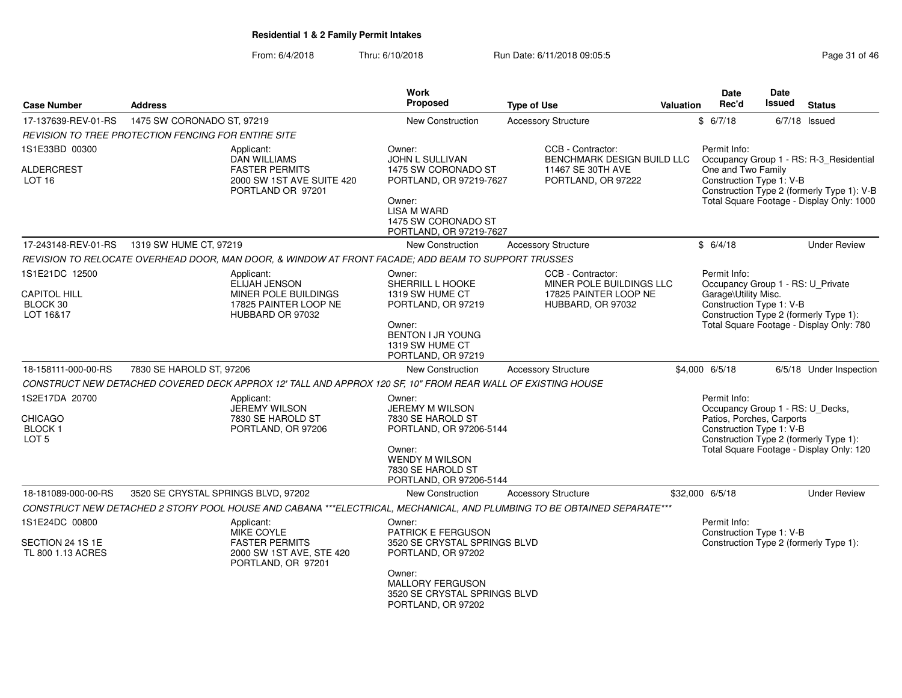**Residential 1 & 2 Family Permit Intakes**

From: 6/4/2018 Thru: 6/10/2018 Run Date: 6/11/2018 09:05:5

| Case Number | Address | Work Proposed | Type of Use | Valuation | Date Rec'd | Date Issued | Status |
|---|---|---|---|---|---|---|---|
| 17-137639-REV-01-RS | 1475 SW CORONADO ST, 97219 | New Construction | Accessory Structure | $ | 6/7/18 | 6/7/18 | Issued |

*REVISION TO TREE PROTECTION FENCING FOR ENTIRE SITE*

1S1E33BD 00300
ALDERCREST
LOT 16

Applicant:
DAN WILLIAMS
FASTER PERMITS
2000 SW 1ST AVE SUITE 420
PORTLAND OR 97201

Owner:
JOHN L SULLIVAN
1475 SW CORONADO ST
PORTLAND, OR 97219-7627

Owner:
LISA M WARD
1475 SW CORONADO ST
PORTLAND, OR 97219-7627

CCB - Contractor:
BENCHMARK DESIGN BUILD LLC
11467 SE 30TH AVE
PORTLAND, OR 97222

Permit Info:
Occupancy Group 1 - RS: R-3_Residential One and Two Family
Construction Type 1: V-B
Construction Type 2 (formerly Type 1): V-B
Total Square Footage - Display Only: 1000

| Case Number | Address | Work Proposed | Type of Use | Valuation | Date Rec'd | Date Issued | Status |
|---|---|---|---|---|---|---|---|
| 17-243148-REV-01-RS | 1319 SW HUME CT, 97219 | New Construction | Accessory Structure | $ | 6/4/18 | | Under Review |

*REVISION TO RELOCATE OVERHEAD DOOR, MAN DOOR, & WINDOW AT FRONT FACADE; ADD BEAM TO SUPPORT TRUSSES*

1S1E21DC 12500
CAPITOL HILL
BLOCK 30
LOT 16&17

Applicant:
ELIJAH JENSON
MINER POLE BUILDINGS
17825 PAINTER LOOP NE
HUBBARD OR 97032

Owner:
SHERRILL L HOOKE
1319 SW HUME CT
PORTLAND, OR 97219

Owner:
BENTON I JR YOUNG
1319 SW HUME CT
PORTLAND, OR 97219

CCB - Contractor:
MINER POLE BUILDINGS LLC
17825 PAINTER LOOP NE
HUBBARD, OR 97032

Permit Info:
Occupancy Group 1 - RS: U_Private Garage\Utility Misc.
Construction Type 1: V-B
Construction Type 2 (formerly Type 1):
Total Square Footage - Display Only: 780

| Case Number | Address | Work Proposed | Type of Use | Valuation | Date Rec'd | Date Issued | Status |
|---|---|---|---|---|---|---|---|
| 18-158111-000-00-RS | 7830 SE HAROLD ST, 97206 | New Construction | Accessory Structure | $4,000 | 6/5/18 | 6/5/18 | Under Inspection |

*CONSTRUCT NEW DETACHED COVERED DECK APPROX 12' TALL AND APPROX 120 SF, 10" FROM REAR WALL OF EXISTING HOUSE*

1S2E17DA 20700
CHICAGO
BLOCK 1
LOT 5

Applicant:
JEREMY WILSON
7830 SE HAROLD ST
PORTLAND, OR 97206

Owner:
JEREMY M WILSON
7830 SE HAROLD ST
PORTLAND, OR 97206-5144

Owner:
WENDY M WILSON
7830 SE HAROLD ST
PORTLAND, OR 97206-5144

Permit Info:
Occupancy Group 1 - RS: U_Decks, Patios, Porches, Carports
Construction Type 1: V-B
Construction Type 2 (formerly Type 1):
Total Square Footage - Display Only: 120

| Case Number | Address | Work Proposed | Type of Use | Valuation | Date Rec'd | Date Issued | Status |
|---|---|---|---|---|---|---|---|
| 18-181089-000-00-RS | 3520 SE CRYSTAL SPRINGS BLVD, 97202 | New Construction | Accessory Structure | $32,000 | 6/5/18 | | Under Review |

*CONSTRUCT NEW DETACHED 2 STORY POOL HOUSE AND CABANA ***ELECTRICAL, MECHANICAL, AND PLUMBING TO BE OBTAINED SEPARATE****

1S1E24DC 00800
SECTION 24 1S 1E
TL 800 1.13 ACRES

Applicant:
MIKE COYLE
FASTER PERMITS
2000 SW 1ST AVE, STE 420
PORTLAND, OR 97201

Owner:
PATRICK E FERGUSON
3520 SE CRYSTAL SPRINGS BLVD
PORTLAND, OR 97202

Owner:
MALLORY FERGUSON
3520 SE CRYSTAL SPRINGS BLVD
PORTLAND, OR 97202

Permit Info:
Construction Type 1: V-B
Construction Type 2 (formerly Type 1):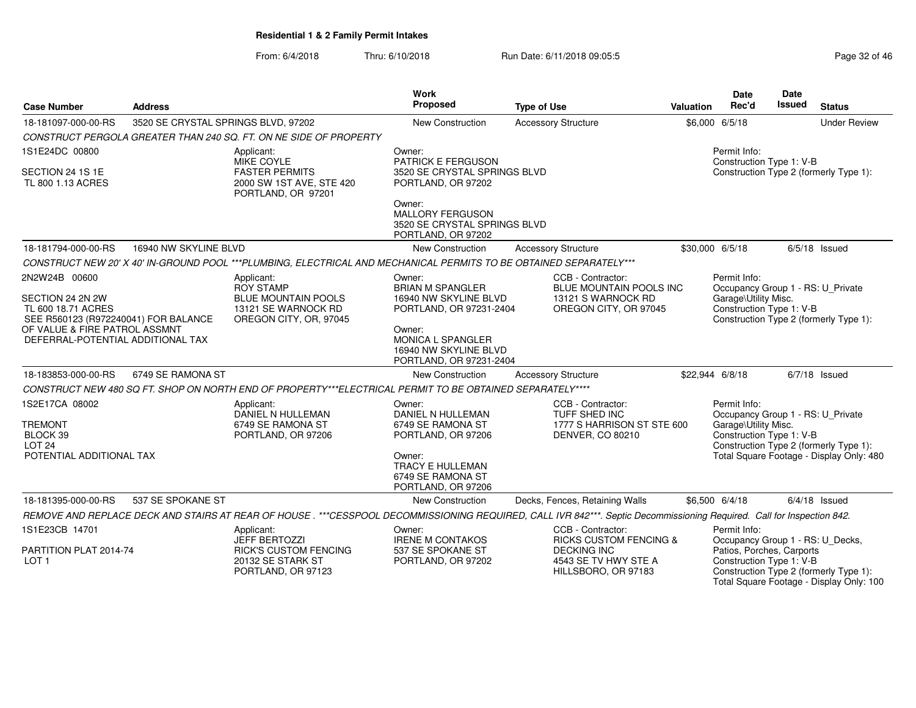**Residential 1 & 2 Family Permit Intakes**

From: 6/4/2018 Thru: 6/10/2018 Run Date: 6/11/2018 09:05:5

| Case Number | Address | Work Proposed | Type of Use | Valuation | Date Rec'd | Date Issued | Status |
|---|---|---|---|---|---|---|---|
| 18-181097-000-00-RS | 3520 SE CRYSTAL SPRINGS BLVD, 97202 | New Construction | Accessory Structure | $6,000 | 6/5/18 | | Under Review |

*CONSTRUCT PERGOLA GREATER THAN 240 SQ. FT. ON NE SIDE OF PROPERTY*

1S1E24DC 00800
SECTION 24 1S 1E
TL 800 1.13 ACRES

Applicant:
MIKE COYLE
FASTER PERMITS
2000 SW 1ST AVE, STE 420
PORTLAND, OR 97201

Owner:
PATRICK E FERGUSON
3520 SE CRYSTAL SPRINGS BLVD
PORTLAND, OR 97202

Owner:
MALLORY FERGUSON
3520 SE CRYSTAL SPRINGS BLVD
PORTLAND, OR 97202

Permit Info:
Construction Type 1: V-B
Construction Type 2 (formerly Type 1):

---

| Case Number | Address | Work Proposed | Type of Use | Valuation | Date Rec'd | Date Issued | Status |
|---|---|---|---|---|---|---|---|
| 18-181794-000-00-RS | 16940 NW SKYLINE BLVD | New Construction | Accessory Structure | $30,000 | 6/5/18 | 6/5/18 | Issued |

*CONSTRUCT NEW 20' X 40' IN-GROUND POOL ***PLUMBING, ELECTRICAL AND MECHANICAL PERMITS TO BE OBTAINED SEPARATELY****

2N2W24B 00600
SECTION 24 2N 2W
TL 600 18.71 ACRES
SEE R560123 (R972240041) FOR BALANCE OF VALUE & FIRE PATROL ASSMNT
DEFERRAL-POTENTIAL ADDITIONAL TAX

Applicant:
ROY STAMP
BLUE MOUNTAIN POOLS
13121 SE WARNOCK RD
OREGON CITY, OR, 97045

Owner:
BRIAN M SPANGLER
16940 NW SKYLINE BLVD
PORTLAND, OR 97231-2404

Owner:
MONICA L SPANGLER
16940 NW SKYLINE BLVD
PORTLAND, OR 97231-2404

CCB - Contractor:
BLUE MOUNTAIN POOLS INC
13121 S WARNOCK RD
OREGON CITY, OR 97045

Permit Info:
Occupancy Group 1 - RS: U_Private Garage\Utility Misc.
Construction Type 1: V-B
Construction Type 2 (formerly Type 1):

---

| Case Number | Address | Work Proposed | Type of Use | Valuation | Date Rec'd | Date Issued | Status |
|---|---|---|---|---|---|---|---|
| 18-183853-000-00-RS | 6749 SE RAMONA ST | New Construction | Accessory Structure | $22,944 | 6/8/18 | 6/7/18 | Issued |

*CONSTRUCT NEW 480 SQ FT. SHOP ON NORTH END OF PROPERTY***ELECTRICAL PERMIT TO BE OBTAINED SEPARATELY*****

1S2E17CA 08002
TREMONT
BLOCK 39
LOT 24
POTENTIAL ADDITIONAL TAX

Applicant:
DANIEL N HULLEMAN
6749 SE RAMONA ST
PORTLAND, OR 97206

Owner:
DANIEL N HULLEMAN
6749 SE RAMONA ST
PORTLAND, OR 97206

Owner:
TRACY E HULLEMAN
6749 SE RAMONA ST
PORTLAND, OR 97206

CCB - Contractor:
TUFF SHED INC
1777 S HARRISON ST STE 600
DENVER, CO 80210

Permit Info:
Occupancy Group 1 - RS: U_Private Garage\Utility Misc.
Construction Type 1: V-B
Construction Type 2 (formerly Type 1):
Total Square Footage - Display Only: 480

---

| Case Number | Address | Work Proposed | Type of Use | Valuation | Date Rec'd | Date Issued | Status |
|---|---|---|---|---|---|---|---|
| 18-181395-000-00-RS | 537 SE SPOKANE ST | New Construction | Decks, Fences, Retaining Walls | $6,500 | 6/4/18 | 6/4/18 | Issued |

*REMOVE AND REPLACE DECK AND STAIRS AT REAR OF HOUSE . ***CESSPOOL DECOMMISSIONING REQUIRED, CALL IVR 842***. Septic Decommissioning Required. Call for Inspection 842.*

1S1E23CB 14701
PARTITION PLAT 2014-74
LOT 1

Applicant:
JEFF BERTOZZI
RICK'S CUSTOM FENCING
20132 SE STARK ST
PORTLAND, OR 97123

Owner:
IRENE M CONTAKOS
537 SE SPOKANE ST
PORTLAND, OR 97202

CCB - Contractor:
RICKS CUSTOM FENCING & DECKING INC
4543 SE TV HWY STE A
HILLSBORO, OR 97183

Permit Info:
Occupancy Group 1 - RS: U_Decks, Patios, Porches, Carports
Construction Type 1: V-B
Construction Type 2 (formerly Type 1):
Total Square Footage - Display Only: 100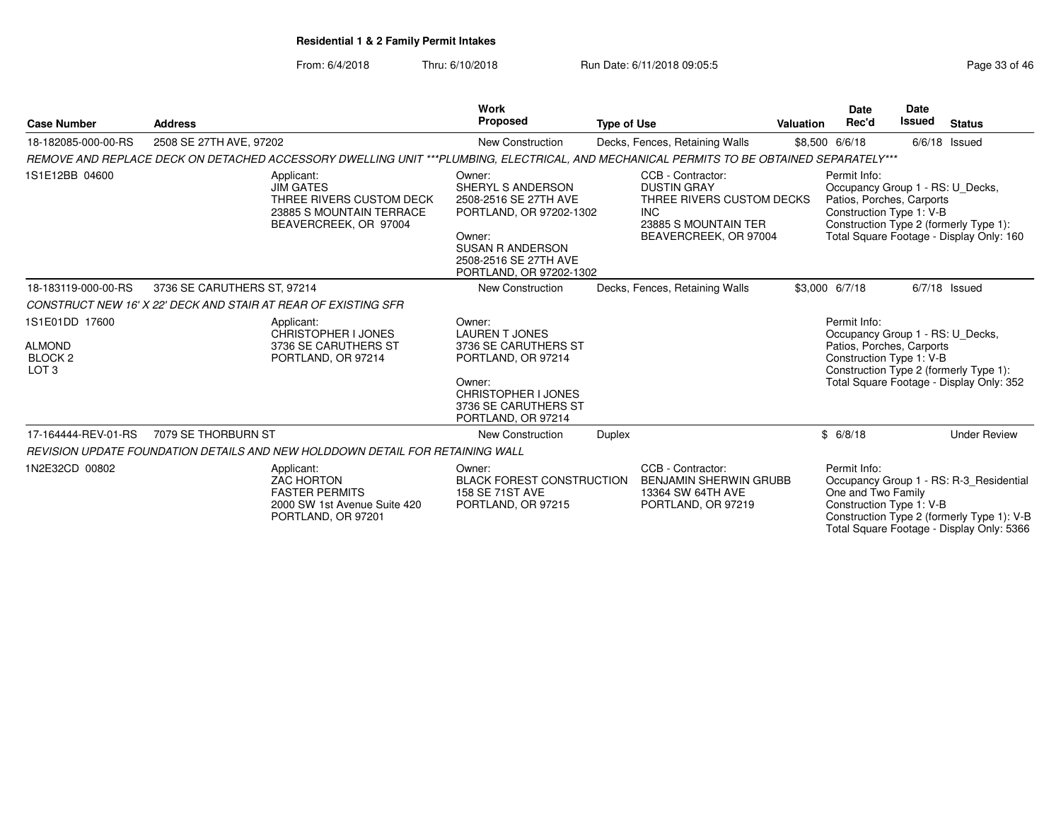**Residential 1 & 2 Family Permit Intakes**

From: 6/4/2018 Thru: 6/10/2018 Run Date: 6/11/2018 09:05:5

| Case Number | Address | Work Proposed | Type of Use | Valuation | Date Rec'd | Date Issued | Status |
|---|---|---|---|---|---|---|---|
| 18-182085-000-00-RS | 2508 SE 27TH AVE, 97202 | New Construction | Decks, Fences, Retaining Walls | $8,500 | 6/6/18 | 6/6/18 | Issued |

*REMOVE AND REPLACE DECK ON DETACHED ACCESSORY DWELLING UNIT ***PLUMBING, ELECTRICAL, AND MECHANICAL PERMITS TO BE OBTAINED SEPARATELY****

1S1E12BB 04600

Applicant:
JIM GATES
THREE RIVERS CUSTOM DECK
23885 S MOUNTAIN TERRACE
BEAVERCREEK, OR 97004

Owner:
SHERYL S ANDERSON
2508-2516 SE 27TH AVE
PORTLAND, OR 97202-1302

Owner:
SUSAN R ANDERSON
2508-2516 SE 27TH AVE
PORTLAND, OR 97202-1302

CCB - Contractor:
DUSTIN GRAY
THREE RIVERS CUSTOM DECKS INC
23885 S MOUNTAIN TER
BEAVERCREEK, OR 97004

Permit Info:
Occupancy Group 1 - RS: U_Decks, Patios, Porches, Carports
Construction Type 1: V-B
Construction Type 2 (formerly Type 1):
Total Square Footage - Display Only: 160

| Case Number | Address | Work Proposed | Type of Use | Valuation | Date Rec'd | Date Issued | Status |
|---|---|---|---|---|---|---|---|
| 18-183119-000-00-RS | 3736 SE CARUTHERS ST, 97214 | New Construction | Decks, Fences, Retaining Walls | $3,000 | 6/7/18 | 6/7/18 | Issued |

*CONSTRUCT NEW 16' X 22' DECK AND STAIR AT REAR OF EXISTING SFR*

1S1E01DD 17600
ALMOND
BLOCK 2
LOT 3

Applicant:
CHRISTOPHER I JONES
3736 SE CARUTHERS ST
PORTLAND, OR 97214

Owner:
LAUREN T JONES
3736 SE CARUTHERS ST
PORTLAND, OR 97214

Owner:
CHRISTOPHER I JONES
3736 SE CARUTHERS ST
PORTLAND, OR 97214

Permit Info:
Occupancy Group 1 - RS: U_Decks, Patios, Porches, Carports
Construction Type 1: V-B
Construction Type 2 (formerly Type 1):
Total Square Footage - Display Only: 352

| Case Number | Address | Work Proposed | Type of Use | Valuation | Date Rec'd | Date Issued | Status |
|---|---|---|---|---|---|---|---|
| 17-164444-REV-01-RS | 7079 SE THORBURN ST | New Construction | Duplex | $ | 6/8/18 | | Under Review |

*REVISION UPDATE FOUNDATION DETAILS AND NEW HOLDDOWN DETAIL FOR RETAINING WALL*

1N2E32CD 00802

Applicant:
ZAC HORTON
FASTER PERMITS
2000 SW 1st Avenue Suite 420
PORTLAND, OR 97201

Owner:
BLACK FOREST CONSTRUCTION
158 SE 71ST AVE
PORTLAND, OR 97215

CCB - Contractor:
BENJAMIN SHERWIN GRUBB
13364 SW 64TH AVE
PORTLAND, OR 97219

Permit Info:
Occupancy Group 1 - RS: R-3_Residential One and Two Family
Construction Type 1: V-B
Construction Type 2 (formerly Type 1): V-B
Total Square Footage - Display Only: 5366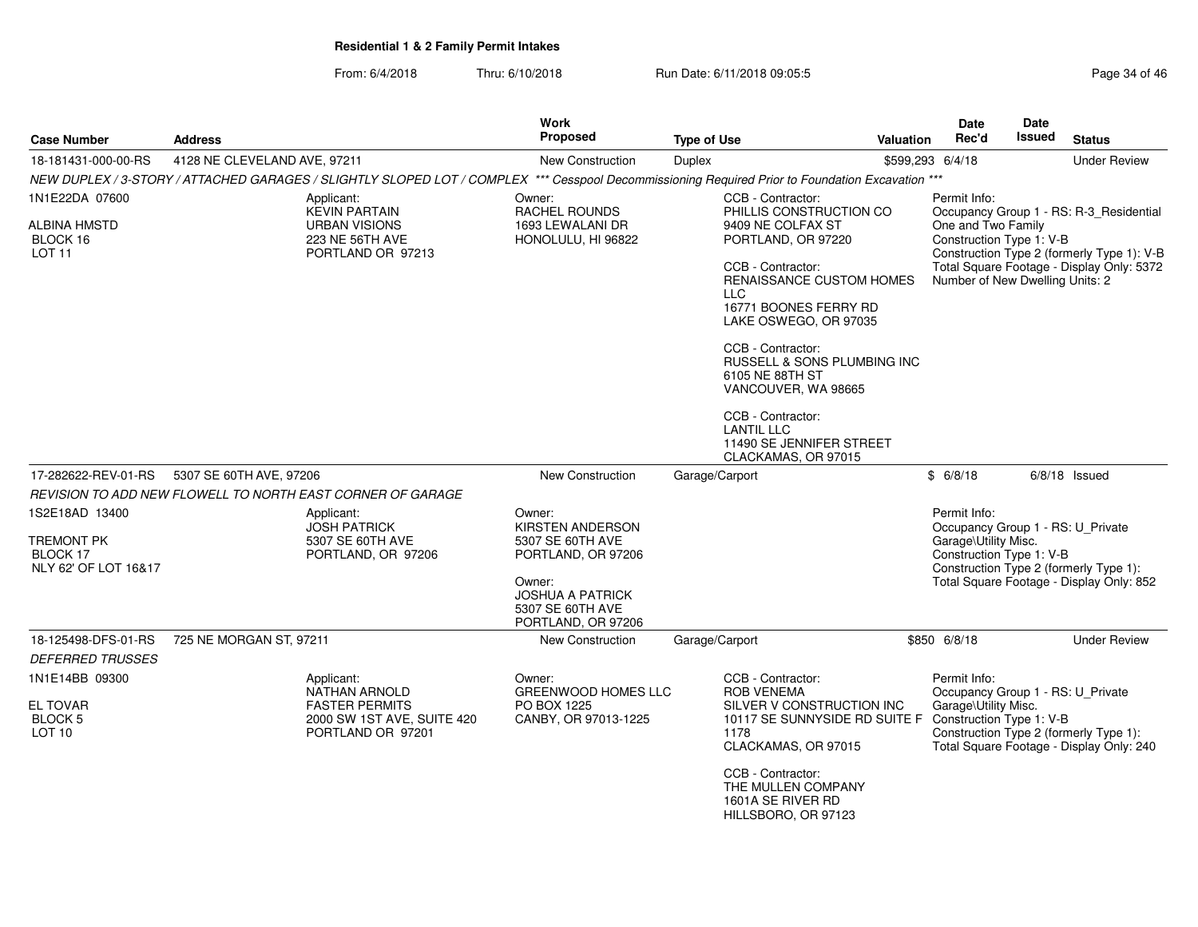**Residential 1 & 2 Family Permit Intakes**

From: 6/4/2018 Thru: 6/10/2018 Run Date: 6/11/2018 09:05:5

| Case Number | Address | Work Proposed | Type of Use | Valuation | Date Rec'd | Date Issued | Status |
|---|---|---|---|---|---|---|---|
| 18-181431-000-00-RS | 4128 NE CLEVELAND AVE, 97211 | New Construction | Duplex | $599,293 | 6/4/18 | | Under Review |

*NEW DUPLEX / 3-STORY / ATTACHED GARAGES / SLIGHTLY SLOPED LOT / COMPLEX \*\*\* Cesspool Decommissioning Required Prior to Foundation Excavation \*\*\**

1N1E22DA 07600
ALBINA HMSTD
BLOCK 16
LOT 11

Applicant:
KEVIN PARTAIN
URBAN VISIONS
223 NE 56TH AVE
PORTLAND OR 97213

Owner:
RACHEL ROUNDS
1693 LEWALANI DR
HONOLULU, HI 96822

CCB - Contractor:
PHILLIS CONSTRUCTION CO
9409 NE COLFAX ST
PORTLAND, OR 97220

CCB - Contractor:
RENAISSANCE CUSTOM HOMES LLC
16771 BOONES FERRY RD
LAKE OSWEGO, OR 97035

CCB - Contractor:
RUSSELL & SONS PLUMBING INC
6105 NE 88TH ST
VANCOUVER, WA 98665

CCB - Contractor:
LANTIL LLC
11490 SE JENNIFER STREET
CLACKAMAS, OR 97015

Permit Info:
Occupancy Group 1 - RS: R-3_Residential One and Two Family
Construction Type 1: V-B
Construction Type 2 (formerly Type 1): V-B
Total Square Footage - Display Only: 5372
Number of New Dwelling Units: 2

| Case Number | Address | Work Proposed | Type of Use | Valuation | Date Rec'd | Date Issued | Status |
|---|---|---|---|---|---|---|---|
| 17-282622-REV-01-RS | 5307 SE 60TH AVE, 97206 | New Construction | Garage/Carport | $ | 6/8/18 | 6/8/18 | Issued |

*REVISION TO ADD NEW FLOWELL TO NORTH EAST CORNER OF GARAGE*

1S2E18AD 13400
TREMONT PK
BLOCK 17
NLY 62' OF LOT 16&17

Applicant:
JOSH PATRICK
5307 SE 60TH AVE
PORTLAND, OR 97206

Owner:
KIRSTEN ANDERSON
5307 SE 60TH AVE
PORTLAND, OR 97206

Owner:
JOSHUA A PATRICK
5307 SE 60TH AVE
PORTLAND, OR 97206

Permit Info:
Occupancy Group 1 - RS: U_Private Garage\Utility Misc.
Construction Type 1: V-B
Construction Type 2 (formerly Type 1):
Total Square Footage - Display Only: 852

| Case Number | Address | Work Proposed | Type of Use | Valuation | Date Rec'd | Date Issued | Status |
|---|---|---|---|---|---|---|---|
| 18-125498-DFS-01-RS | 725 NE MORGAN ST, 97211 | New Construction | Garage/Carport | $850 | 6/8/18 | | Under Review |

*DEFERRED TRUSSES*

1N1E14BB 09300
EL TOVAR
BLOCK 5
LOT 10

Applicant:
NATHAN ARNOLD
FASTER PERMITS
2000 SW 1ST AVE, SUITE 420
PORTLAND OR 97201

Owner:
GREENWOOD HOMES LLC
PO BOX 1225
CANBY, OR 97013-1225

CCB - Contractor:
ROB VENEMA
SILVER V CONSTRUCTION INC
10117 SE SUNNYSIDE RD SUITE F 1178
CLACKAMAS, OR 97015

CCB - Contractor:
THE MULLEN COMPANY
1601A SE RIVER RD
HILLSBORO, OR 97123

Permit Info:
Occupancy Group 1 - RS: U_Private Garage\Utility Misc.
Construction Type 1: V-B
Construction Type 2 (formerly Type 1):
Total Square Footage - Display Only: 240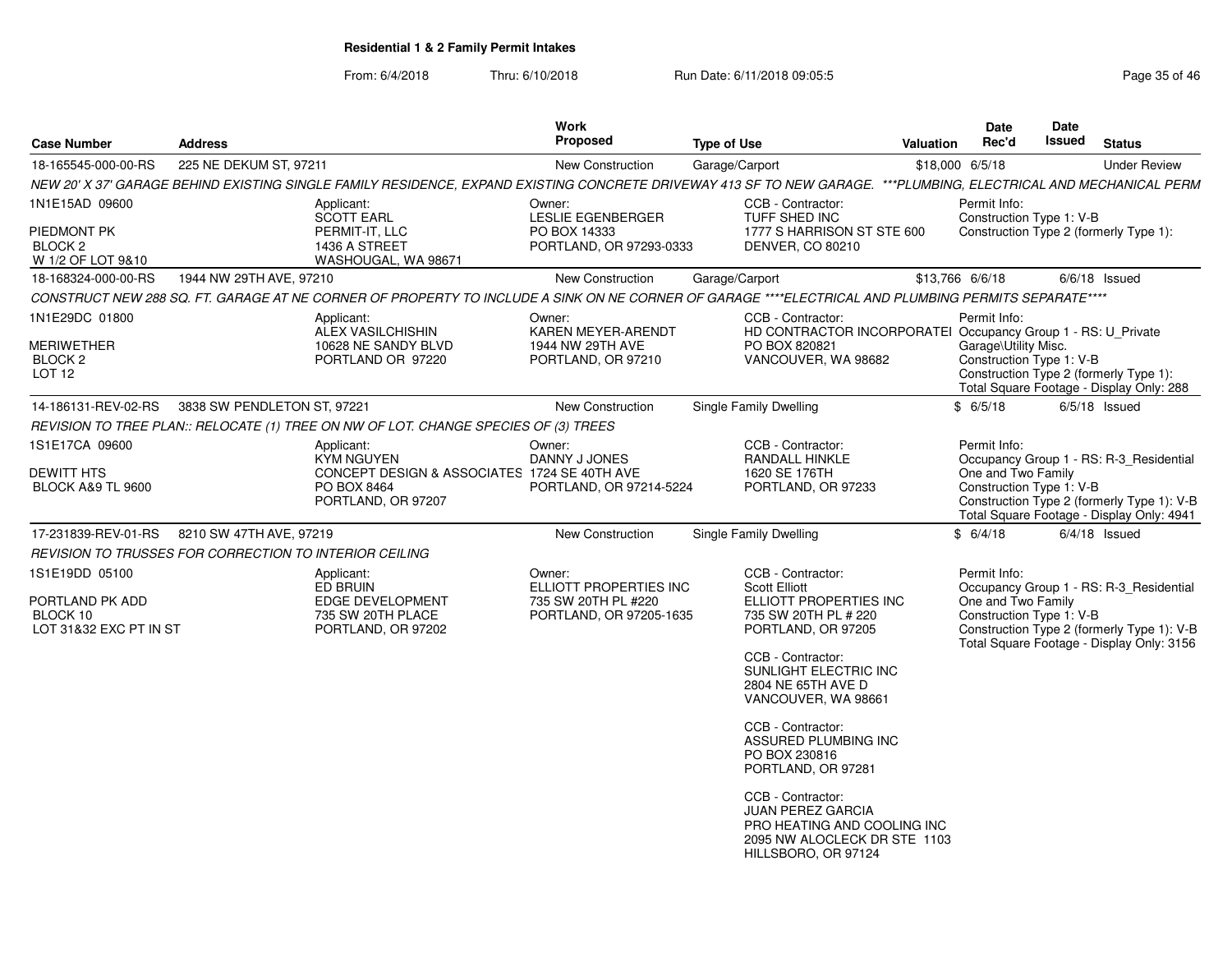# Residential 1 & 2 Family Permit Intakes

From: 6/4/2018 Thru: 6/10/2018 Run Date: 6/11/2018 09:05:5

| Case Number | Address | Work Proposed | Type of Use | Valuation | Date Rec'd | Date Issued | Status |
|---|---|---|---|---|---|---|---|
| 18-165545-000-00-RS | 225 NE DEKUM ST, 97211 | New Construction | Garage/Carport | $18,000 | 6/5/18 | | Under Review |

NEW 20' X 37' GARAGE BEHIND EXISTING SINGLE FAMILY RESIDENCE, EXPAND EXISTING CONCRETE DRIVEWAY 413 SF TO NEW GARAGE. ***PLUMBING, ELECTRICAL AND MECHANICAL PERM

1N1E15AD 09600
PIEDMONT PK
BLOCK 2
W 1/2 OF LOT 9&10

Applicant: SCOTT EARL, PERMIT-IT, LLC, 1436 A STREET, WASHOUGAL, WA 98671

Owner: LESLIE EGENBERGER, PO BOX 14333, PORTLAND, OR 97293-0333

CCB - Contractor: TUFF SHED INC, 1777 S HARRISON ST STE 600, DENVER, CO 80210

Permit Info:
Construction Type 1: V-B
Construction Type 2 (formerly Type 1):

| Case Number | Address | Work Proposed | Type of Use | Valuation | Date Rec'd | Date Issued | Status |
|---|---|---|---|---|---|---|---|
| 18-168324-000-00-RS | 1944 NW 29TH AVE, 97210 | New Construction | Garage/Carport | $13,766 | 6/6/18 | 6/6/18 | Issued |

CONSTRUCT NEW 288 SQ. FT. GARAGE AT NE CORNER OF PROPERTY TO INCLUDE A SINK ON NE CORNER OF GARAGE ****ELECTRICAL AND PLUMBING PERMITS SEPARATE****

1N1E29DC 01800
MERIWETHER
BLOCK 2
LOT 12

Applicant: ALEX VASILCHISHIN, 10628 NE SANDY BLVD, PORTLAND OR 97220

Owner: KAREN MEYER-ARENDT, 1944 NW 29TH AVE, PORTLAND, OR 97210

CCB - Contractor: HD CONTRACTOR INCORPORATEI, PO BOX 820821, VANCOUVER, WA 98682

Permit Info:
Occupancy Group 1 - RS: U_Private Garage\Utility Misc.
Construction Type 1: V-B
Construction Type 2 (formerly Type 1):
Total Square Footage - Display Only: 288

| Case Number | Address | Work Proposed | Type of Use | Valuation | Date Rec'd | Date Issued | Status |
|---|---|---|---|---|---|---|---|
| 14-186131-REV-02-RS | 3838 SW PENDLETON ST, 97221 | New Construction | Single Family Dwelling | $ | 6/5/18 | 6/5/18 | Issued |

REVISION TO TREE PLAN:: RELOCATE (1) TREE ON NW OF LOT. CHANGE SPECIES OF (3) TREES

1S1E17CA 09600
DEWITT HTS
BLOCK A&9 TL 9600

Applicant: KYM NGUYEN, CONCEPT DESIGN & ASSOCIATES, PO BOX 8464, PORTLAND, OR 97207

Owner: DANNY J JONES, 1724 SE 40TH AVE, PORTLAND, OR 97214-5224

CCB - Contractor: RANDALL HINKLE, 1620 SE 176TH, PORTLAND, OR 97233

Permit Info:
Occupancy Group 1 - RS: R-3_Residential One and Two Family
Construction Type 1: V-B
Construction Type 2 (formerly Type 1): V-B
Total Square Footage - Display Only: 4941

| Case Number | Address | Work Proposed | Type of Use | Valuation | Date Rec'd | Date Issued | Status |
|---|---|---|---|---|---|---|---|
| 17-231839-REV-01-RS | 8210 SW 47TH AVE, 97219 | New Construction | Single Family Dwelling | $ | 6/4/18 | 6/4/18 | Issued |

REVISION TO TRUSSES FOR CORRECTION TO INTERIOR CEILING

1S1E19DD 05100
PORTLAND PK ADD
BLOCK 10
LOT 31&32 EXC PT IN ST

Applicant: ED BRUIN, EDGE DEVELOPMENT, 735 SW 20TH PLACE, PORTLAND, OR 97202

Owner: ELLIOTT PROPERTIES INC, 735 SW 20TH PL #220, PORTLAND, OR 97205-1635

CCB - Contractor: Scott Elliott, ELLIOTT PROPERTIES INC, 735 SW 20TH PL # 220, PORTLAND, OR 97205

CCB - Contractor: SUNLIGHT ELECTRIC INC, 2804 NE 65TH AVE D, VANCOUVER, WA 98661

CCB - Contractor: ASSURED PLUMBING INC, PO BOX 230816, PORTLAND, OR 97281

CCB - Contractor: JUAN PEREZ GARCIA, PRO HEATING AND COOLING INC, 2095 NW ALOCLECK DR STE 1103, HILLSBORO, OR 97124

Permit Info:
Occupancy Group 1 - RS: R-3_Residential One and Two Family
Construction Type 1: V-B
Construction Type 2 (formerly Type 1): V-B
Total Square Footage - Display Only: 3156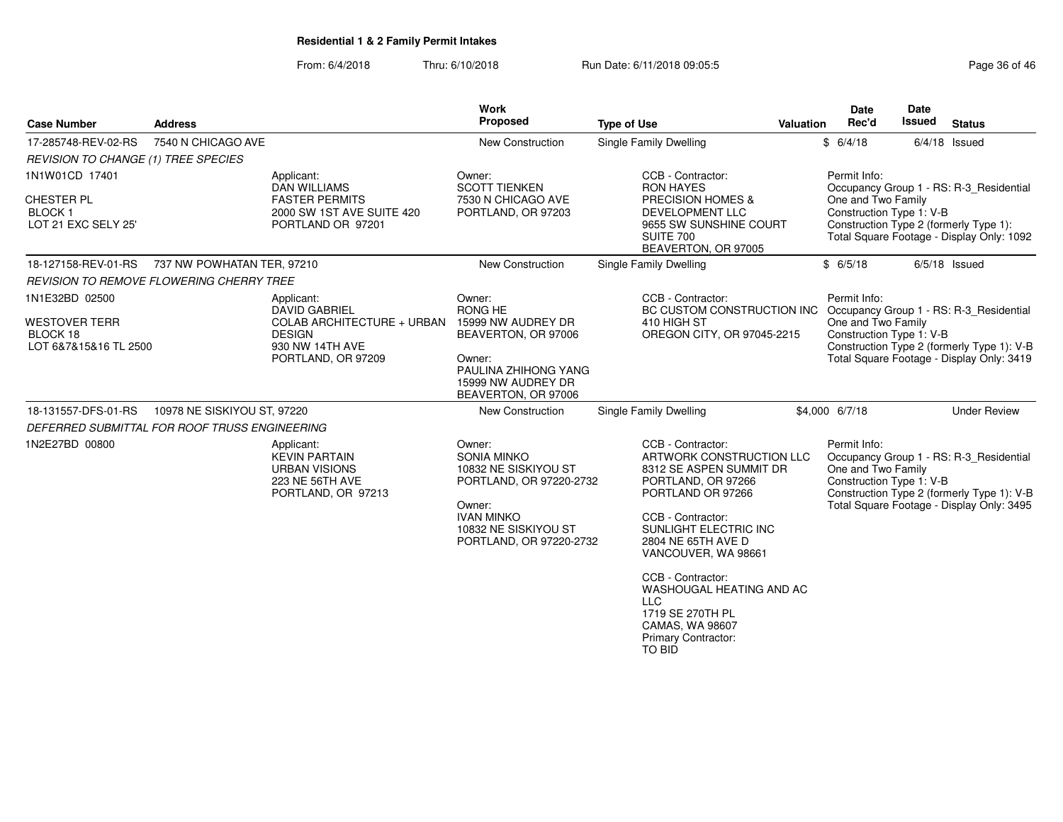**Residential 1 & 2 Family Permit Intakes**

From: 6/4/2018 Thru: 6/10/2018 Run Date: 6/11/2018 09:05:5

| Case Number | Address | Work Proposed | Type of Use | Valuation | Date Rec'd | Date Issued | Status |
|---|---|---|---|---|---|---|---|
| 17-285748-REV-02-RS | 7540 N CHICAGO AVE | New Construction | Single Family Dwelling | $ | 6/4/18 | 6/4/18 | Issued |
| 18-127158-REV-01-RS | 737 NW POWHATAN TER, 97210 | New Construction | Single Family Dwelling | $ | 6/5/18 | 6/5/18 | Issued |
| 18-131557-DFS-01-RS | 10978 NE SISKIYOU ST, 97220 | New Construction | Single Family Dwelling | $4,000 | 6/7/18 | | Under Review |

**17-285748-REV-02-RS** — *REVISION TO CHANGE (1) TREE SPECIES*

1N1W01CD 17401
CHESTER PL
BLOCK 1
LOT 21 EXC SELY 25'

Applicant:
DAN WILLIAMS
FASTER PERMITS
2000 SW 1ST AVE SUITE 420
PORTLAND OR 97201

Owner:
SCOTT TIENKEN
7530 N CHICAGO AVE
PORTLAND, OR 97203

CCB - Contractor:
RON HAYES
PRECISION HOMES & DEVELOPMENT LLC
9655 SW SUNSHINE COURT
SUITE 700
BEAVERTON, OR 97005

Permit Info:
Occupancy Group 1 - RS: R-3_Residential One and Two Family
Construction Type 1: V-B
Construction Type 2 (formerly Type 1):
Total Square Footage - Display Only: 1092

**18-127158-REV-01-RS** — *REVISION TO REMOVE FLOWERING CHERRY TREE*

1N1E32BD 02500
WESTOVER TERR
BLOCK 18
LOT 6&7&15&16 TL 2500

Applicant:
DAVID GABRIEL
COLAB ARCHITECTURE + URBAN DESIGN
930 NW 14TH AVE
PORTLAND, OR 97209

Owner:
RONG HE
15999 NW AUDREY DR
BEAVERTON, OR 97006

Owner:
PAULINA ZHIHONG YANG
15999 NW AUDREY DR
BEAVERTON, OR 97006

CCB - Contractor:
BC CUSTOM CONSTRUCTION INC
410 HIGH ST
OREGON CITY, OR 97045-2215

Permit Info:
Occupancy Group 1 - RS: R-3_Residential One and Two Family
Construction Type 1: V-B
Construction Type 2 (formerly Type 1): V-B
Total Square Footage - Display Only: 3419

**18-131557-DFS-01-RS** — *DEFERRED SUBMITTAL FOR ROOF TRUSS ENGINEERING*

1N2E27BD 00800

Applicant:
KEVIN PARTAIN
URBAN VISIONS
223 NE 56TH AVE
PORTLAND, OR 97213

Owner:
SONIA MINKO
10832 NE SISKIYOU ST
PORTLAND, OR 97220-2732

Owner:
IVAN MINKO
10832 NE SISKIYOU ST
PORTLAND, OR 97220-2732

CCB - Contractor:
ARTWORK CONSTRUCTION LLC
8312 SE ASPEN SUMMIT DR
PORTLAND, OR 97266
PORTLAND OR 97266

CCB - Contractor:
SUNLIGHT ELECTRIC INC
2804 NE 65TH AVE D
VANCOUVER, WA 98661

CCB - Contractor:
WASHOUGAL HEATING AND AC LLC
1719 SE 270TH PL
CAMAS, WA 98607
Primary Contractor:
TO BID

Permit Info:
Occupancy Group 1 - RS: R-3_Residential One and Two Family
Construction Type 1: V-B
Construction Type 2 (formerly Type 1): V-B
Total Square Footage - Display Only: 3495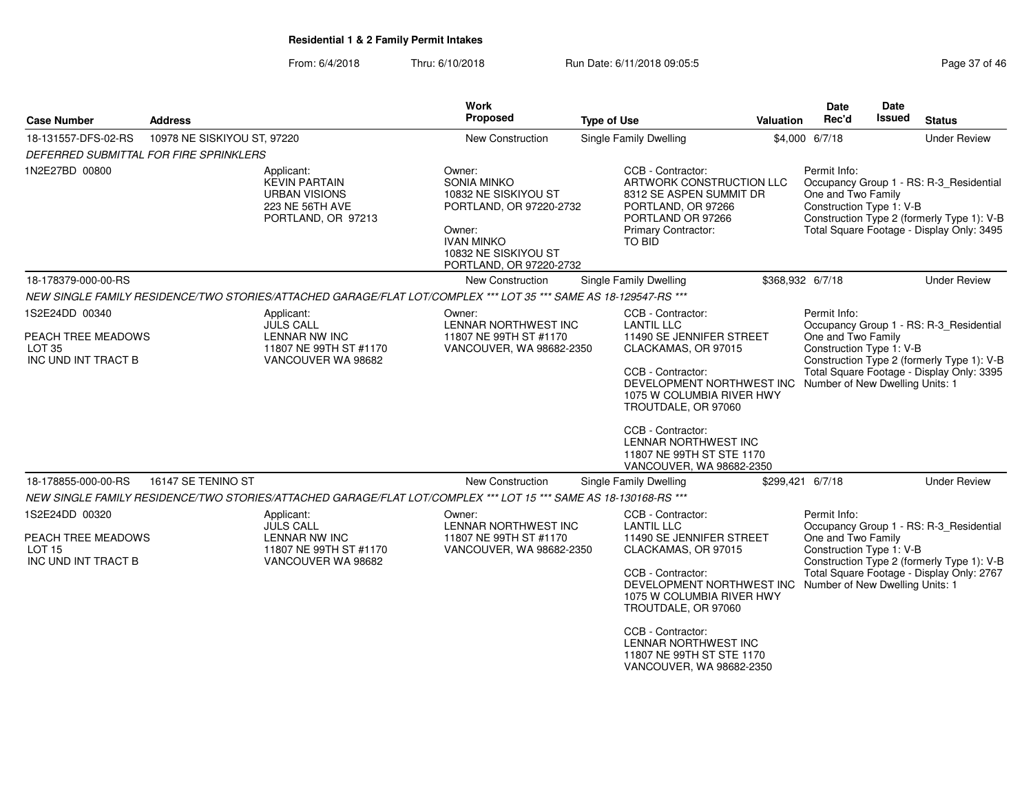**Residential 1 & 2 Family Permit Intakes**

From: 6/4/2018 Thru: 6/10/2018 Run Date: 6/11/2018 09:05:5

| Case Number | Address | Work Proposed | Type of Use | Valuation | Date Rec'd | Date Issued | Status |
|---|---|---|---|---|---|---|---|
| 18-131557-DFS-02-RS | 10978 NE SISKIYOU ST, 97220 | New Construction | Single Family Dwelling | $4,000 | 6/7/18 | | Under Review |

*DEFERRED SUBMITTAL FOR FIRE SPRINKLERS*

1N2E27BD 00800

Applicant:
KEVIN PARTAIN
URBAN VISIONS
223 NE 56TH AVE
PORTLAND, OR 97213

Owner:
SONIA MINKO
10832 NE SISKIYOU ST
PORTLAND, OR 97220-2732

Owner:
IVAN MINKO
10832 NE SISKIYOU ST
PORTLAND, OR 97220-2732

CCB - Contractor:
ARTWORK CONSTRUCTION LLC
8312 SE ASPEN SUMMIT DR
PORTLAND, OR 97266
PORTLAND OR 97266
Primary Contractor:
TO BID

Permit Info:
Occupancy Group 1 - RS: R-3_Residential One and Two Family
Construction Type 1: V-B
Construction Type 2 (formerly Type 1): V-B
Total Square Footage - Display Only: 3495

---

| Case Number | Address | Work Proposed | Type of Use | Valuation | Date Rec'd | Date Issued | Status |
|---|---|---|---|---|---|---|---|
| 18-178379-000-00-RS | | New Construction | Single Family Dwelling | $368,932 | 6/7/18 | | Under Review |

*NEW SINGLE FAMILY RESIDENCE/TWO STORIES/ATTACHED GARAGE/FLAT LOT/COMPLEX *** LOT 35 *** SAME AS 18-129547-RS ****

1S2E24DD 00340

PEACH TREE MEADOWS
LOT 35
INC UND INT TRACT B

Applicant:
JULS CALL
LENNAR NW INC
11807 NE 99TH ST #1170
VANCOUVER WA 98682

Owner:
LENNAR NORTHWEST INC
11807 NE 99TH ST #1170
VANCOUVER, WA 98682-2350

CCB - Contractor:
LANTIL LLC
11490 SE JENNIFER STREET
CLACKAMAS, OR 97015

CCB - Contractor:
DEVELOPMENT NORTHWEST INC
1075 W COLUMBIA RIVER HWY
TROUTDALE, OR 97060

CCB - Contractor:
LENNAR NORTHWEST INC
11807 NE 99TH ST STE 1170
VANCOUVER, WA 98682-2350

Permit Info:
Occupancy Group 1 - RS: R-3_Residential One and Two Family
Construction Type 1: V-B
Construction Type 2 (formerly Type 1): V-B
Total Square Footage - Display Only: 3395
Number of New Dwelling Units: 1

---

| Case Number | Address | Work Proposed | Type of Use | Valuation | Date Rec'd | Date Issued | Status |
|---|---|---|---|---|---|---|---|
| 18-178855-000-00-RS | 16147 SE TENINO ST | New Construction | Single Family Dwelling | $299,421 | 6/7/18 | | Under Review |

*NEW SINGLE FAMILY RESIDENCE/TWO STORIES/ATTACHED GARAGE/FLAT LOT/COMPLEX *** LOT 15 *** SAME AS 18-130168-RS ****

1S2E24DD 00320

PEACH TREE MEADOWS
LOT 15
INC UND INT TRACT B

Applicant:
JULS CALL
LENNAR NW INC
11807 NE 99TH ST #1170
VANCOUVER WA 98682

Owner:
LENNAR NORTHWEST INC
11807 NE 99TH ST #1170
VANCOUVER, WA 98682-2350

CCB - Contractor:
LANTIL LLC
11490 SE JENNIFER STREET
CLACKAMAS, OR 97015

CCB - Contractor:
DEVELOPMENT NORTHWEST INC
1075 W COLUMBIA RIVER HWY
TROUTDALE, OR 97060

CCB - Contractor:
LENNAR NORTHWEST INC
11807 NE 99TH ST STE 1170
VANCOUVER, WA 98682-2350

Permit Info:
Occupancy Group 1 - RS: R-3_Residential One and Two Family
Construction Type 1: V-B
Construction Type 2 (formerly Type 1): V-B
Total Square Footage - Display Only: 2767
Number of New Dwelling Units: 1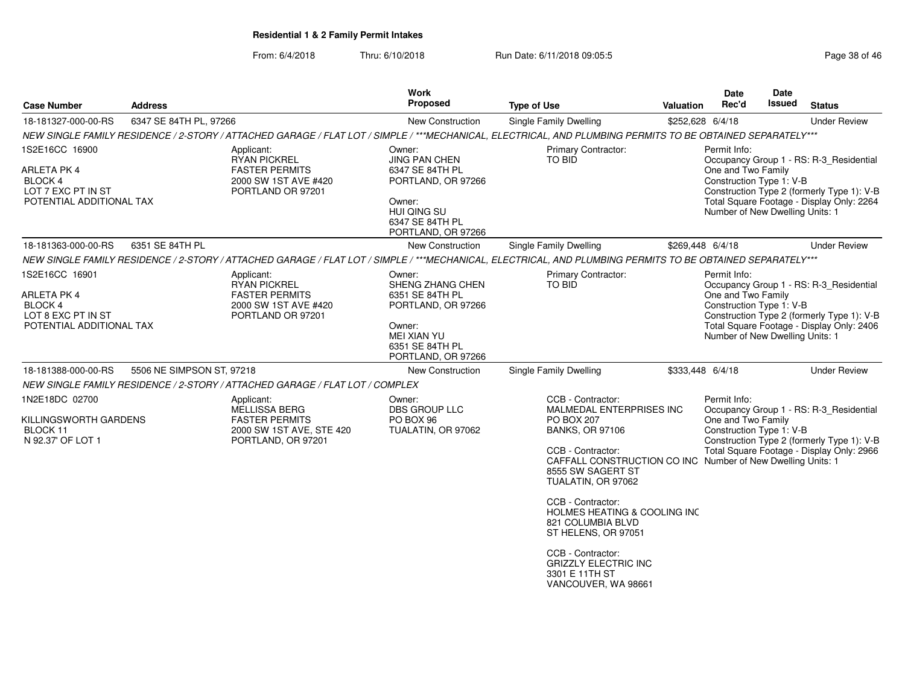**Residential 1 & 2 Family Permit Intakes**

From: 6/4/2018 Thru: 6/10/2018 Run Date: 6/11/2018 09:05:5

| Case Number | Address | Work Proposed | Type of Use | Valuation | Date Rec'd | Date Issued | Status |
|---|---|---|---|---|---|---|---|
| 18-181327-000-00-RS | 6347 SE 84TH PL, 97266 | New Construction | Single Family Dwelling | $252,628 | 6/4/18 | | Under Review |

*NEW SINGLE FAMILY RESIDENCE / 2-STORY / ATTACHED GARAGE / FLAT LOT / SIMPLE / ***MECHANICAL, ELECTRICAL, AND PLUMBING PERMITS TO BE OBTAINED SEPARATELY****

1S2E16CC 16900
ARLETA PK 4
BLOCK 4
LOT 7 EXC PT IN ST
POTENTIAL ADDITIONAL TAX

Applicant:
RYAN PICKREL
FASTER PERMITS
2000 SW 1ST AVE #420
PORTLAND OR 97201

Owner:
JING PAN CHEN
6347 SE 84TH PL
PORTLAND, OR 97266

Owner:
HUI QING SU
6347 SE 84TH PL
PORTLAND, OR 97266

Primary Contractor:
TO BID

Permit Info:
Occupancy Group 1 - RS: R-3_Residential One and Two Family
Construction Type 1: V-B
Construction Type 2 (formerly Type 1): V-B
Total Square Footage - Display Only: 2264
Number of New Dwelling Units: 1

| Case Number | Address | Work Proposed | Type of Use | Valuation | Date Rec'd | Date Issued | Status |
|---|---|---|---|---|---|---|---|
| 18-181363-000-00-RS | 6351 SE 84TH PL | New Construction | Single Family Dwelling | $269,448 | 6/4/18 | | Under Review |

*NEW SINGLE FAMILY RESIDENCE / 2-STORY / ATTACHED GARAGE / FLAT LOT / SIMPLE / ***MECHANICAL, ELECTRICAL, AND PLUMBING PERMITS TO BE OBTAINED SEPARATELY****

1S2E16CC 16901
ARLETA PK 4
BLOCK 4
LOT 8 EXC PT IN ST
POTENTIAL ADDITIONAL TAX

Applicant:
RYAN PICKREL
FASTER PERMITS
2000 SW 1ST AVE #420
PORTLAND OR 97201

Owner:
SHENG ZHANG CHEN
6351 SE 84TH PL
PORTLAND, OR 97266

Owner:
MEI XIAN YU
6351 SE 84TH PL
PORTLAND, OR 97266

Primary Contractor:
TO BID

Permit Info:
Occupancy Group 1 - RS: R-3_Residential One and Two Family
Construction Type 1: V-B
Construction Type 2 (formerly Type 1): V-B
Total Square Footage - Display Only: 2406
Number of New Dwelling Units: 1

| Case Number | Address | Work Proposed | Type of Use | Valuation | Date Rec'd | Date Issued | Status |
|---|---|---|---|---|---|---|---|
| 18-181388-000-00-RS | 5506 NE SIMPSON ST, 97218 | New Construction | Single Family Dwelling | $333,448 | 6/4/18 | | Under Review |

*NEW SINGLE FAMILY RESIDENCE / 2-STORY / ATTACHED GARAGE / FLAT LOT / COMPLEX*

1N2E18DC 02700
KILLINGSWORTH GARDENS
BLOCK 11
N 92.37' OF LOT 1

Applicant:
MELLISSA BERG
FASTER PERMITS
2000 SW 1ST AVE, STE 420
PORTLAND, OR 97201

Owner:
DBS GROUP LLC
PO BOX 96
TUALATIN, OR 97062

CCB - Contractor:
MALMEDAL ENTERPRISES INC
PO BOX 207
BANKS, OR 97106

CCB - Contractor:
CAFFALL CONSTRUCTION CO INC
8555 SW SAGERT ST
TUALATIN, OR 97062

CCB - Contractor:
HOLMES HEATING & COOLING INC
821 COLUMBIA BLVD
ST HELENS, OR 97051

CCB - Contractor:
GRIZZLY ELECTRIC INC
3301 E 11TH ST
VANCOUVER, WA 98661

Permit Info:
Occupancy Group 1 - RS: R-3_Residential One and Two Family
Construction Type 1: V-B
Construction Type 2 (formerly Type 1): V-B
Total Square Footage - Display Only: 2966
Number of New Dwelling Units: 1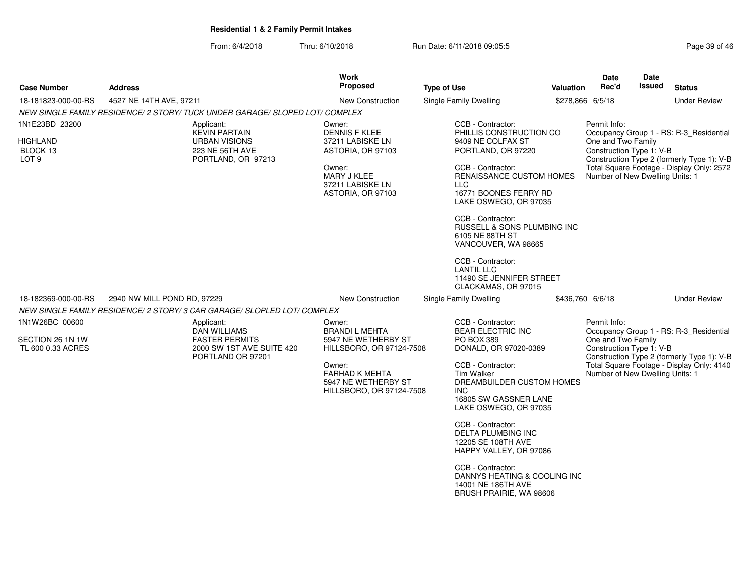**Residential 1 & 2 Family Permit Intakes**

From: 6/4/2018 Thru: 6/10/2018 Run Date: 6/11/2018 09:05:5

| Case Number | Address | Work Proposed | Type of Use | Valuation | Date Rec'd | Date Issued | Status |
|---|---|---|---|---|---|---|---|
| 18-181823-000-00-RS | 4527 NE 14TH AVE, 97211 | New Construction | Single Family Dwelling | $278,866 | 6/5/18 | | Under Review |

*NEW SINGLE FAMILY RESIDENCE/ 2 STORY/ TUCK UNDER GARAGE/ SLOPED LOT/ COMPLEX*

1N1E23BD 23200

HIGHLAND
BLOCK 13
LOT 9

Applicant:
KEVIN PARTAIN
URBAN VISIONS
223 NE 56TH AVE
PORTLAND, OR 97213

Owner:
DENNIS F KLEE
37211 LABISKE LN
ASTORIA, OR 97103

Owner:
MARY J KLEE
37211 LABISKE LN
ASTORIA, OR 97103

CCB - Contractor:
PHILLIS CONSTRUCTION CO
9409 NE COLFAX ST
PORTLAND, OR 97220

CCB - Contractor:
RENAISSANCE CUSTOM HOMES LLC
16771 BOONES FERRY RD
LAKE OSWEGO, OR 97035

CCB - Contractor:
RUSSELL & SONS PLUMBING INC
6105 NE 88TH ST
VANCOUVER, WA 98665

CCB - Contractor:
LANTIL LLC
11490 SE JENNIFER STREET
CLACKAMAS, OR 97015

Permit Info:
Occupancy Group 1 - RS: R-3_Residential One and Two Family
Construction Type 1: V-B
Construction Type 2 (formerly Type 1): V-B
Total Square Footage - Display Only: 2572
Number of New Dwelling Units: 1

| Case Number | Address | Work Proposed | Type of Use | Valuation | Date Rec'd | Date Issued | Status |
|---|---|---|---|---|---|---|---|
| 18-182369-000-00-RS | 2940 NW MILL POND RD, 97229 | New Construction | Single Family Dwelling | $436,760 | 6/6/18 | | Under Review |

*NEW SINGLE FAMILY RESIDENCE/ 2 STORY/ 3 CAR GARAGE/ SLOPLED LOT/ COMPLEX*

1N1W26BC 00600

SECTION 26 1N 1W
TL 600 0.33 ACRES

Applicant:
DAN WILLIAMS
FASTER PERMITS
2000 SW 1ST AVE SUITE 420
PORTLAND OR 97201

Owner:
BRANDI L MEHTA
5947 NE WETHERBY ST
HILLSBORO, OR 97124-7508

Owner:
FARHAD K MEHTA
5947 NE WETHERBY ST
HILLSBORO, OR 97124-7508

CCB - Contractor:
BEAR ELECTRIC INC
PO BOX 389
DONALD, OR 97020-0389

CCB - Contractor:
Tim Walker
DREAMBUILDER CUSTOM HOMES INC
16805 SW GASSNER LANE
LAKE OSWEGO, OR 97035

CCB - Contractor:
DELTA PLUMBING INC
12205 SE 108TH AVE
HAPPY VALLEY, OR 97086

CCB - Contractor:
DANNYS HEATING & COOLING INC
14001 NE 186TH AVE
BRUSH PRAIRIE, WA 98606

Permit Info:
Occupancy Group 1 - RS: R-3_Residential One and Two Family
Construction Type 1: V-B
Construction Type 2 (formerly Type 1): V-B
Total Square Footage - Display Only: 4140
Number of New Dwelling Units: 1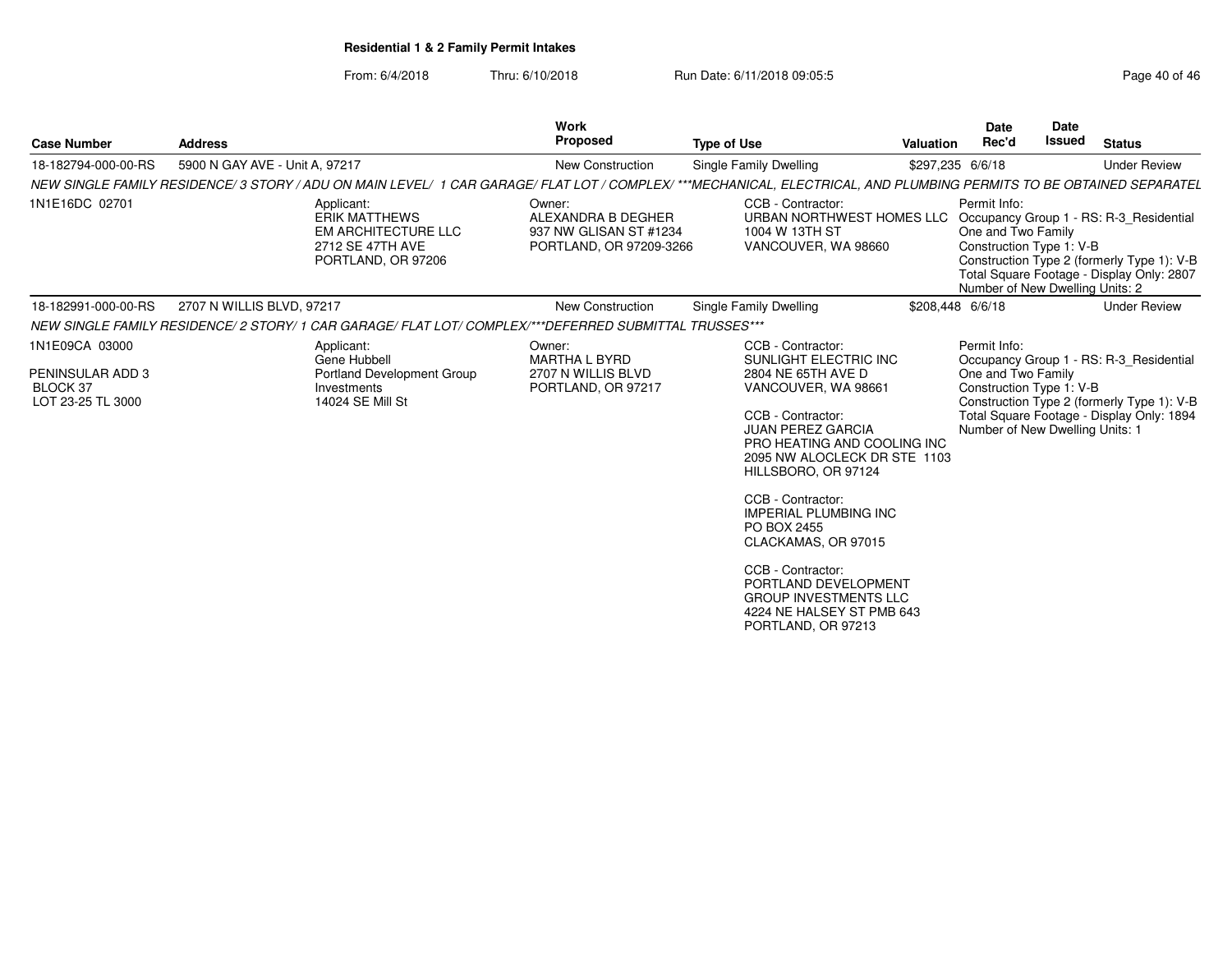**Residential 1 & 2 Family Permit Intakes**

From: 6/4/2018 Thru: 6/10/2018 Run Date: 6/11/2018 09:05:5

| Case Number | Address | Work Proposed | Type of Use | Valuation | Date Rec'd | Date Issued | Status |
|---|---|---|---|---|---|---|---|
| 18-182794-000-00-RS | 5900 N GAY AVE - Unit A, 97217 | New Construction | Single Family Dwelling | $297,235 | 6/6/18 | | Under Review |

*NEW SINGLE FAMILY RESIDENCE/ 3 STORY / ADU ON MAIN LEVEL/ 1 CAR GARAGE/ FLAT LOT / COMPLEX/ ***MECHANICAL, ELECTRICAL, AND PLUMBING PERMITS TO BE OBTAINED SEPARATEL*

1N1E16DC 02701

Applicant:
ERIK MATTHEWS
EM ARCHITECTURE LLC
2712 SE 47TH AVE
PORTLAND, OR 97206

Owner:
ALEXANDRA B DEGHER
937 NW GLISAN ST #1234
PORTLAND, OR 97209-3266

CCB - Contractor:
URBAN NORTHWEST HOMES LLC
1004 W 13TH ST
VANCOUVER, WA 98660

Permit Info:
Occupancy Group 1 - RS: R-3_Residential One and Two Family
Construction Type 1: V-B
Construction Type 2 (formerly Type 1): V-B
Total Square Footage - Display Only: 2807
Number of New Dwelling Units: 2

| Case Number | Address | Work Proposed | Type of Use | Valuation | Date Rec'd | Date Issued | Status |
|---|---|---|---|---|---|---|---|
| 18-182991-000-00-RS | 2707 N WILLIS BLVD, 97217 | New Construction | Single Family Dwelling | $208,448 | 6/6/18 | | Under Review |

*NEW SINGLE FAMILY RESIDENCE/ 2 STORY/ 1 CAR GARAGE/ FLAT LOT/ COMPLEX/***DEFERRED SUBMITTAL TRUSSES****

1N1E09CA 03000

PENINSULAR ADD 3
BLOCK 37
LOT 23-25 TL 3000

Applicant:
Gene Hubbell
Portland Development Group Investments
14024 SE Mill St

Owner:
MARTHA L BYRD
2707 N WILLIS BLVD
PORTLAND, OR 97217

CCB - Contractor:
SUNLIGHT ELECTRIC INC
2804 NE 65TH AVE D
VANCOUVER, WA 98661

CCB - Contractor:
JUAN PEREZ GARCIA
PRO HEATING AND COOLING INC
2095 NW ALOCLECK DR STE 1103
HILLSBORO, OR 97124

CCB - Contractor:
IMPERIAL PLUMBING INC
PO BOX 2455
CLACKAMAS, OR 97015

CCB - Contractor:
PORTLAND DEVELOPMENT GROUP INVESTMENTS LLC
4224 NE HALSEY ST PMB 643
PORTLAND, OR 97213

Permit Info:
Occupancy Group 1 - RS: R-3_Residential One and Two Family
Construction Type 1: V-B
Construction Type 2 (formerly Type 1): V-B
Total Square Footage - Display Only: 1894
Number of New Dwelling Units: 1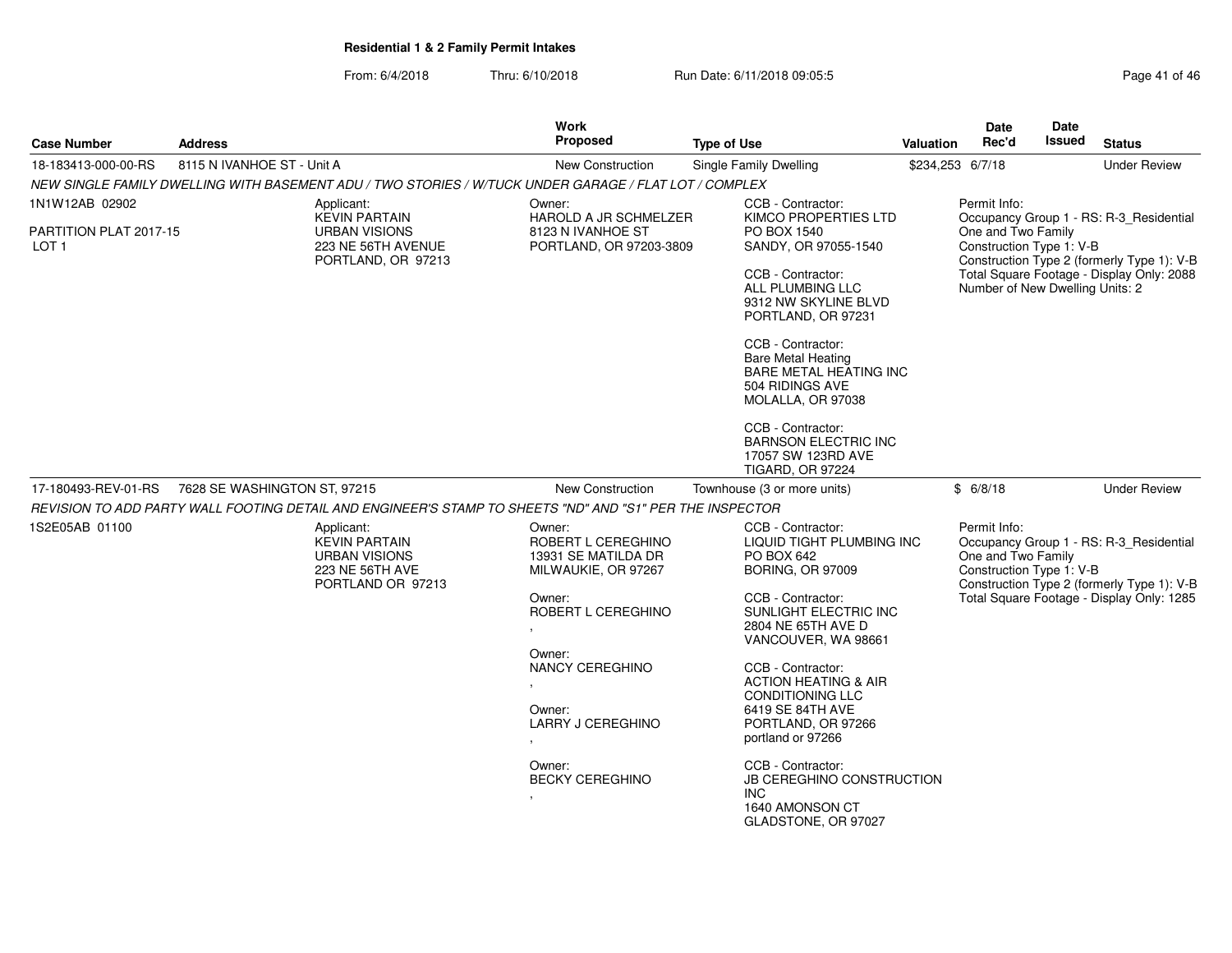**Residential 1 & 2 Family Permit Intakes**

From: 6/4/2018 Thru: 6/10/2018 Run Date: 6/11/2018 09:05:5

| Case Number | Address | Work Proposed | Type of Use | Valuation | Date Rec'd | Date Issued | Status |
|---|---|---|---|---|---|---|---|
| 18-183413-000-00-RS | 8115 N IVANHOE ST - Unit A | New Construction | Single Family Dwelling | $234,253 | 6/7/18 | | Under Review |

*NEW SINGLE FAMILY DWELLING WITH BASEMENT ADU / TWO STORIES / W/TUCK UNDER GARAGE / FLAT LOT / COMPLEX*

1N1W12AB 02902

PARTITION PLAT 2017-15
LOT 1

Applicant:
KEVIN PARTAIN
URBAN VISIONS
223 NE 56TH AVENUE
PORTLAND, OR 97213

Owner:
HAROLD A JR SCHMELZER
8123 N IVANHOE ST
PORTLAND, OR 97203-3809

CCB - Contractor:
KIMCO PROPERTIES LTD
PO BOX 1540
SANDY, OR 97055-1540

CCB - Contractor:
ALL PLUMBING LLC
9312 NW SKYLINE BLVD
PORTLAND, OR 97231

CCB - Contractor:
Bare Metal Heating
BARE METAL HEATING INC
504 RIDINGS AVE
MOLALLA, OR 97038

CCB - Contractor:
BARNSON ELECTRIC INC
17057 SW 123RD AVE
TIGARD, OR 97224

Permit Info:
Occupancy Group 1 - RS: R-3_Residential One and Two Family
Construction Type 1: V-B
Construction Type 2 (formerly Type 1): V-B
Total Square Footage - Display Only: 2088
Number of New Dwelling Units: 2

| Case Number | Address | Work Proposed | Type of Use | Valuation | Date Rec'd | Date Issued | Status |
|---|---|---|---|---|---|---|---|
| 17-180493-REV-01-RS | 7628 SE WASHINGTON ST, 97215 | New Construction | Townhouse (3 or more units) | $ | 6/8/18 | | Under Review |

*REVISION TO ADD PARTY WALL FOOTING DETAIL AND ENGINEER'S STAMP TO SHEETS "ND" AND "S1" PER THE INSPECTOR*

1S2E05AB 01100

Applicant:
KEVIN PARTAIN
URBAN VISIONS
223 NE 56TH AVE
PORTLAND OR 97213

Owner:
ROBERT L CEREGHINO
13931 SE MATILDA DR
MILWAUKIE, OR 97267

Owner:
ROBERT L CEREGHINO
,

Owner:
NANCY CEREGHINO
,

Owner:
LARRY J CEREGHINO
,

Owner:
BECKY CEREGHINO
,

CCB - Contractor:
LIQUID TIGHT PLUMBING INC
PO BOX 642
BORING, OR 97009

CCB - Contractor:
SUNLIGHT ELECTRIC INC
2804 NE 65TH AVE D
VANCOUVER, WA 98661

CCB - Contractor:
ACTION HEATING & AIR CONDITIONING LLC
6419 SE 84TH AVE
PORTLAND, OR 97266
portland or 97266

CCB - Contractor:
JB CEREGHINO CONSTRUCTION INC
1640 AMONSON CT
GLADSTONE, OR 97027

Permit Info:
Occupancy Group 1 - RS: R-3_Residential One and Two Family
Construction Type 1: V-B
Construction Type 2 (formerly Type 1): V-B
Total Square Footage - Display Only: 1285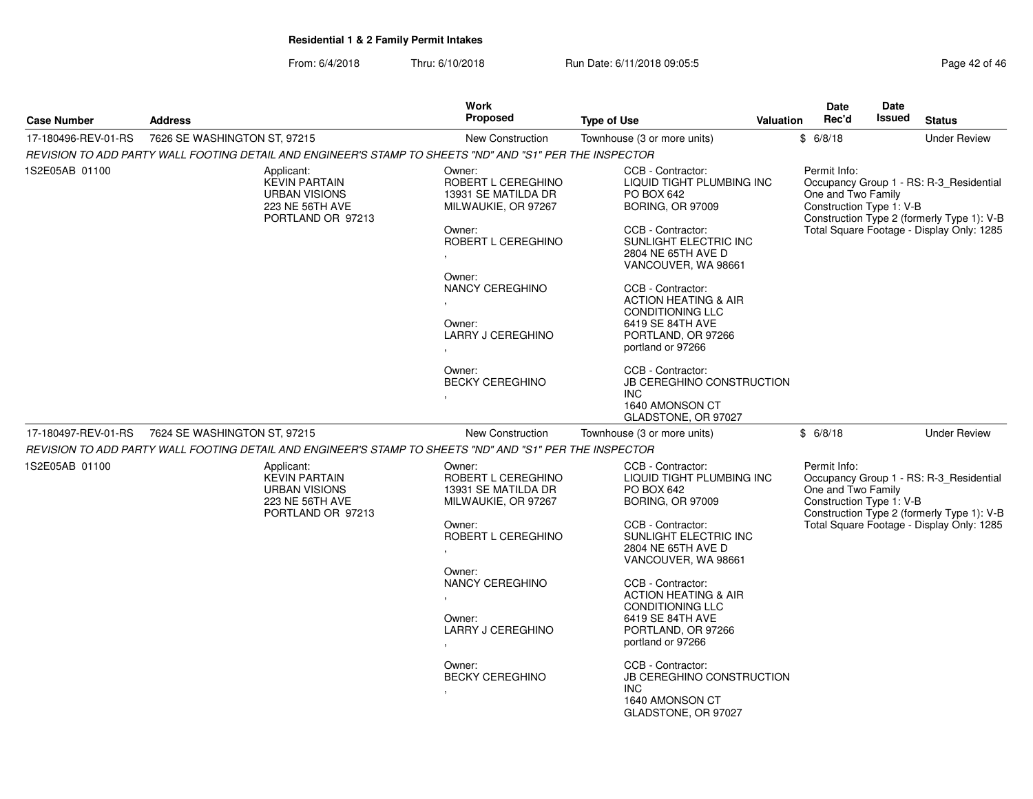**Residential 1 & 2 Family Permit Intakes**

From: 6/4/2018 Thru: 6/10/2018 Run Date: 6/11/2018 09:05:5

| Case Number | Address | Work Proposed | Type of Use | Valuation | Date Rec'd | Date Issued | Status |
|---|---|---|---|---|---|---|---|
| 17-180496-REV-01-RS | 7626 SE WASHINGTON ST, 97215 | New Construction | Townhouse (3 or more units) | $ | 6/8/18 | | Under Review |

*REVISION TO ADD PARTY WALL FOOTING DETAIL AND ENGINEER'S STAMP TO SHEETS "ND" AND "S1" PER THE INSPECTOR*

1S2E05AB 01100

Applicant:
KEVIN PARTAIN
URBAN VISIONS
223 NE 56TH AVE
PORTLAND OR 97213

Owner:
ROBERT L CEREGHINO
13931 SE MATILDA DR
MILWAUKIE, OR 97267

Owner:
ROBERT L CEREGHINO
,

Owner:
NANCY CEREGHINO
,

Owner:
LARRY J CEREGHINO
,

Owner:
BECKY CEREGHINO
,

CCB - Contractor:
LIQUID TIGHT PLUMBING INC
PO BOX 642
BORING, OR 97009

CCB - Contractor:
SUNLIGHT ELECTRIC INC
2804 NE 65TH AVE D
VANCOUVER, WA 98661

CCB - Contractor:
ACTION HEATING & AIR CONDITIONING LLC
6419 SE 84TH AVE
PORTLAND, OR 97266
portland or 97266

CCB - Contractor:
JB CEREGHINO CONSTRUCTION INC
1640 AMONSON CT
GLADSTONE, OR 97027

Permit Info:
Occupancy Group 1 - RS: R-3_Residential One and Two Family
Construction Type 1: V-B
Construction Type 2 (formerly Type 1): V-B
Total Square Footage - Display Only: 1285

| Case Number | Address | Work Proposed | Type of Use | Valuation | Date Rec'd | Date Issued | Status |
|---|---|---|---|---|---|---|---|
| 17-180497-REV-01-RS | 7624 SE WASHINGTON ST, 97215 | New Construction | Townhouse (3 or more units) | $ | 6/8/18 | | Under Review |

*REVISION TO ADD PARTY WALL FOOTING DETAIL AND ENGINEER'S STAMP TO SHEETS "ND" AND "S1" PER THE INSPECTOR*

1S2E05AB 01100

Applicant:
KEVIN PARTAIN
URBAN VISIONS
223 NE 56TH AVE
PORTLAND OR 97213

Owner:
ROBERT L CEREGHINO
13931 SE MATILDA DR
MILWAUKIE, OR 97267

Owner:
ROBERT L CEREGHINO
,

Owner:
NANCY CEREGHINO
,

Owner:
LARRY J CEREGHINO
,

Owner:
BECKY CEREGHINO
,

CCB - Contractor:
LIQUID TIGHT PLUMBING INC
PO BOX 642
BORING, OR 97009

CCB - Contractor:
SUNLIGHT ELECTRIC INC
2804 NE 65TH AVE D
VANCOUVER, WA 98661

CCB - Contractor:
ACTION HEATING & AIR CONDITIONING LLC
6419 SE 84TH AVE
PORTLAND, OR 97266
portland or 97266

CCB - Contractor:
JB CEREGHINO CONSTRUCTION INC
1640 AMONSON CT
GLADSTONE, OR 97027

Permit Info:
Occupancy Group 1 - RS: R-3_Residential One and Two Family
Construction Type 1: V-B
Construction Type 2 (formerly Type 1): V-B
Total Square Footage - Display Only: 1285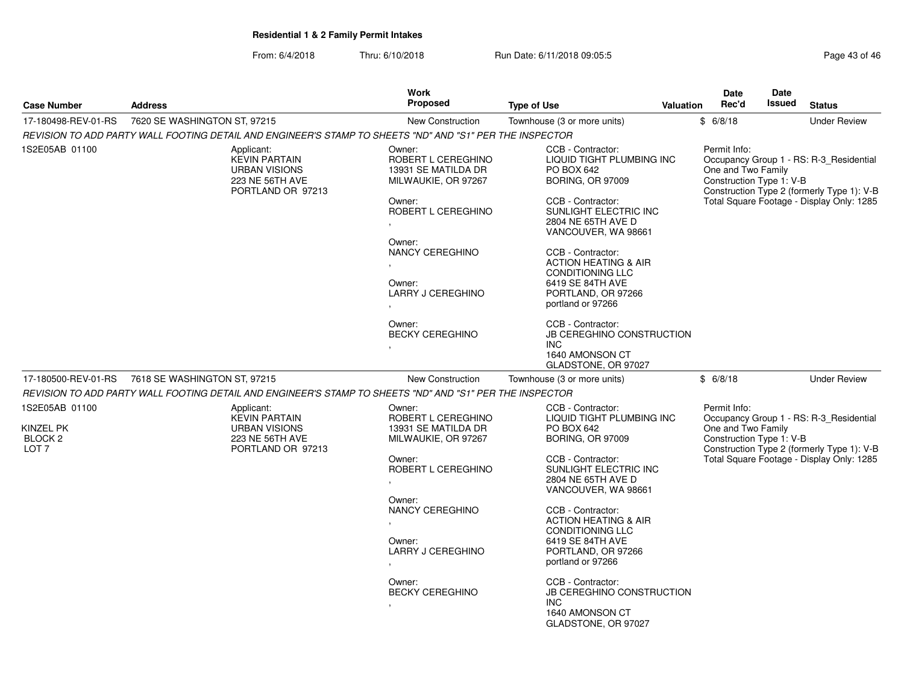**Residential 1 & 2 Family Permit Intakes**

From: 6/4/2018 Thru: 6/10/2018 Run Date: 6/11/2018 09:05:5

| Case Number | Address | Work Proposed | Type of Use | Valuation | Date Rec'd | Date Issued | Status |
|---|---|---|---|---|---|---|---|
| 17-180498-REV-01-RS | 7620 SE WASHINGTON ST, 97215 | New Construction | Townhouse (3 or more units) | $ | 6/8/18 | | Under Review |

*REVISION TO ADD PARTY WALL FOOTING DETAIL AND ENGINEER'S STAMP TO SHEETS "ND" AND "S1" PER THE INSPECTOR*

1S2E05AB 01100

Applicant:
KEVIN PARTAIN
URBAN VISIONS
223 NE 56TH AVE
PORTLAND OR 97213

Owner:
ROBERT L CEREGHINO
13931 SE MATILDA DR
MILWAUKIE, OR 97267

Owner:
ROBERT L CEREGHINO
,

Owner:
NANCY CEREGHINO
,

Owner:
LARRY J CEREGHINO
,

Owner:
BECKY CEREGHINO
,

CCB - Contractor:
LIQUID TIGHT PLUMBING INC
PO BOX 642
BORING, OR 97009

CCB - Contractor:
SUNLIGHT ELECTRIC INC
2804 NE 65TH AVE D
VANCOUVER, WA 98661

CCB - Contractor:
ACTION HEATING & AIR CONDITIONING LLC
6419 SE 84TH AVE
PORTLAND, OR 97266
portland or 97266

CCB - Contractor:
JB CEREGHINO CONSTRUCTION INC
1640 AMONSON CT
GLADSTONE, OR 97027

Permit Info:
Occupancy Group 1 - RS: R-3_Residential One and Two Family
Construction Type 1: V-B
Construction Type 2 (formerly Type 1): V-B
Total Square Footage - Display Only: 1285

| Case Number | Address | Work Proposed | Type of Use | Valuation | Date Rec'd | Date Issued | Status |
|---|---|---|---|---|---|---|---|
| 17-180500-REV-01-RS | 7618 SE WASHINGTON ST, 97215 | New Construction | Townhouse (3 or more units) | $ | 6/8/18 | | Under Review |

*REVISION TO ADD PARTY WALL FOOTING DETAIL AND ENGINEER'S STAMP TO SHEETS "ND" AND "S1" PER THE INSPECTOR*

1S2E05AB 01100

KINZEL PK
BLOCK 2
LOT 7

Applicant:
KEVIN PARTAIN
URBAN VISIONS
223 NE 56TH AVE
PORTLAND OR 97213

Owner:
ROBERT L CEREGHINO
13931 SE MATILDA DR
MILWAUKIE, OR 97267

Owner:
ROBERT L CEREGHINO
,

Owner:
NANCY CEREGHINO
,

Owner:
LARRY J CEREGHINO
,

Owner:
BECKY CEREGHINO
,

CCB - Contractor:
LIQUID TIGHT PLUMBING INC
PO BOX 642
BORING, OR 97009

CCB - Contractor:
SUNLIGHT ELECTRIC INC
2804 NE 65TH AVE D
VANCOUVER, WA 98661

CCB - Contractor:
ACTION HEATING & AIR CONDITIONING LLC
6419 SE 84TH AVE
PORTLAND, OR 97266
portland or 97266

CCB - Contractor:
JB CEREGHINO CONSTRUCTION INC
1640 AMONSON CT
GLADSTONE, OR 97027

Permit Info:
Occupancy Group 1 - RS: R-3_Residential One and Two Family
Construction Type 1: V-B
Construction Type 2 (formerly Type 1): V-B
Total Square Footage - Display Only: 1285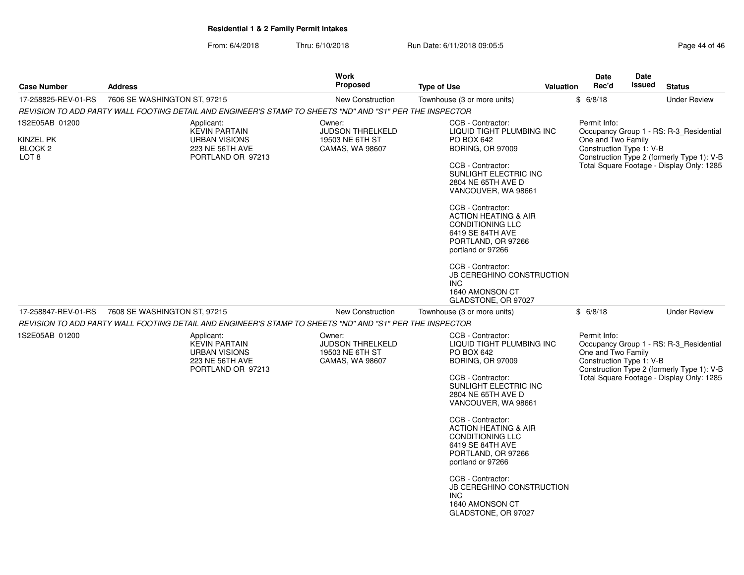**Residential 1 & 2 Family Permit Intakes**

From: 6/4/2018 Thru: 6/10/2018 Run Date: 6/11/2018 09:05:5

| Case Number | Address | Work Proposed | Type of Use | Valuation | Date Rec'd | Date Issued | Status |
|---|---|---|---|---|---|---|---|
| 17-258825-REV-01-RS | 7606 SE WASHINGTON ST, 97215 | New Construction | Townhouse (3 or more units) | $ | 6/8/18 | | Under Review |

*REVISION TO ADD PARTY WALL FOOTING DETAIL AND ENGINEER'S STAMP TO SHEETS "ND" AND "S1" PER THE INSPECTOR*

1S2E05AB 01200

KINZEL PK
BLOCK 2
LOT 8

Applicant:
KEVIN PARTAIN
URBAN VISIONS
223 NE 56TH AVE
PORTLAND OR 97213

Owner:
JUDSON THRELKELD
19503 NE 6TH ST
CAMAS, WA 98607

CCB - Contractor:
LIQUID TIGHT PLUMBING INC
PO BOX 642
BORING, OR 97009

CCB - Contractor:
SUNLIGHT ELECTRIC INC
2804 NE 65TH AVE D
VANCOUVER, WA 98661

CCB - Contractor:
ACTION HEATING & AIR CONDITIONING LLC
6419 SE 84TH AVE
PORTLAND, OR 97266
portland or 97266

CCB - Contractor:
JB CEREGHINO CONSTRUCTION INC
1640 AMONSON CT
GLADSTONE, OR 97027

Permit Info:
Occupancy Group 1 - RS: R-3_Residential One and Two Family
Construction Type 1: V-B
Construction Type 2 (formerly Type 1): V-B
Total Square Footage - Display Only: 1285

| Case Number | Address | Work Proposed | Type of Use | Valuation | Date Rec'd | Date Issued | Status |
|---|---|---|---|---|---|---|---|
| 17-258847-REV-01-RS | 7608 SE WASHINGTON ST, 97215 | New Construction | Townhouse (3 or more units) | $ | 6/8/18 | | Under Review |

*REVISION TO ADD PARTY WALL FOOTING DETAIL AND ENGINEER'S STAMP TO SHEETS "ND" AND "S1" PER THE INSPECTOR*

1S2E05AB 01200

Applicant:
KEVIN PARTAIN
URBAN VISIONS
223 NE 56TH AVE
PORTLAND OR 97213

Owner:
JUDSON THRELKELD
19503 NE 6TH ST
CAMAS, WA 98607

CCB - Contractor:
LIQUID TIGHT PLUMBING INC
PO BOX 642
BORING, OR 97009

CCB - Contractor:
SUNLIGHT ELECTRIC INC
2804 NE 65TH AVE D
VANCOUVER, WA 98661

CCB - Contractor:
ACTION HEATING & AIR CONDITIONING LLC
6419 SE 84TH AVE
PORTLAND, OR 97266
portland or 97266

CCB - Contractor:
JB CEREGHINO CONSTRUCTION INC
1640 AMONSON CT
GLADSTONE, OR 97027

Permit Info:
Occupancy Group 1 - RS: R-3_Residential One and Two Family
Construction Type 1: V-B
Construction Type 2 (formerly Type 1): V-B
Total Square Footage - Display Only: 1285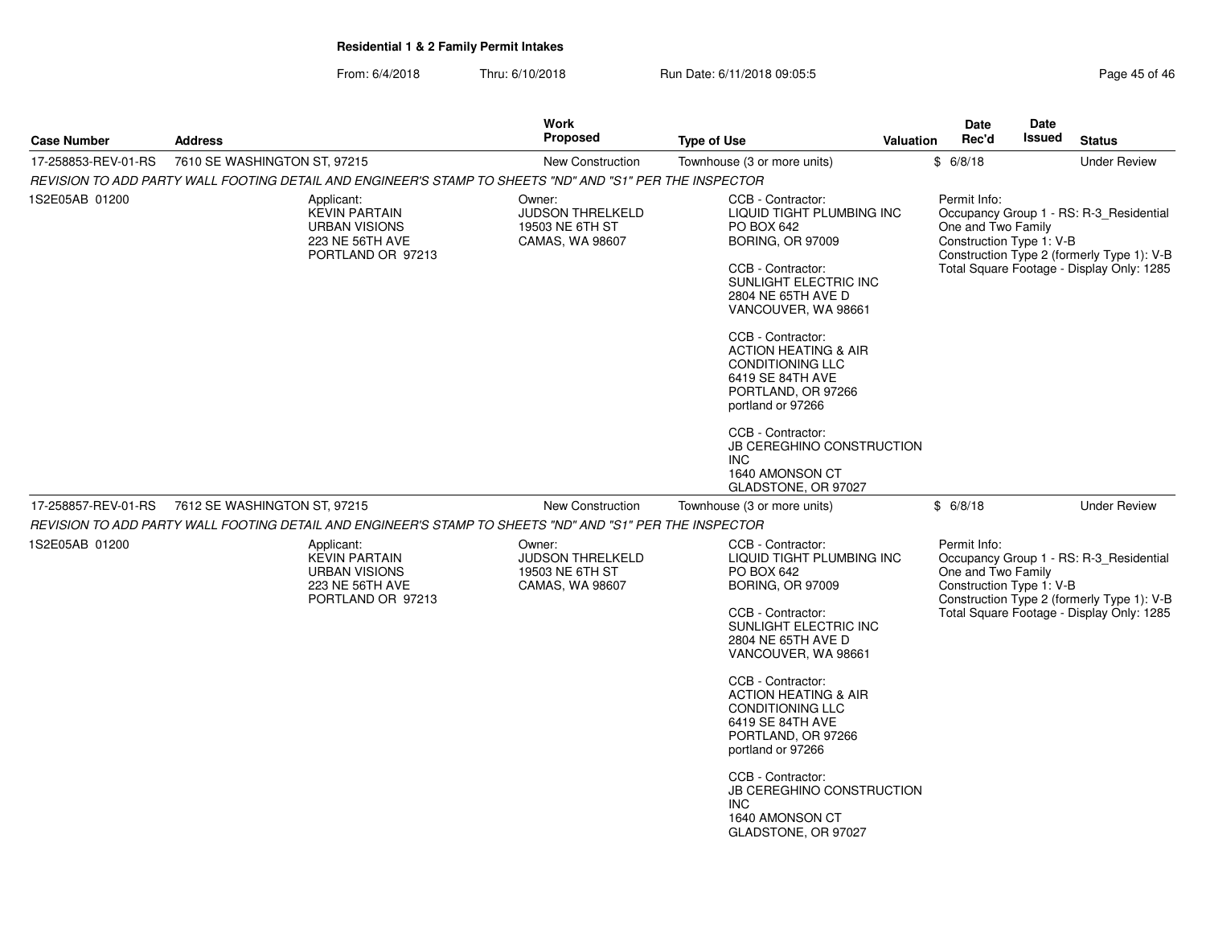**Residential 1 & 2 Family Permit Intakes**

From: 6/4/2018 Thru: 6/10/2018 Run Date: 6/11/2018 09:05:5

| Case Number | Address | Work Proposed | Type of Use | Valuation | Date Rec'd | Date Issued | Status |
|---|---|---|---|---|---|---|---|
| 17-258853-REV-01-RS | 7610 SE WASHINGTON ST, 97215 | New Construction | Townhouse (3 or more units) | $ | 6/8/18 | | Under Review |

*REVISION TO ADD PARTY WALL FOOTING DETAIL AND ENGINEER'S STAMP TO SHEETS "ND" AND "S1" PER THE INSPECTOR*

1S2E05AB 01200

Applicant:
KEVIN PARTAIN
URBAN VISIONS
223 NE 56TH AVE
PORTLAND OR 97213

Owner:
JUDSON THRELKELD
19503 NE 6TH ST
CAMAS, WA 98607

CCB - Contractor:
LIQUID TIGHT PLUMBING INC
PO BOX 642
BORING, OR 97009

CCB - Contractor:
SUNLIGHT ELECTRIC INC
2804 NE 65TH AVE D
VANCOUVER, WA 98661

CCB - Contractor:
ACTION HEATING & AIR CONDITIONING LLC
6419 SE 84TH AVE
PORTLAND, OR 97266
portland or 97266

CCB - Contractor:
JB CEREGHINO CONSTRUCTION INC
1640 AMONSON CT
GLADSTONE, OR 97027

Permit Info:
Occupancy Group 1 - RS: R-3_Residential One and Two Family
Construction Type 1: V-B
Construction Type 2 (formerly Type 1): V-B
Total Square Footage - Display Only: 1285

| Case Number | Address | Work Proposed | Type of Use | Valuation | Date Rec'd | Date Issued | Status |
|---|---|---|---|---|---|---|---|
| 17-258857-REV-01-RS | 7612 SE WASHINGTON ST, 97215 | New Construction | Townhouse (3 or more units) | $ | 6/8/18 | | Under Review |

*REVISION TO ADD PARTY WALL FOOTING DETAIL AND ENGINEER'S STAMP TO SHEETS "ND" AND "S1" PER THE INSPECTOR*

1S2E05AB 01200

Applicant:
KEVIN PARTAIN
URBAN VISIONS
223 NE 56TH AVE
PORTLAND OR 97213

Owner:
JUDSON THRELKELD
19503 NE 6TH ST
CAMAS, WA 98607

CCB - Contractor:
LIQUID TIGHT PLUMBING INC
PO BOX 642
BORING, OR 97009

CCB - Contractor:
SUNLIGHT ELECTRIC INC
2804 NE 65TH AVE D
VANCOUVER, WA 98661

CCB - Contractor:
ACTION HEATING & AIR CONDITIONING LLC
6419 SE 84TH AVE
PORTLAND, OR 97266
portland or 97266

CCB - Contractor:
JB CEREGHINO CONSTRUCTION INC
1640 AMONSON CT
GLADSTONE, OR 97027

Permit Info:
Occupancy Group 1 - RS: R-3_Residential One and Two Family
Construction Type 1: V-B
Construction Type 2 (formerly Type 1): V-B
Total Square Footage - Display Only: 1285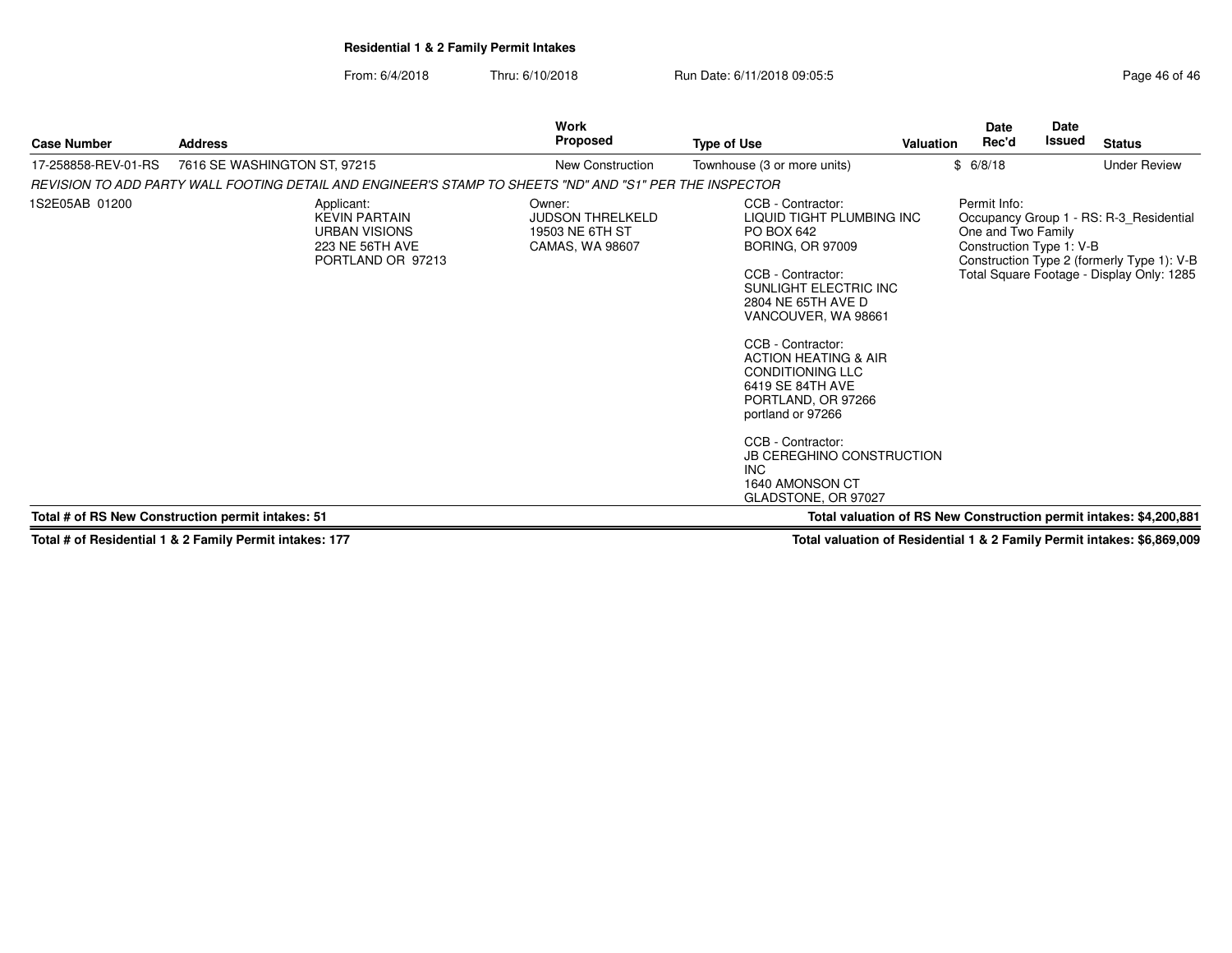**Residential 1 & 2 Family Permit Intakes**

From: 6/4/2018 Thru: 6/10/2018 Run Date: 6/11/2018 09:05:5

| Case Number | Address | Work Proposed | Type of Use | Valuation | Date Rec'd | Date Issued | Status |
|---|---|---|---|---|---|---|---|
| 17-258858-REV-01-RS | 7616 SE WASHINGTON ST, 97215 | New Construction | Townhouse (3 or more units) | $ | 6/8/18 | | Under Review |

*REVISION TO ADD PARTY WALL FOOTING DETAIL AND ENGINEER'S STAMP TO SHEETS "ND" AND "S1" PER THE INSPECTOR*

1S2E05AB 01200

Applicant:
KEVIN PARTAIN
URBAN VISIONS
223 NE 56TH AVE
PORTLAND OR 97213

Owner:
JUDSON THRELKELD
19503 NE 6TH ST
CAMAS, WA 98607

CCB - Contractor:
LIQUID TIGHT PLUMBING INC
PO BOX 642
BORING, OR 97009

CCB - Contractor:
SUNLIGHT ELECTRIC INC
2804 NE 65TH AVE D
VANCOUVER, WA 98661

CCB - Contractor:
ACTION HEATING & AIR CONDITIONING LLC
6419 SE 84TH AVE
PORTLAND, OR 97266
portland or 97266

CCB - Contractor:
JB CEREGHINO CONSTRUCTION INC
1640 AMONSON CT
GLADSTONE, OR 97027

Permit Info:
Occupancy Group 1 - RS: R-3_Residential One and Two Family
Construction Type 1: V-B
Construction Type 2 (formerly Type 1): V-B
Total Square Footage - Display Only: 1285

**Total # of RS New Construction permit intakes: 51**

**Total valuation of RS New Construction permit intakes: $4,200,881**

**Total # of Residential 1 & 2 Family Permit intakes: 177**

**Total valuation of Residential 1 & 2 Family Permit intakes: $6,869,009**